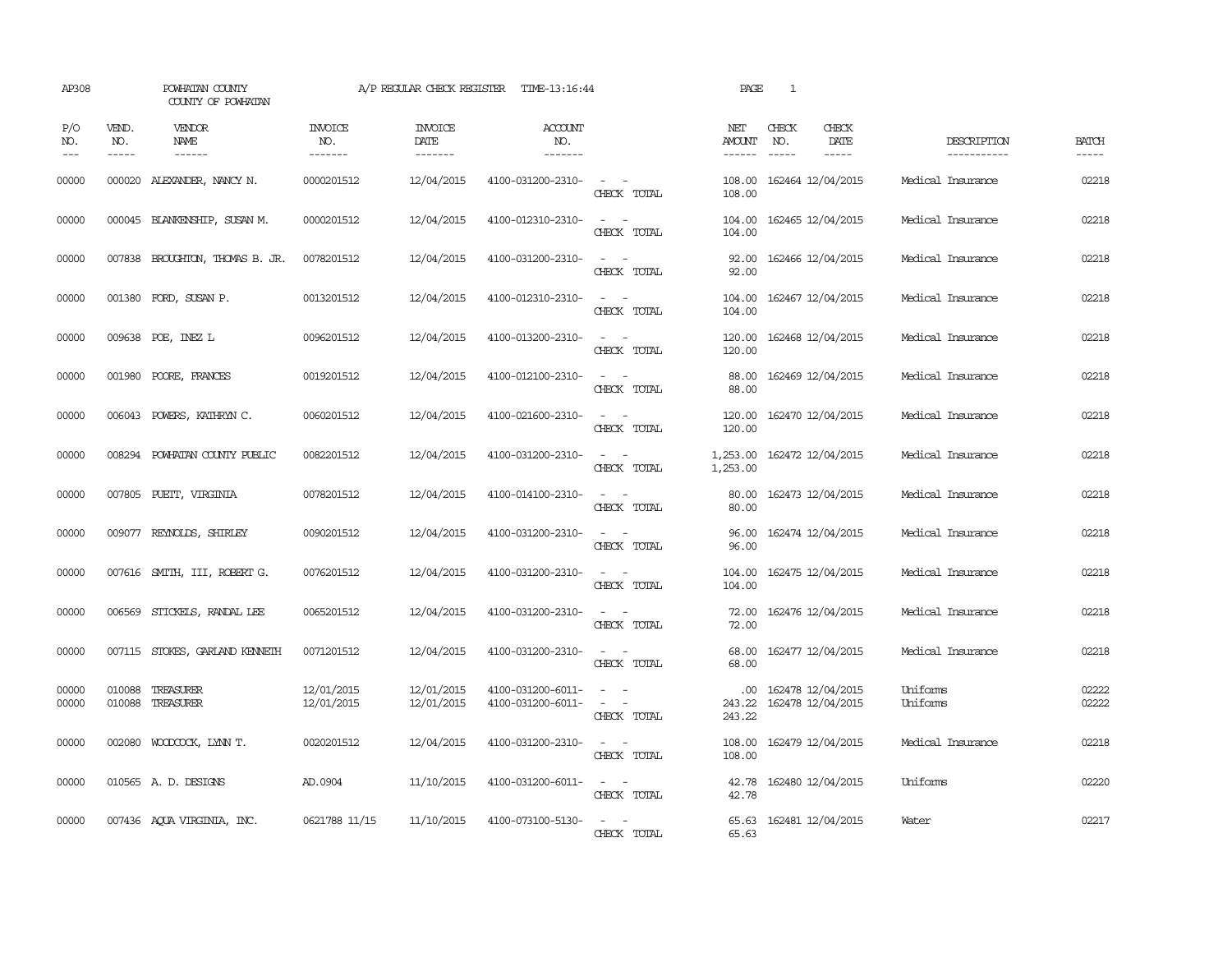AP308 POWHATAN COUNTY A/P REGULAR CHECK REGISTER TIME-13:16:44

COUNTY OF POWHATAN

| P/O NO. | VEND. NO. | VENDOR NAME | INVOICE NO. | INVOICE DATE | ACCOUNT NO. | | NET AMOUNT | CHECK NO. | CHECK DATE | DESCRIPTION | BATCH |
|---|---|---|---|---|---|---|---|---|---|---|---|
| 00000 | 000020 | ALEXANDER, NANCY N. | 0000201512 | 12/04/2015 | 4100-031200-2310- | - - | 108.00 | 162464 | 12/04/2015 | Medical Insurance | 02218 |
| | | | | | | CHECK TOTAL | 108.00 | | | | |
| 00000 | 000045 | BLANKENSHIP, SUSAN M. | 0000201512 | 12/04/2015 | 4100-012310-2310- | - - | 104.00 | 162465 | 12/04/2015 | Medical Insurance | 02218 |
| | | | | | | CHECK TOTAL | 104.00 | | | | |
| 00000 | 007838 | BROUGHTON, THOMAS B. JR. | 0078201512 | 12/04/2015 | 4100-031200-2310- | - - | 92.00 | 162466 | 12/04/2015 | Medical Insurance | 02218 |
| | | | | | | CHECK TOTAL | 92.00 | | | | |
| 00000 | 001380 | FORD, SUSAN P. | 0013201512 | 12/04/2015 | 4100-012310-2310- | - - | 104.00 | 162467 | 12/04/2015 | Medical Insurance | 02218 |
| | | | | | | CHECK TOTAL | 104.00 | | | | |
| 00000 | 009638 | POE, INEZ L | 0096201512 | 12/04/2015 | 4100-013200-2310- | - - | 120.00 | 162468 | 12/04/2015 | Medical Insurance | 02218 |
| | | | | | | CHECK TOTAL | 120.00 | | | | |
| 00000 | 001980 | POORE, FRANCES | 0019201512 | 12/04/2015 | 4100-012100-2310- | - - | 88.00 | 162469 | 12/04/2015 | Medical Insurance | 02218 |
| | | | | | | CHECK TOTAL | 88.00 | | | | |
| 00000 | 006043 | POWERS, KATHRYN C. | 0060201512 | 12/04/2015 | 4100-021600-2310- | - - | 120.00 | 162470 | 12/04/2015 | Medical Insurance | 02218 |
| | | | | | | CHECK TOTAL | 120.00 | | | | |
| 00000 | 008294 | POWHATAN COUNTY PUBLIC | 0082201512 | 12/04/2015 | 4100-031200-2310- | - - | 1,253.00 | 162472 | 12/04/2015 | Medical Insurance | 02218 |
| | | | | | | CHECK TOTAL | 1,253.00 | | | | |
| 00000 | 007805 | PUETT, VIRGINIA | 0078201512 | 12/04/2015 | 4100-014100-2310- | - - | 80.00 | 162473 | 12/04/2015 | Medical Insurance | 02218 |
| | | | | | | CHECK TOTAL | 80.00 | | | | |
| 00000 | 009077 | REYNOLDS, SHIRLEY | 0090201512 | 12/04/2015 | 4100-031200-2310- | - - | 96.00 | 162474 | 12/04/2015 | Medical Insurance | 02218 |
| | | | | | | CHECK TOTAL | 96.00 | | | | |
| 00000 | 007616 | SMITH, III, ROBERT G. | 0076201512 | 12/04/2015 | 4100-031200-2310- | - - | 104.00 | 162475 | 12/04/2015 | Medical Insurance | 02218 |
| | | | | | | CHECK TOTAL | 104.00 | | | | |
| 00000 | 006569 | STICKELS, RANDAL LEE | 0065201512 | 12/04/2015 | 4100-031200-2310- | - - | 72.00 | 162476 | 12/04/2015 | Medical Insurance | 02218 |
| | | | | | | CHECK TOTAL | 72.00 | | | | |
| 00000 | 007115 | STOKES, GARLAND KENNETH | 0071201512 | 12/04/2015 | 4100-031200-2310- | - - | 68.00 | 162477 | 12/04/2015 | Medical Insurance | 02218 |
| | | | | | | CHECK TOTAL | 68.00 | | | | |
| 00000 | 010088 | TREASURER | 12/01/2015 | 12/01/2015 | 4100-031200-6011- | - - | .00 | 162478 | 12/04/2015 | Uniforms | 02222 |
| 00000 | 010088 | TREASURER | 12/01/2015 | 12/01/2015 | 4100-031200-6011- | - - | 243.22 | 162478 | 12/04/2015 | Uniforms | 02222 |
| | | | | | | CHECK TOTAL | 243.22 | | | | |
| 00000 | 002080 | WOODCOCK, LYNN T. | 0020201512 | 12/04/2015 | 4100-031200-2310- | - - | 108.00 | 162479 | 12/04/2015 | Medical Insurance | 02218 |
| | | | | | | CHECK TOTAL | 108.00 | | | | |
| 00000 | 010565 | A. D. DESIGNS | AD.0904 | 11/10/2015 | 4100-031200-6011- | - - | 42.78 | 162480 | 12/04/2015 | Uniforms | 02220 |
| | | | | | | CHECK TOTAL | 42.78 | | | | |
| 00000 | 007436 | AQUA VIRGINIA, INC. | 0621788 11/15 | 11/10/2015 | 4100-073100-5130- | - - | 65.63 | 162481 | 12/04/2015 | Water | 02217 |
| | | | | | | CHECK TOTAL | 65.63 | | | | |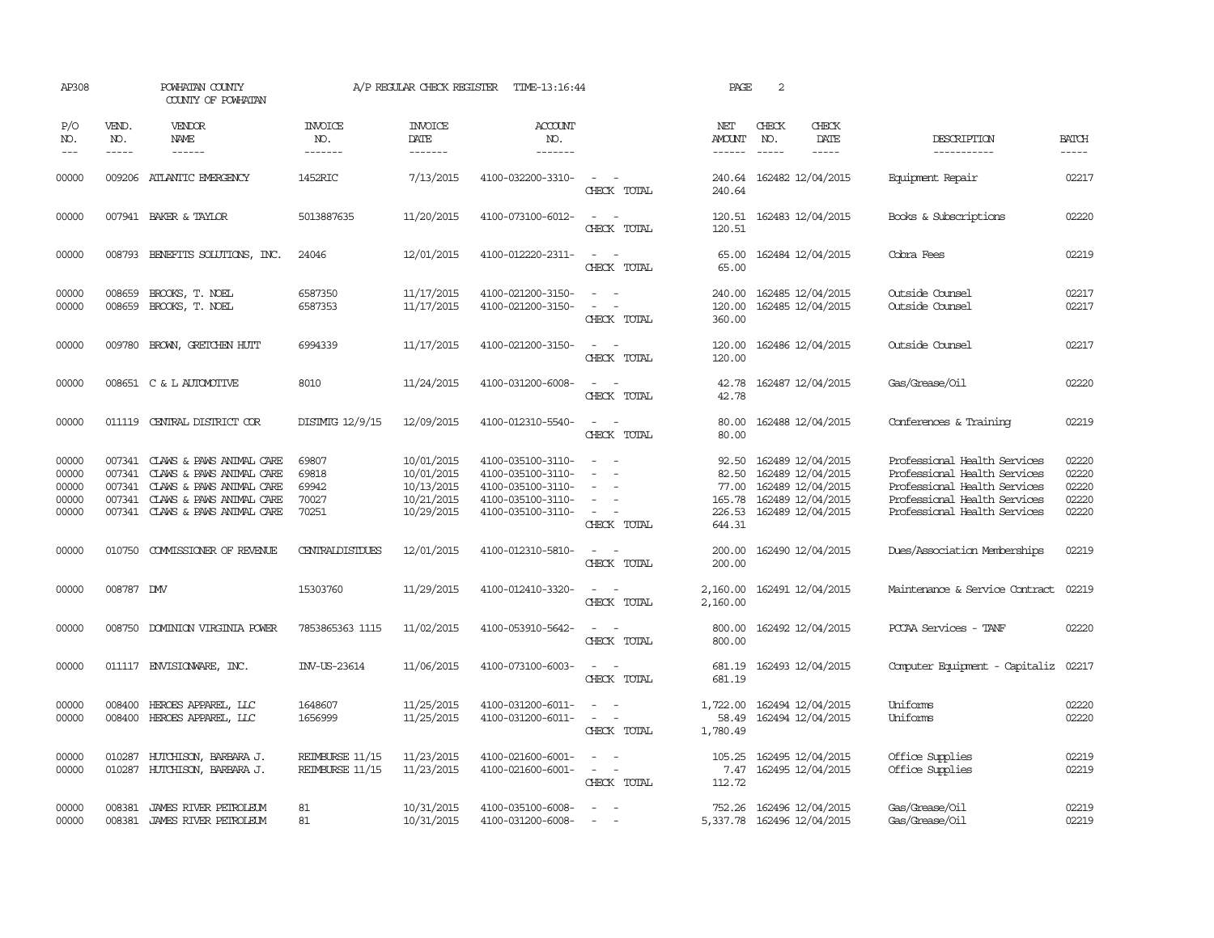AP308 POWHATAN COUNTY A/P REGULAR CHECK REGISTER TIME-13:16:44 PAGE 2

COUNTY OF POWHATAN

| P/O NO. | VEND. NO. | VENDOR NAME | INVOICE NO. | INVOICE DATE | ACCOUNT NO. | | NET AMOUNT | CHECK NO. | CHECK DATE | DESCRIPTION | BATCH |
|---|---|---|---|---|---|---|---|---|---|---|---|
| 00000 | 009206 | ATLANTIC EMERGENCY | 1452RIC | 7/13/2015 | 4100-032200-3310- | - - | 240.64 | 162482 | 12/04/2015 | Equipment Repair | 02217 |
| | | | | | | CHECK TOTAL | 240.64 | | | | |
| 00000 | 007941 | BAKER & TAYLOR | 5013887635 | 11/20/2015 | 4100-073100-6012- | - - | 120.51 | 162483 | 12/04/2015 | Books & Subscriptions | 02220 |
| | | | | | | CHECK TOTAL | 120.51 | | | | |
| 00000 | 008793 | BENEFITS SOLUTIONS, INC. | 24046 | 12/01/2015 | 4100-012220-2311- | - - | 65.00 | 162484 | 12/04/2015 | Cobra Fees | 02219 |
| | | | | | | CHECK TOTAL | 65.00 | | | | |
| 00000 | 008659 | BROOKS, T. NOEL | 6587350 | 11/17/2015 | 4100-021200-3150- | - - | 240.00 | 162485 | 12/04/2015 | Outside Counsel | 02217 |
| 00000 | 008659 | BROOKS, T. NOEL | 6587353 | 11/17/2015 | 4100-021200-3150- | - - | 120.00 | 162485 | 12/04/2015 | Outside Counsel | 02217 |
| | | | | | | CHECK TOTAL | 360.00 | | | | |
| 00000 | 009780 | BROWN, GRETCHEN HUTT | 6994339 | 11/17/2015 | 4100-021200-3150- | - - | 120.00 | 162486 | 12/04/2015 | Outside Counsel | 02217 |
| | | | | | | CHECK TOTAL | 120.00 | | | | |
| 00000 | 008651 | C & L AUTOMOTIVE | 8010 | 11/24/2015 | 4100-031200-6008- | - - | 42.78 | 162487 | 12/04/2015 | Gas/Grease/Oil | 02220 |
| | | | | | | CHECK TOTAL | 42.78 | | | | |
| 00000 | 011119 | CENTRAL DISTRICT COR | DISTMTG 12/9/15 | 12/09/2015 | 4100-012310-5540- | - - | 80.00 | 162488 | 12/04/2015 | Conferences & Training | 02219 |
| | | | | | | CHECK TOTAL | 80.00 | | | | |
| 00000 | 007341 | CLAWS & PAWS ANIMAL CARE | 69807 | 10/01/2015 | 4100-035100-3110- | - - | 92.50 | 162489 | 12/04/2015 | Professional Health Services | 02220 |
| 00000 | 007341 | CLAWS & PAWS ANIMAL CARE | 69818 | 10/01/2015 | 4100-035100-3110- | - - | 82.50 | 162489 | 12/04/2015 | Professional Health Services | 02220 |
| 00000 | 007341 | CLAWS & PAWS ANIMAL CARE | 69942 | 10/13/2015 | 4100-035100-3110- | - - | 77.00 | 162489 | 12/04/2015 | Professional Health Services | 02220 |
| 00000 | 007341 | CLAWS & PAWS ANIMAL CARE | 70027 | 10/21/2015 | 4100-035100-3110- | - - | 165.78 | 162489 | 12/04/2015 | Professional Health Services | 02220 |
| 00000 | 007341 | CLAWS & PAWS ANIMAL CARE | 70251 | 10/29/2015 | 4100-035100-3110- | - - | 226.53 | 162489 | 12/04/2015 | Professional Health Services | 02220 |
| | | | | | | CHECK TOTAL | 644.31 | | | | |
| 00000 | 010750 | COMMISSIONER OF REVENUE | CENTRALDISTDUES | 12/01/2015 | 4100-012310-5810- | - - | 200.00 | 162490 | 12/04/2015 | Dues/Association Memberships | 02219 |
| | | | | | | CHECK TOTAL | 200.00 | | | | |
| 00000 | 008787 | DMV | 15303760 | 11/29/2015 | 4100-012410-3320- | - - | 2,160.00 | 162491 | 12/04/2015 | Maintenance & Service Contract | 02219 |
| | | | | | | CHECK TOTAL | 2,160.00 | | | | |
| 00000 | 008750 | DOMINION VIRGINIA POWER | 7853865363 1115 | 11/02/2015 | 4100-053910-5642- | - - | 800.00 | 162492 | 12/04/2015 | PCCAA Services - TANF | 02220 |
| | | | | | | CHECK TOTAL | 800.00 | | | | |
| 00000 | 011117 | ENVISIONWARE, INC. | INV-US-23614 | 11/06/2015 | 4100-073100-6003- | - - | 681.19 | 162493 | 12/04/2015 | Computer Equipment - Capitaliz | 02217 |
| | | | | | | CHECK TOTAL | 681.19 | | | | |
| 00000 | 008400 | HEROES APPAREL, LLC | 1648607 | 11/25/2015 | 4100-031200-6011- | - - | 1,722.00 | 162494 | 12/04/2015 | Uniforms | 02220 |
| 00000 | 008400 | HEROES APPAREL, LLC | 1656999 | 11/25/2015 | 4100-031200-6011- | - - | 58.49 | 162494 | 12/04/2015 | Uniforms | 02220 |
| | | | | | | CHECK TOTAL | 1,780.49 | | | | |
| 00000 | 010287 | HUTCHISON, BARBARA J. | REIMBURSE 11/15 | 11/23/2015 | 4100-021600-6001- | - - | 105.25 | 162495 | 12/04/2015 | Office Supplies | 02219 |
| 00000 | 010287 | HUTCHISON, BARBARA J. | REIMBURSE 11/15 | 11/23/2015 | 4100-021600-6001- | - - | 7.47 | 162495 | 12/04/2015 | Office Supplies | 02219 |
| | | | | | | CHECK TOTAL | 112.72 | | | | |
| 00000 | 008381 | JAMES RIVER PETROLEUM | 81 | 10/31/2015 | 4100-035100-6008- | - - | 752.26 | 162496 | 12/04/2015 | Gas/Grease/Oil | 02219 |
| 00000 | 008381 | JAMES RIVER PETROLEUM | 81 | 10/31/2015 | 4100-031200-6008- | - - | 5,337.78 | 162496 | 12/04/2015 | Gas/Grease/Oil | 02219 |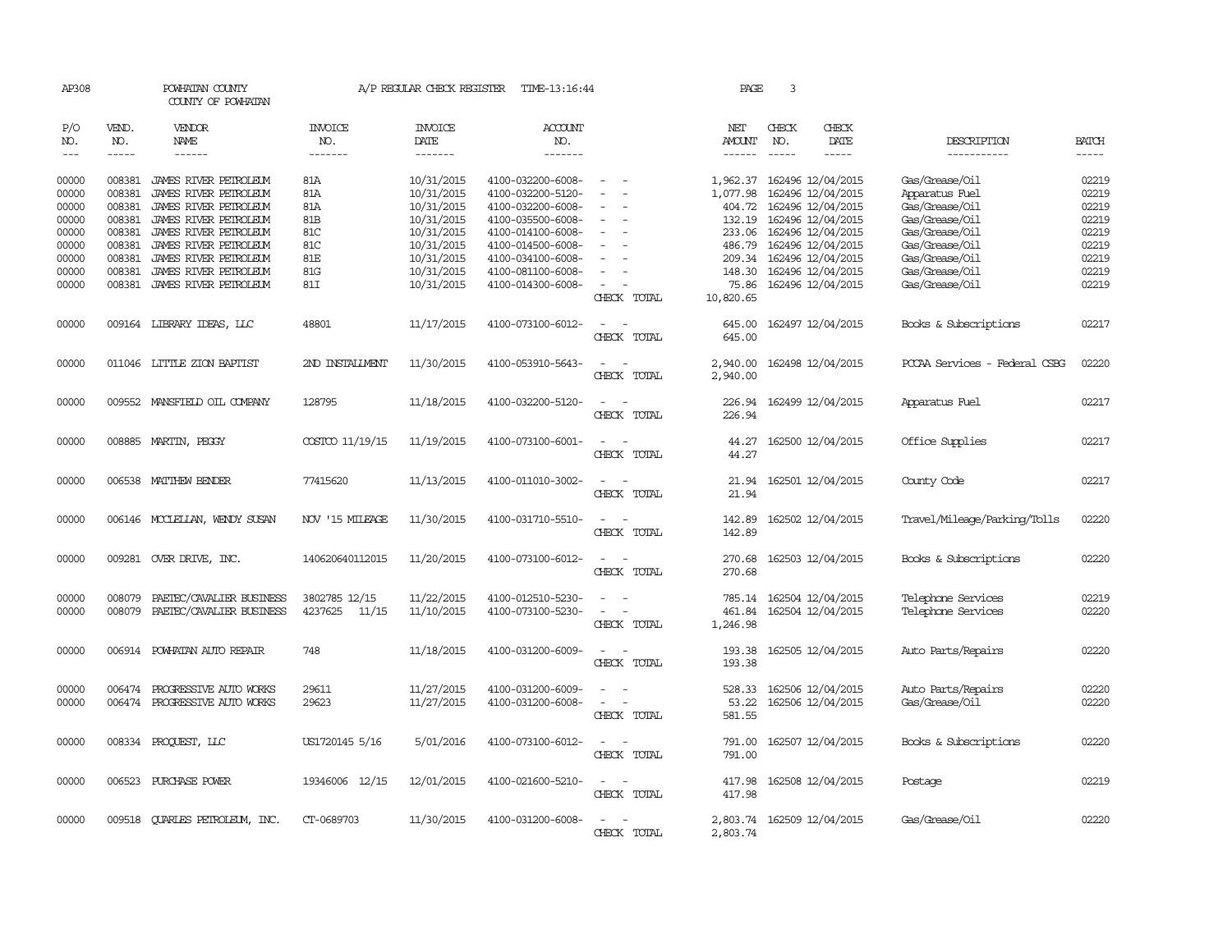AP308 POWHATAN COUNTY A/P REGULAR CHECK REGISTER TIME-13:16:44

COUNTY OF POWHATAN

| P/O NO. | VEND. NO. | VENDOR NAME | INVOICE NO. | INVOICE DATE | ACCOUNT NO. | | NET AMOUNT | CHECK NO. | CHECK DATE | DESCRIPTION | BATCH |
|---|---|---|---|---|---|---|---|---|---|---|---|
| 00000 | 008381 | JAMES RIVER PETROLEUM | 81A | 10/31/2015 | 4100-032200-6008- | - - | 1,962.37 | 162496 | 12/04/2015 | Gas/Grease/Oil | 02219 |
| 00000 | 008381 | JAMES RIVER PETROLEUM | 81A | 10/31/2015 | 4100-032200-5120- | - - | 1,077.98 | 162496 | 12/04/2015 | Apparatus Fuel | 02219 |
| 00000 | 008381 | JAMES RIVER PETROLEUM | 81A | 10/31/2015 | 4100-032200-6008- | - - | 404.72 | 162496 | 12/04/2015 | Gas/Grease/Oil | 02219 |
| 00000 | 008381 | JAMES RIVER PETROLEUM | 81B | 10/31/2015 | 4100-035500-6008- | - - | 132.19 | 162496 | 12/04/2015 | Gas/Grease/Oil | 02219 |
| 00000 | 008381 | JAMES RIVER PETROLEUM | 81C | 10/31/2015 | 4100-014100-6008- | - - | 233.06 | 162496 | 12/04/2015 | Gas/Grease/Oil | 02219 |
| 00000 | 008381 | JAMES RIVER PETROLEUM | 81C | 10/31/2015 | 4100-014500-6008- | - - | 486.79 | 162496 | 12/04/2015 | Gas/Grease/Oil | 02219 |
| 00000 | 008381 | JAMES RIVER PETROLEUM | 81E | 10/31/2015 | 4100-034100-6008- | - - | 209.34 | 162496 | 12/04/2015 | Gas/Grease/Oil | 02219 |
| 00000 | 008381 | JAMES RIVER PETROLEUM | 81G | 10/31/2015 | 4100-081100-6008- | - - | 148.30 | 162496 | 12/04/2015 | Gas/Grease/Oil | 02219 |
| 00000 | 008381 | JAMES RIVER PETROLEUM | 81I | 10/31/2015 | 4100-014300-6008- | - - | 75.86 | 162496 | 12/04/2015 | Gas/Grease/Oil | 02219 |
| | | | | | | CHECK TOTAL | 10,820.65 | | | | |
| 00000 | 009164 | LIBRARY IDEAS, LLC | 48801 | 11/17/2015 | 4100-073100-6012- | - - | 645.00 | 162497 | 12/04/2015 | Books & Subscriptions | 02217 |
| | | | | | | CHECK TOTAL | 645.00 | | | | |
| 00000 | 011046 | LITTLE ZION BAPTIST | 2ND INSTALLMENT | 11/30/2015 | 4100-053910-5643- | - - | 2,940.00 | 162498 | 12/04/2015 | PCCAA Services - Federal CSBG | 02220 |
| | | | | | | CHECK TOTAL | 2,940.00 | | | | |
| 00000 | 009552 | MANSFIELD OIL COMPANY | 128795 | 11/18/2015 | 4100-032200-5120- | - - | 226.94 | 162499 | 12/04/2015 | Apparatus Fuel | 02217 |
| | | | | | | CHECK TOTAL | 226.94 | | | | |
| 00000 | 008885 | MARTIN, PEGGY | COSTCO 11/19/15 | 11/19/2015 | 4100-073100-6001- | - - | 44.27 | 162500 | 12/04/2015 | Office Supplies | 02217 |
| | | | | | | CHECK TOTAL | 44.27 | | | | |
| 00000 | 006538 | MATTHEW BENDER | 77415620 | 11/13/2015 | 4100-011010-3002- | - - | 21.94 | 162501 | 12/04/2015 | County Code | 02217 |
| | | | | | | CHECK TOTAL | 21.94 | | | | |
| 00000 | 006146 | MCCLELLAN, WENDY SUSAN | NOV '15 MILEAGE | 11/30/2015 | 4100-031710-5510- | - - | 142.89 | 162502 | 12/04/2015 | Travel/Mileage/Parking/Tolls | 02220 |
| | | | | | | CHECK TOTAL | 142.89 | | | | |
| 00000 | 009281 | OVER DRIVE, INC. | 140620640112015 | 11/20/2015 | 4100-073100-6012- | - - | 270.68 | 162503 | 12/04/2015 | Books & Subscriptions | 02220 |
| | | | | | | CHECK TOTAL | 270.68 | | | | |
| 00000 | 008079 | PAETEC/CAVALIER BUSINESS | 3802785 12/15 | 11/22/2015 | 4100-012510-5230- | - - | 785.14 | 162504 | 12/04/2015 | Telephone Services | 02219 |
| 00000 | 008079 | PAETEC/CAVALIER BUSINESS | 4237625 11/15 | 11/10/2015 | 4100-073100-5230- | - - | 461.84 | 162504 | 12/04/2015 | Telephone Services | 02220 |
| | | | | | | CHECK TOTAL | 1,246.98 | | | | |
| 00000 | 006914 | POWHATAN AUTO REPAIR | 748 | 11/18/2015 | 4100-031200-6009- | - - | 193.38 | 162505 | 12/04/2015 | Auto Parts/Repairs | 02220 |
| | | | | | | CHECK TOTAL | 193.38 | | | | |
| 00000 | 006474 | PROGRESSIVE AUTO WORKS | 29611 | 11/27/2015 | 4100-031200-6009- | - - | 528.33 | 162506 | 12/04/2015 | Auto Parts/Repairs | 02220 |
| 00000 | 006474 | PROGRESSIVE AUTO WORKS | 29623 | 11/27/2015 | 4100-031200-6008- | - - | 53.22 | 162506 | 12/04/2015 | Gas/Grease/Oil | 02220 |
| | | | | | | CHECK TOTAL | 581.55 | | | | |
| 00000 | 008334 | PROQUEST, LLC | US1720145 5/16 | 5/01/2016 | 4100-073100-6012- | - - | 791.00 | 162507 | 12/04/2015 | Books & Subscriptions | 02220 |
| | | | | | | CHECK TOTAL | 791.00 | | | | |
| 00000 | 006523 | PURCHASE POWER | 19346006 12/15 | 12/01/2015 | 4100-021600-5210- | - - | 417.98 | 162508 | 12/04/2015 | Postage | 02219 |
| | | | | | | CHECK TOTAL | 417.98 | | | | |
| 00000 | 009518 | QUARLES PETROLEUM, INC. | CT-0689703 | 11/30/2015 | 4100-031200-6008- | - - | 2,803.74 | 162509 | 12/04/2015 | Gas/Grease/Oil | 02220 |
| | | | | | | CHECK TOTAL | 2,803.74 | | | | |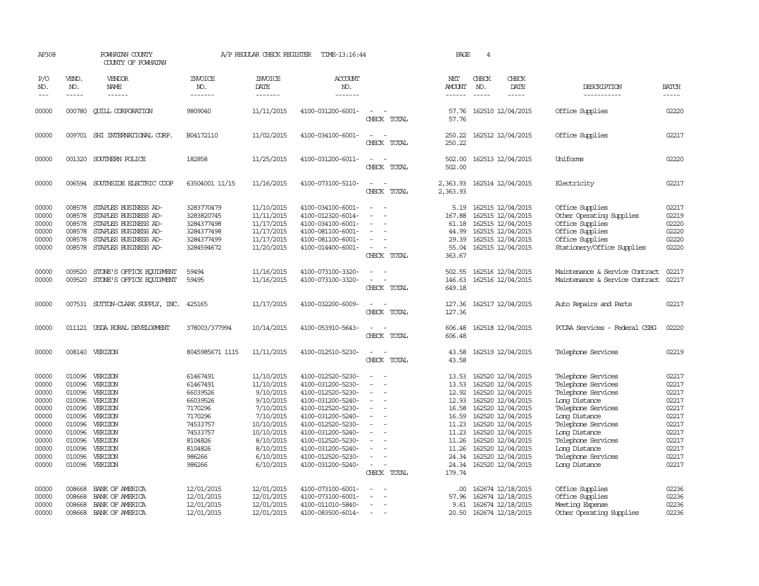AP308 POWHATAN COUNTY COUNTY OF POWHATAN A/P REGULAR CHECK REGISTER TIME-13:16:44 PAGE 4

| P/O NO. | VEND. NO. | VENDOR NAME | INVOICE NO. | INVOICE DATE | ACCOUNT NO. | | NET AMOUNT | CHECK NO. | CHECK DATE | DESCRIPTION | BATCH |
|---|---|---|---|---|---|---|---|---|---|---|---|
| 00000 | 000780 | QUILL CORPORATION | 9809040 | 11/11/2015 | 4100-031200-6001- | - - | 57.76 | 162510 | 12/04/2015 | Office Supplies | 02220 |
| | | | | | | CHECK TOTAL | 57.76 | | | | |
| 00000 | 009701 | SHI INTERNATIONAL CORP. | B04172110 | 11/02/2015 | 4100-034100-6001- | - - | 250.22 | 162512 | 12/04/2015 | Office Supplies | 02217 |
| | | | | | | CHECK TOTAL | 250.22 | | | | |
| 00000 | 001320 | SOUTHERN POLICE | 182858 | 11/25/2015 | 4100-031200-6011- | - - | 502.00 | 162513 | 12/04/2015 | Uniforms | 02220 |
| | | | | | | CHECK TOTAL | 502.00 | | | | |
| 00000 | 006594 | SOUTHSIDE ELECTRIC COOP | 63504001 11/15 | 11/16/2015 | 4100-073100-5110- | - - | 2,363.93 | 162514 | 12/04/2015 | Electricity | 02217 |
| | | | | | | CHECK TOTAL | 2,363.93 | | | | |
| 00000 | 008578 | STAPLES BUSINESS AD- | 3283770479 | 11/10/2015 | 4100-034100-6001- | - - | 5.19 | 162515 | 12/04/2015 | Office Supplies | 02217 |
| 00000 | 008578 | STAPLES BUSINESS AD- | 3283820745 | 11/11/2015 | 4100-012320-6014- | - - | 167.88 | 162515 | 12/04/2015 | Other Operating Supplies | 02219 |
| 00000 | 008578 | STAPLES BUSINESS AD- | 3284377498 | 11/17/2015 | 4100-034100-6001- | - - | 61.18 | 162515 | 12/04/2015 | Office Supplies | 02220 |
| 00000 | 008578 | STAPLES BUSINESS AD- | 3284377498 | 11/17/2015 | 4100-081100-6001- | - - | 44.99 | 162515 | 12/04/2015 | Office Supplies | 02220 |
| 00000 | 008578 | STAPLES BUSINESS AD- | 3284377499 | 11/17/2015 | 4100-081100-6001- | - - | 29.39 | 162515 | 12/04/2015 | Office Supplies | 02220 |
| 00000 | 008578 | STAPLES BUSINESS AD- | 3284594672 | 11/20/2015 | 4100-014400-6001- | - - | 55.04 | 162515 | 12/04/2015 | Stationery/Office Supplies | 02220 |
| | | | | | | CHECK TOTAL | 363.67 | | | | |
| 00000 | 009520 | STONE'S OFFICE EQUIPMENT | 59494 | 11/16/2015 | 4100-073100-3320- | - - | 502.55 | 162516 | 12/04/2015 | Maintenance & Service Contract | 02217 |
| 00000 | 009520 | STONE'S OFFICE EQUIPMENT | 59495 | 11/16/2015 | 4100-073100-3320- | - - | 146.63 | 162516 | 12/04/2015 | Maintenance & Service Contract | 02217 |
| | | | | | | CHECK TOTAL | 649.18 | | | | |
| 00000 | 007531 | SUTTON-CLARK SUPPLY, INC. | 425165 | 11/17/2015 | 4100-032200-6009- | - - | 127.36 | 162517 | 12/04/2015 | Auto Repairs and Parts | 02217 |
| | | | | | | CHECK TOTAL | 127.36 | | | | |
| 00000 | 011121 | USDA RURAL DEVELOPMENT | 378003/377994 | 10/14/2015 | 4100-053910-5643- | - - | 606.48 | 162518 | 12/04/2015 | PCCAA Services - Federal CSBG | 02220 |
| | | | | | | CHECK TOTAL | 606.48 | | | | |
| 00000 | 008140 | VERIZON | 8045985671 1115 | 11/11/2015 | 4100-012510-5230- | - - | 43.58 | 162519 | 12/04/2015 | Telephone Services | 02219 |
| | | | | | | CHECK TOTAL | 43.58 | | | | |
| 00000 | 010096 | VERIZON | 61467491 | 11/10/2015 | 4100-012520-5230- | - - | 13.53 | 162520 | 12/04/2015 | Telephone Services | 02217 |
| 00000 | 010096 | VERIZON | 61467491 | 11/10/2015 | 4100-031200-5230- | - - | 13.53 | 162520 | 12/04/2015 | Telephone Services | 02217 |
| 00000 | 010096 | VERIZON | 66039526 | 9/10/2015 | 4100-012520-5230- | - - | 12.92 | 162520 | 12/04/2015 | Telephone Services | 02217 |
| 00000 | 010096 | VERIZON | 66039526 | 9/10/2015 | 4100-031200-5240- | - - | 12.93 | 162520 | 12/04/2015 | Long Distance | 02217 |
| 00000 | 010096 | VERIZON | 7170296 | 7/10/2015 | 4100-012520-5230- | - - | 16.58 | 162520 | 12/04/2015 | Telephone Services | 02217 |
| 00000 | 010096 | VERIZON | 7170296 | 7/10/2015 | 4100-031200-5240- | - - | 16.59 | 162520 | 12/04/2015 | Long Distance | 02217 |
| 00000 | 010096 | VERIZON | 74533757 | 10/10/2015 | 4100-012520-5230- | - - | 11.23 | 162520 | 12/04/2015 | Telephone Services | 02217 |
| 00000 | 010096 | VERIZON | 74533757 | 10/10/2015 | 4100-031200-5240- | - - | 11.23 | 162520 | 12/04/2015 | Long Distance | 02217 |
| 00000 | 010096 | VERIZON | 8104826 | 8/10/2015 | 4100-012520-5230- | - - | 11.26 | 162520 | 12/04/2015 | Telephone Services | 02217 |
| 00000 | 010096 | VERIZON | 8104826 | 8/10/2015 | 4100-031200-5240- | - - | 11.26 | 162520 | 12/04/2015 | Long Distance | 02217 |
| 00000 | 010096 | VERIZON | 986266 | 6/10/2015 | 4100-012520-5230- | - - | 24.34 | 162520 | 12/04/2015 | Telephone Services | 02217 |
| 00000 | 010096 | VERIZON | 986266 | 6/10/2015 | 4100-031200-5240- | - - | 24.34 | 162520 | 12/04/2015 | Long Distance | 02217 |
| | | | | | | CHECK TOTAL | 179.74 | | | | |
| 00000 | 008668 | BANK OF AMERICA | 12/01/2015 | 12/01/2015 | 4100-073100-6001- | - - | .00 | 162674 | 12/18/2015 | Office Supplies | 02236 |
| 00000 | 008668 | BANK OF AMERICA | 12/01/2015 | 12/01/2015 | 4100-073100-6001- | - - | 57.96 | 162674 | 12/18/2015 | Office Supplies | 02236 |
| 00000 | 008668 | BANK OF AMERICA | 12/01/2015 | 12/01/2015 | 4100-011010-5840- | - - | 9.61 | 162674 | 12/18/2015 | Meeting Expense | 02236 |
| 00000 | 008668 | BANK OF AMERICA | 12/01/2015 | 12/01/2015 | 4100-083500-6014- | - - | 20.50 | 162674 | 12/18/2015 | Other Operating Supplies | 02236 |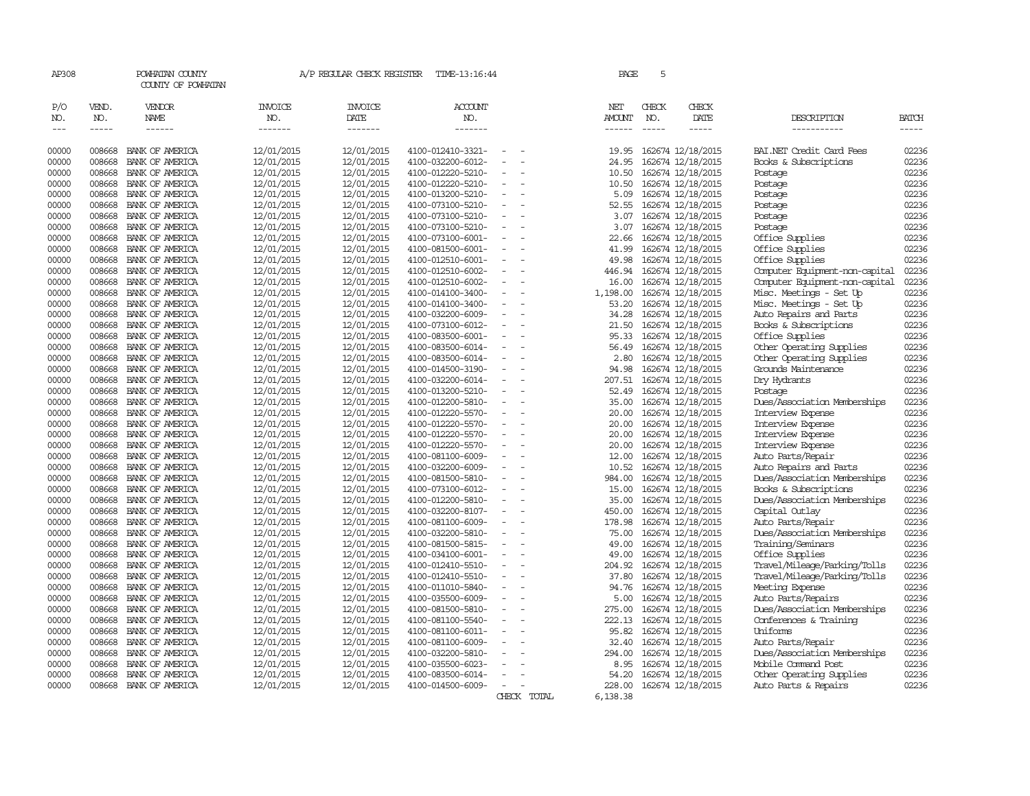AP308 POWHATAN COUNTY A/P REGULAR CHECK REGISTER TIME-13:16:44 PAGE 5

COUNTY OF POWHATAN

| P/O NO. | VEND. NO. | VENDOR NAME | INVOICE NO. | INVOICE DATE | ACCOUNT NO. | | NET AMOUNT | CHECK NO. | CHECK DATE | DESCRIPTION | BATCH |
|---|---|---|---|---|---|---|---|---|---|---|---|
| 00000 | 008668 | BANK OF AMERICA | 12/01/2015 | 12/01/2015 | 4100-012410-3321- | - - | 19.95 | 162674 | 12/18/2015 | BAI.NET Credit Card Fees | 02236 |
| 00000 | 008668 | BANK OF AMERICA | 12/01/2015 | 12/01/2015 | 4100-032200-6012- | - - | 24.95 | 162674 | 12/18/2015 | Books & Subscriptions | 02236 |
| 00000 | 008668 | BANK OF AMERICA | 12/01/2015 | 12/01/2015 | 4100-012220-5210- | - - | 10.50 | 162674 | 12/18/2015 | Postage | 02236 |
| 00000 | 008668 | BANK OF AMERICA | 12/01/2015 | 12/01/2015 | 4100-012220-5210- | - - | 10.50 | 162674 | 12/18/2015 | Postage | 02236 |
| 00000 | 008668 | BANK OF AMERICA | 12/01/2015 | 12/01/2015 | 4100-013200-5210- | - - | 5.09 | 162674 | 12/18/2015 | Postage | 02236 |
| 00000 | 008668 | BANK OF AMERICA | 12/01/2015 | 12/01/2015 | 4100-073100-5210- | - - | 52.55 | 162674 | 12/18/2015 | Postage | 02236 |
| 00000 | 008668 | BANK OF AMERICA | 12/01/2015 | 12/01/2015 | 4100-073100-5210- | - - | 3.07 | 162674 | 12/18/2015 | Postage | 02236 |
| 00000 | 008668 | BANK OF AMERICA | 12/01/2015 | 12/01/2015 | 4100-073100-5210- | - - | 3.07 | 162674 | 12/18/2015 | Postage | 02236 |
| 00000 | 008668 | BANK OF AMERICA | 12/01/2015 | 12/01/2015 | 4100-073100-6001- | - - | 22.66 | 162674 | 12/18/2015 | Office Supplies | 02236 |
| 00000 | 008668 | BANK OF AMERICA | 12/01/2015 | 12/01/2015 | 4100-081500-6001- | - - | 41.99 | 162674 | 12/18/2015 | Office Supplies | 02236 |
| 00000 | 008668 | BANK OF AMERICA | 12/01/2015 | 12/01/2015 | 4100-012510-6001- | - - | 49.98 | 162674 | 12/18/2015 | Office Supplies | 02236 |
| 00000 | 008668 | BANK OF AMERICA | 12/01/2015 | 12/01/2015 | 4100-012510-6002- | - - | 446.94 | 162674 | 12/18/2015 | Computer Equipment-non-capital | 02236 |
| 00000 | 008668 | BANK OF AMERICA | 12/01/2015 | 12/01/2015 | 4100-012510-6002- | - - | 16.00 | 162674 | 12/18/2015 | Computer Equipment-non-capital | 02236 |
| 00000 | 008668 | BANK OF AMERICA | 12/01/2015 | 12/01/2015 | 4100-014100-3400- | - - | 1,198.00 | 162674 | 12/18/2015 | Misc. Meetings - Set Up | 02236 |
| 00000 | 008668 | BANK OF AMERICA | 12/01/2015 | 12/01/2015 | 4100-014100-3400- | - - | 53.20 | 162674 | 12/18/2015 | Misc. Meetings - Set Up | 02236 |
| 00000 | 008668 | BANK OF AMERICA | 12/01/2015 | 12/01/2015 | 4100-032200-6009- | - - | 34.28 | 162674 | 12/18/2015 | Auto Repairs and Parts | 02236 |
| 00000 | 008668 | BANK OF AMERICA | 12/01/2015 | 12/01/2015 | 4100-073100-6012- | - - | 21.50 | 162674 | 12/18/2015 | Books & Subscriptions | 02236 |
| 00000 | 008668 | BANK OF AMERICA | 12/01/2015 | 12/01/2015 | 4100-083500-6001- | - - | 95.33 | 162674 | 12/18/2015 | Office Supplies | 02236 |
| 00000 | 008668 | BANK OF AMERICA | 12/01/2015 | 12/01/2015 | 4100-083500-6014- | - - | 56.49 | 162674 | 12/18/2015 | Other Operating Supplies | 02236 |
| 00000 | 008668 | BANK OF AMERICA | 12/01/2015 | 12/01/2015 | 4100-083500-6014- | - - | 2.80 | 162674 | 12/18/2015 | Other Operating Supplies | 02236 |
| 00000 | 008668 | BANK OF AMERICA | 12/01/2015 | 12/01/2015 | 4100-014500-3190- | - - | 94.98 | 162674 | 12/18/2015 | Grounds Maintenance | 02236 |
| 00000 | 008668 | BANK OF AMERICA | 12/01/2015 | 12/01/2015 | 4100-032200-6014- | - - | 207.51 | 162674 | 12/18/2015 | Dry Hydrants | 02236 |
| 00000 | 008668 | BANK OF AMERICA | 12/01/2015 | 12/01/2015 | 4100-013200-5210- | - - | 52.49 | 162674 | 12/18/2015 | Postage | 02236 |
| 00000 | 008668 | BANK OF AMERICA | 12/01/2015 | 12/01/2015 | 4100-012200-5810- | - - | 35.00 | 162674 | 12/18/2015 | Dues/Association Memberships | 02236 |
| 00000 | 008668 | BANK OF AMERICA | 12/01/2015 | 12/01/2015 | 4100-012220-5570- | - - | 20.00 | 162674 | 12/18/2015 | Interview Expense | 02236 |
| 00000 | 008668 | BANK OF AMERICA | 12/01/2015 | 12/01/2015 | 4100-012220-5570- | - - | 20.00 | 162674 | 12/18/2015 | Interview Expense | 02236 |
| 00000 | 008668 | BANK OF AMERICA | 12/01/2015 | 12/01/2015 | 4100-012220-5570- | - - | 20.00 | 162674 | 12/18/2015 | Interview Expense | 02236 |
| 00000 | 008668 | BANK OF AMERICA | 12/01/2015 | 12/01/2015 | 4100-012220-5570- | - - | 20.00 | 162674 | 12/18/2015 | Interview Expense | 02236 |
| 00000 | 008668 | BANK OF AMERICA | 12/01/2015 | 12/01/2015 | 4100-081100-6009- | - - | 12.00 | 162674 | 12/18/2015 | Auto Parts/Repair | 02236 |
| 00000 | 008668 | BANK OF AMERICA | 12/01/2015 | 12/01/2015 | 4100-032200-6009- | - - | 10.52 | 162674 | 12/18/2015 | Auto Repairs and Parts | 02236 |
| 00000 | 008668 | BANK OF AMERICA | 12/01/2015 | 12/01/2015 | 4100-081500-5810- | - - | 984.00 | 162674 | 12/18/2015 | Dues/Association Memberships | 02236 |
| 00000 | 008668 | BANK OF AMERICA | 12/01/2015 | 12/01/2015 | 4100-073100-6012- | - - | 15.00 | 162674 | 12/18/2015 | Books & Subscriptions | 02236 |
| 00000 | 008668 | BANK OF AMERICA | 12/01/2015 | 12/01/2015 | 4100-012200-5810- | - - | 35.00 | 162674 | 12/18/2015 | Dues/Association Memberships | 02236 |
| 00000 | 008668 | BANK OF AMERICA | 12/01/2015 | 12/01/2015 | 4100-032200-8107- | - - | 450.00 | 162674 | 12/18/2015 | Capital Outlay | 02236 |
| 00000 | 008668 | BANK OF AMERICA | 12/01/2015 | 12/01/2015 | 4100-081100-6009- | - - | 178.98 | 162674 | 12/18/2015 | Auto Parts/Repair | 02236 |
| 00000 | 008668 | BANK OF AMERICA | 12/01/2015 | 12/01/2015 | 4100-032200-5810- | - - | 75.00 | 162674 | 12/18/2015 | Dues/Association Memberships | 02236 |
| 00000 | 008668 | BANK OF AMERICA | 12/01/2015 | 12/01/2015 | 4100-081500-5815- | - - | 49.00 | 162674 | 12/18/2015 | Training/Seminars | 02236 |
| 00000 | 008668 | BANK OF AMERICA | 12/01/2015 | 12/01/2015 | 4100-034100-6001- | - - | 49.00 | 162674 | 12/18/2015 | Office Supplies | 02236 |
| 00000 | 008668 | BANK OF AMERICA | 12/01/2015 | 12/01/2015 | 4100-012410-5510- | - - | 204.92 | 162674 | 12/18/2015 | Travel/Mileage/Parking/Tolls | 02236 |
| 00000 | 008668 | BANK OF AMERICA | 12/01/2015 | 12/01/2015 | 4100-012410-5510- | - - | 37.80 | 162674 | 12/18/2015 | Travel/Mileage/Parking/Tolls | 02236 |
| 00000 | 008668 | BANK OF AMERICA | 12/01/2015 | 12/01/2015 | 4100-011010-5840- | - - | 94.76 | 162674 | 12/18/2015 | Meeting Expense | 02236 |
| 00000 | 008668 | BANK OF AMERICA | 12/01/2015 | 12/01/2015 | 4100-035500-6009- | - - | 5.00 | 162674 | 12/18/2015 | Auto Parts/Repairs | 02236 |
| 00000 | 008668 | BANK OF AMERICA | 12/01/2015 | 12/01/2015 | 4100-081500-5810- | - - | 275.00 | 162674 | 12/18/2015 | Dues/Association Memberships | 02236 |
| 00000 | 008668 | BANK OF AMERICA | 12/01/2015 | 12/01/2015 | 4100-081100-5540- | - - | 222.13 | 162674 | 12/18/2015 | Conferences & Training | 02236 |
| 00000 | 008668 | BANK OF AMERICA | 12/01/2015 | 12/01/2015 | 4100-081100-6011- | - - | 95.82 | 162674 | 12/18/2015 | Uniforms | 02236 |
| 00000 | 008668 | BANK OF AMERICA | 12/01/2015 | 12/01/2015 | 4100-081100-6009- | - - | 32.40 | 162674 | 12/18/2015 | Auto Parts/Repair | 02236 |
| 00000 | 008668 | BANK OF AMERICA | 12/01/2015 | 12/01/2015 | 4100-032200-5810- | - - | 294.00 | 162674 | 12/18/2015 | Dues/Association Memberships | 02236 |
| 00000 | 008668 | BANK OF AMERICA | 12/01/2015 | 12/01/2015 | 4100-035500-6023- | - - | 8.95 | 162674 | 12/18/2015 | Mobile Command Post | 02236 |
| 00000 | 008668 | BANK OF AMERICA | 12/01/2015 | 12/01/2015 | 4100-083500-6014- | - - | 54.20 | 162674 | 12/18/2015 | Other Operating Supplies | 02236 |
| 00000 | 008668 | BANK OF AMERICA | 12/01/2015 | 12/01/2015 | 4100-014500-6009- | - - | 228.00 | 162674 | 12/18/2015 | Auto Parts & Repairs | 02236 |
| | | | | | | CHECK TOTAL | 6,138.38 | | | | |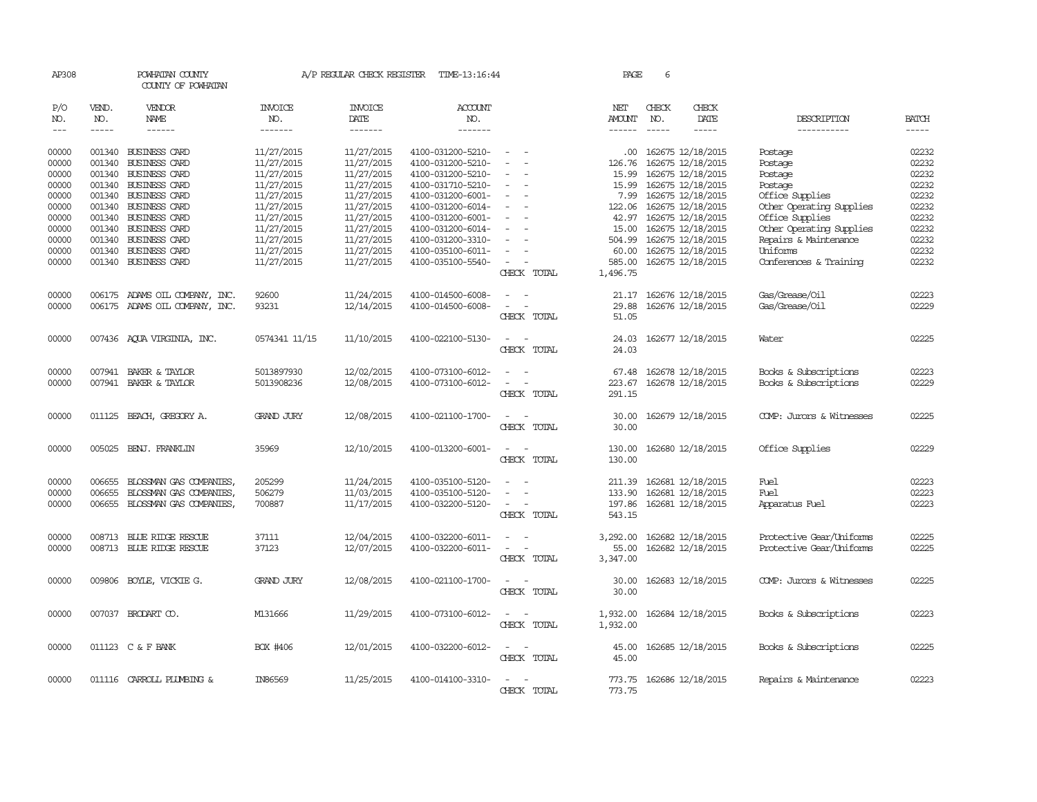AP308 POWHATAN COUNTY A/P REGULAR CHECK REGISTER TIME-13:16:44 PAGE 6

COUNTY OF POWHATAN

| P/O NO. | VEND. NO. | VENDOR NAME | INVOICE NO. | INVOICE DATE | ACCOUNT NO. | | NET AMOUNT | CHECK NO. | CHECK DATE | DESCRIPTION | BATCH |
|---|---|---|---|---|---|---|---|---|---|---|---|
| 00000 | 001340 | BUSINESS CARD | 11/27/2015 | 11/27/2015 | 4100-031200-5210- | - - | .00 | 162675 | 12/18/2015 | Postage | 02232 |
| 00000 | 001340 | BUSINESS CARD | 11/27/2015 | 11/27/2015 | 4100-031200-5210- | - - | 126.76 | 162675 | 12/18/2015 | Postage | 02232 |
| 00000 | 001340 | BUSINESS CARD | 11/27/2015 | 11/27/2015 | 4100-031200-5210- | - - | 15.99 | 162675 | 12/18/2015 | Postage | 02232 |
| 00000 | 001340 | BUSINESS CARD | 11/27/2015 | 11/27/2015 | 4100-031710-5210- | - - | 15.99 | 162675 | 12/18/2015 | Postage | 02232 |
| 00000 | 001340 | BUSINESS CARD | 11/27/2015 | 11/27/2015 | 4100-031200-6001- | - - | 7.99 | 162675 | 12/18/2015 | Office Supplies | 02232 |
| 00000 | 001340 | BUSINESS CARD | 11/27/2015 | 11/27/2015 | 4100-031200-6014- | - - | 122.06 | 162675 | 12/18/2015 | Other Operating Supplies | 02232 |
| 00000 | 001340 | BUSINESS CARD | 11/27/2015 | 11/27/2015 | 4100-031200-6001- | - - | 42.97 | 162675 | 12/18/2015 | Office Supplies | 02232 |
| 00000 | 001340 | BUSINESS CARD | 11/27/2015 | 11/27/2015 | 4100-031200-6014- | - - | 15.00 | 162675 | 12/18/2015 | Other Operating Supplies | 02232 |
| 00000 | 001340 | BUSINESS CARD | 11/27/2015 | 11/27/2015 | 4100-031200-3310- | - - | 504.99 | 162675 | 12/18/2015 | Repairs & Maintenance | 02232 |
| 00000 | 001340 | BUSINESS CARD | 11/27/2015 | 11/27/2015 | 4100-035100-6011- | - - | 60.00 | 162675 | 12/18/2015 | Uniforms | 02232 |
| 00000 | 001340 | BUSINESS CARD | 11/27/2015 | 11/27/2015 | 4100-035100-5540- | - - | 585.00 | 162675 | 12/18/2015 | Conferences & Training | 02232 |
| | | | | | | CHECK TOTAL | 1,496.75 | | | | |
| 00000 | 006175 | ADAMS OIL COMPANY, INC. | 92600 | 11/24/2015 | 4100-014500-6008- | - - | 21.17 | 162676 | 12/18/2015 | Gas/Grease/Oil | 02223 |
| 00000 | 006175 | ADAMS OIL COMPANY, INC. | 93231 | 12/14/2015 | 4100-014500-6008- | - - | 29.88 | 162676 | 12/18/2015 | Gas/Grease/Oil | 02229 |
| | | | | | | CHECK TOTAL | 51.05 | | | | |
| 00000 | 007436 | AQUA VIRGINIA, INC. | 0574341 11/15 | 11/10/2015 | 4100-022100-5130- | - - | 24.03 | 162677 | 12/18/2015 | Water | 02225 |
| | | | | | | CHECK TOTAL | 24.03 | | | | |
| 00000 | 007941 | BAKER & TAYLOR | 5013897930 | 12/02/2015 | 4100-073100-6012- | - - | 67.48 | 162678 | 12/18/2015 | Books & Subscriptions | 02223 |
| 00000 | 007941 | BAKER & TAYLOR | 5013908236 | 12/08/2015 | 4100-073100-6012- | - - | 223.67 | 162678 | 12/18/2015 | Books & Subscriptions | 02229 |
| | | | | | | CHECK TOTAL | 291.15 | | | | |
| 00000 | 011125 | BEACH, GREGORY A. | GRAND JURY | 12/08/2015 | 4100-021100-1700- | - - | 30.00 | 162679 | 12/18/2015 | COMP: Jurors & Witnesses | 02225 |
| | | | | | | CHECK TOTAL | 30.00 | | | | |
| 00000 | 005025 | BENJ. FRANKLIN | 35969 | 12/10/2015 | 4100-013200-6001- | - - | 130.00 | 162680 | 12/18/2015 | Office Supplies | 02229 |
| | | | | | | CHECK TOTAL | 130.00 | | | | |
| 00000 | 006655 | BLOSSMAN GAS COMPANIES, | 205299 | 11/24/2015 | 4100-035100-5120- | - - | 211.39 | 162681 | 12/18/2015 | Fuel | 02223 |
| 00000 | 006655 | BLOSSMAN GAS COMPANIES, | 506279 | 11/03/2015 | 4100-035100-5120- | - - | 133.90 | 162681 | 12/18/2015 | Fuel | 02223 |
| 00000 | 006655 | BLOSSMAN GAS COMPANIES, | 700887 | 11/17/2015 | 4100-032200-5120- | - - | 197.86 | 162681 | 12/18/2015 | Apparatus Fuel | 02223 |
| | | | | | | CHECK TOTAL | 543.15 | | | | |
| 00000 | 008713 | BLUE RIDGE RESCUE | 37111 | 12/04/2015 | 4100-032200-6011- | - - | 3,292.00 | 162682 | 12/18/2015 | Protective Gear/Uniforms | 02225 |
| 00000 | 008713 | BLUE RIDGE RESCUE | 37123 | 12/07/2015 | 4100-032200-6011- | - - | 55.00 | 162682 | 12/18/2015 | Protective Gear/Uniforms | 02225 |
| | | | | | | CHECK TOTAL | 3,347.00 | | | | |
| 00000 | 009806 | BOYLE, VICKIE G. | GRAND JURY | 12/08/2015 | 4100-021100-1700- | - - | 30.00 | 162683 | 12/18/2015 | COMP: Jurors & Witnesses | 02225 |
| | | | | | | CHECK TOTAL | 30.00 | | | | |
| 00000 | 007037 | BRODART CO. | M131666 | 11/29/2015 | 4100-073100-6012- | - - | 1,932.00 | 162684 | 12/18/2015 | Books & Subscriptions | 02223 |
| | | | | | | CHECK TOTAL | 1,932.00 | | | | |
| 00000 | 011123 | C & F BANK | BOX #406 | 12/01/2015 | 4100-032200-6012- | - - | 45.00 | 162685 | 12/18/2015 | Books & Subscriptions | 02225 |
| | | | | | | CHECK TOTAL | 45.00 | | | | |
| 00000 | 011116 | CARROLL PLUMBING & | IN86569 | 11/25/2015 | 4100-014100-3310- | - - | 773.75 | 162686 | 12/18/2015 | Repairs & Maintenance | 02223 |
| | | | | | | CHECK TOTAL | 773.75 | | | | |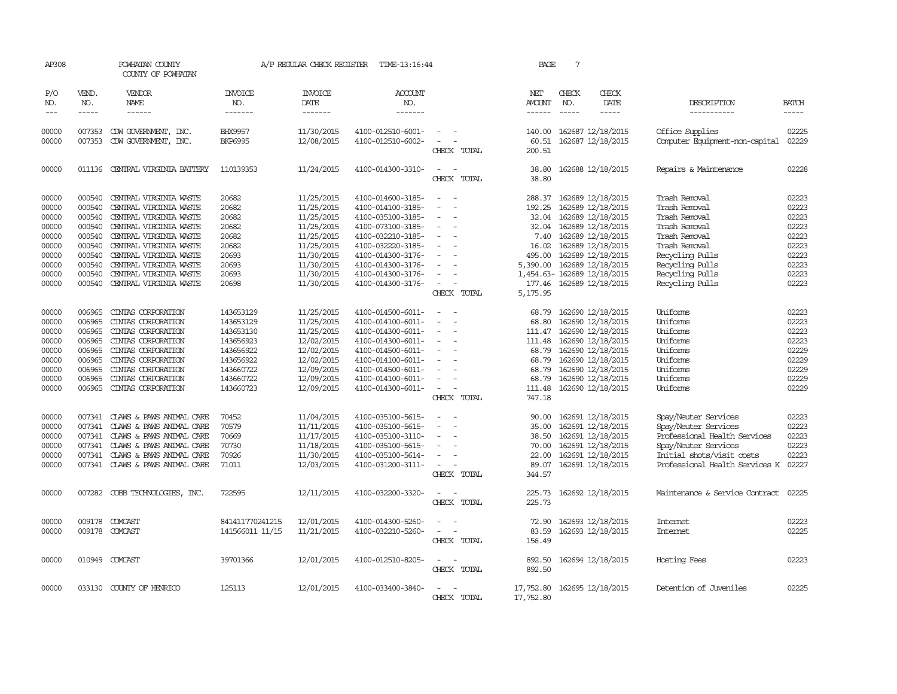AP308 POWHATAN COUNTY A/P REGULAR CHECK REGISTER TIME-13:16:44

COUNTY OF POWHATAN

| P/O NO. | VEND. NO. | VENDOR NAME | INVOICE NO. | INVOICE DATE | ACCOUNT NO. | | NET AMOUNT | CHECK NO. | CHECK DATE | DESCRIPTION | BATCH |
|---|---|---|---|---|---|---|---|---|---|---|---|
| 00000 | 007353 | CDW GOVERNMENT, INC. | BHX9957 | 11/30/2015 | 4100-012510-6001- | - - | 140.00 | 162687 | 12/18/2015 | Office Supplies | 02225 |
| 00000 | 007353 | CDW GOVERNMENT, INC. | BKP6995 | 12/08/2015 | 4100-012510-6002- | - - | 60.51 | 162687 | 12/18/2015 | Computer Equipment-non-capital | 02229 |
| | | | | | | CHECK TOTAL | 200.51 | | | | |
| 00000 | 011136 | CENTRAL VIRGINIA BATTERY | 110139353 | 11/24/2015 | 4100-014300-3310- | - - | 38.80 | 162688 | 12/18/2015 | Repairs & Maintenance | 02228 |
| | | | | | | CHECK TOTAL | 38.80 | | | | |
| 00000 | 000540 | CENTRAL VIRGINIA WASTE | 20682 | 11/25/2015 | 4100-014600-3185- | - - | 288.37 | 162689 | 12/18/2015 | Trash Removal | 02223 |
| 00000 | 000540 | CENTRAL VIRGINIA WASTE | 20682 | 11/25/2015 | 4100-014100-3185- | - - | 192.25 | 162689 | 12/18/2015 | Trash Removal | 02223 |
| 00000 | 000540 | CENTRAL VIRGINIA WASTE | 20682 | 11/25/2015 | 4100-035100-3185- | - - | 32.04 | 162689 | 12/18/2015 | Trash Removal | 02223 |
| 00000 | 000540 | CENTRAL VIRGINIA WASTE | 20682 | 11/25/2015 | 4100-073100-3185- | - - | 32.04 | 162689 | 12/18/2015 | Trash Removal | 02223 |
| 00000 | 000540 | CENTRAL VIRGINIA WASTE | 20682 | 11/25/2015 | 4100-032210-3185- | - - | 7.40 | 162689 | 12/18/2015 | Trash Removal | 02223 |
| 00000 | 000540 | CENTRAL VIRGINIA WASTE | 20682 | 11/25/2015 | 4100-032220-3185- | - - | 16.02 | 162689 | 12/18/2015 | Trash Removal | 02223 |
| 00000 | 000540 | CENTRAL VIRGINIA WASTE | 20693 | 11/30/2015 | 4100-014300-3176- | - - | 495.00 | 162689 | 12/18/2015 | Recycling Pulls | 02223 |
| 00000 | 000540 | CENTRAL VIRGINIA WASTE | 20693 | 11/30/2015 | 4100-014300-3176- | - - | 5,390.00 | 162689 | 12/18/2015 | Recycling Pulls | 02223 |
| 00000 | 000540 | CENTRAL VIRGINIA WASTE | 20693 | 11/30/2015 | 4100-014300-3176- | - - | 1,454.63- | 162689 | 12/18/2015 | Recycling Pulls | 02223 |
| 00000 | 000540 | CENTRAL VIRGINIA WASTE | 20698 | 11/30/2015 | 4100-014300-3176- | - - | 177.46 | 162689 | 12/18/2015 | Recycling Pulls | 02223 |
| | | | | | | CHECK TOTAL | 5,175.95 | | | | |
| 00000 | 006965 | CINTAS CORPORATION | 143653129 | 11/25/2015 | 4100-014500-6011- | - - | 68.79 | 162690 | 12/18/2015 | Uniforms | 02223 |
| 00000 | 006965 | CINTAS CORPORATION | 143653129 | 11/25/2015 | 4100-014100-6011- | - - | 68.80 | 162690 | 12/18/2015 | Uniforms | 02223 |
| 00000 | 006965 | CINTAS CORPORATION | 143653130 | 11/25/2015 | 4100-014300-6011- | - - | 111.47 | 162690 | 12/18/2015 | Uniforms | 02223 |
| 00000 | 006965 | CINTAS CORPORATION | 143656923 | 12/02/2015 | 4100-014300-6011- | - - | 111.48 | 162690 | 12/18/2015 | Uniforms | 02223 |
| 00000 | 006965 | CINTAS CORPORATION | 143656922 | 12/02/2015 | 4100-014500-6011- | - - | 68.79 | 162690 | 12/18/2015 | Uniforms | 02229 |
| 00000 | 006965 | CINTAS CORPORATION | 143656922 | 12/02/2015 | 4100-014100-6011- | - - | 68.79 | 162690 | 12/18/2015 | Uniforms | 02229 |
| 00000 | 006965 | CINTAS CORPORATION | 143660722 | 12/09/2015 | 4100-014500-6011- | - - | 68.79 | 162690 | 12/18/2015 | Uniforms | 02229 |
| 00000 | 006965 | CINTAS CORPORATION | 143660722 | 12/09/2015 | 4100-014100-6011- | - - | 68.79 | 162690 | 12/18/2015 | Uniforms | 02229 |
| 00000 | 006965 | CINTAS CORPORATION | 143660723 | 12/09/2015 | 4100-014300-6011- | - - | 111.48 | 162690 | 12/18/2015 | Uniforms | 02229 |
| | | | | | | CHECK TOTAL | 747.18 | | | | |
| 00000 | 007341 | CLAWS & PAWS ANIMAL CARE | 70452 | 11/04/2015 | 4100-035100-5615- | - - | 90.00 | 162691 | 12/18/2015 | Spay/Neuter Services | 02223 |
| 00000 | 007341 | CLAWS & PAWS ANIMAL CARE | 70579 | 11/11/2015 | 4100-035100-5615- | - - | 35.00 | 162691 | 12/18/2015 | Spay/Neuter Services | 02223 |
| 00000 | 007341 | CLAWS & PAWS ANIMAL CARE | 70669 | 11/17/2015 | 4100-035100-3110- | - - | 38.50 | 162691 | 12/18/2015 | Professional Health Services | 02223 |
| 00000 | 007341 | CLAWS & PAWS ANIMAL CARE | 70730 | 11/18/2015 | 4100-035100-5615- | - - | 70.00 | 162691 | 12/18/2015 | Spay/Neuter Services | 02223 |
| 00000 | 007341 | CLAWS & PAWS ANIMAL CARE | 70926 | 11/30/2015 | 4100-035100-5614- | - - | 22.00 | 162691 | 12/18/2015 | Initial shots/visit costs | 02223 |
| 00000 | 007341 | CLAWS & PAWS ANIMAL CARE | 71011 | 12/03/2015 | 4100-031200-3111- | - - | 89.07 | 162691 | 12/18/2015 | Professional Health Services K | 02227 |
| | | | | | | CHECK TOTAL | 344.57 | | | | |
| 00000 | 007282 | COBB TECHNOLOGIES, INC. | 722595 | 12/11/2015 | 4100-032200-3320- | - - | 225.73 | 162692 | 12/18/2015 | Maintenance & Service Contract | 02225 |
| | | | | | | CHECK TOTAL | 225.73 | | | | |
| 00000 | 009178 | COMCAST | 841411770241215 | 12/01/2015 | 4100-014300-5260- | - - | 72.90 | 162693 | 12/18/2015 | Internet | 02223 |
| 00000 | 009178 | COMCAST | 141566011 11/15 | 11/21/2015 | 4100-032210-5260- | - - | 83.59 | 162693 | 12/18/2015 | Internet | 02225 |
| | | | | | | CHECK TOTAL | 156.49 | | | | |
| 00000 | 010949 | COMCAST | 39701366 | 12/01/2015 | 4100-012510-8205- | - - | 892.50 | 162694 | 12/18/2015 | Hosting Fees | 02223 |
| | | | | | | CHECK TOTAL | 892.50 | | | | |
| 00000 | 033130 | COUNTY OF HENRICO | 125113 | 12/01/2015 | 4100-033400-3840- | - - | 17,752.80 | 162695 | 12/18/2015 | Detention of Juveniles | 02225 |
| | | | | | | CHECK TOTAL | 17,752.80 | | | | |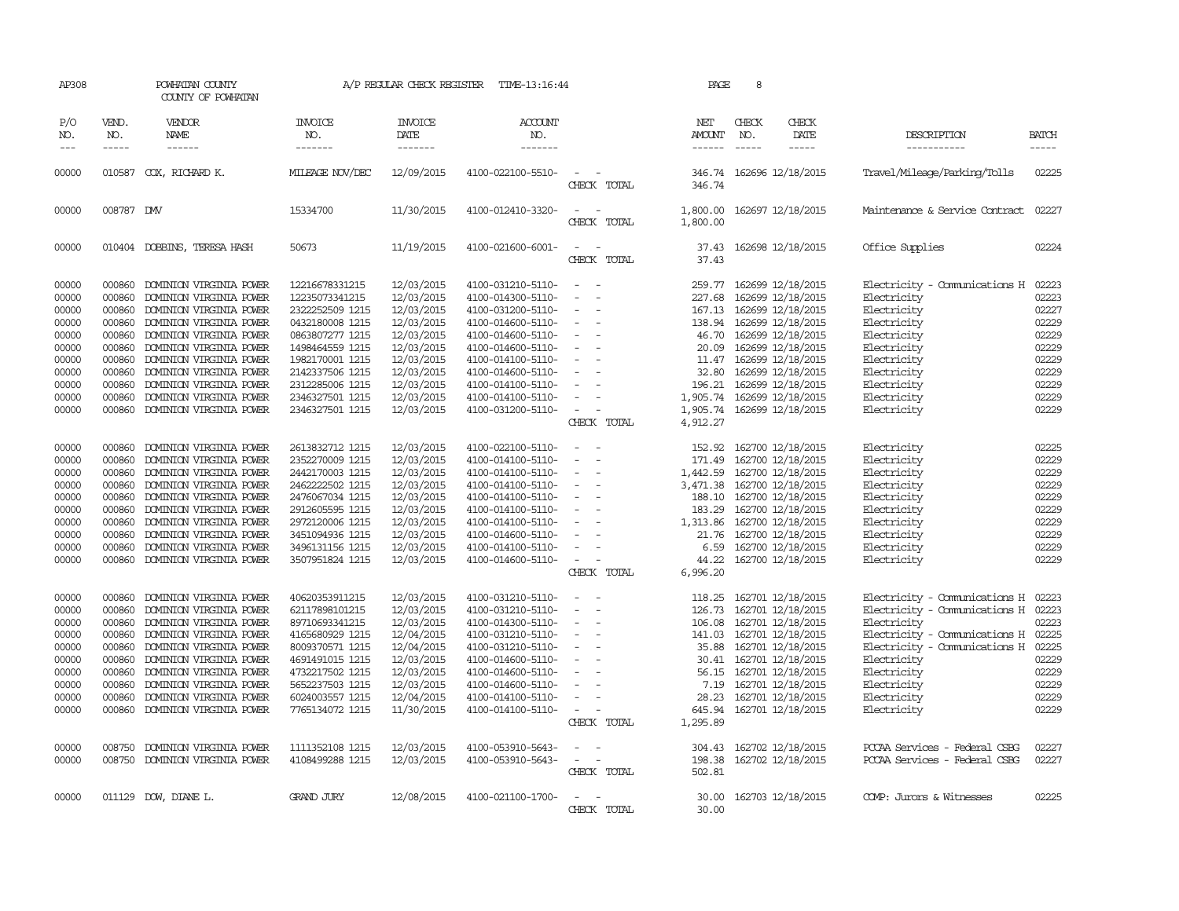AP308 POWHATAN COUNTY COUNTY OF POWHATAN A/P REGULAR CHECK REGISTER TIME-13:16:44 PAGE 8

| P/O NO. | VEND. NO. | VENDOR NAME | INVOICE NO. | INVOICE DATE | ACCOUNT NO. | | NET AMOUNT | CHECK NO. | CHECK DATE | DESCRIPTION | BATCH |
|---|---|---|---|---|---|---|---|---|---|---|---|
| 00000 | 010587 | COX, RICHARD K. | MILEAGE NOV/DEC | 12/09/2015 | 4100-022100-5510- | - - | 346.74 | 162696 | 12/18/2015 | Travel/Mileage/Parking/Tolls | 02225 |
| | | | | | | CHECK TOTAL | 346.74 | | | | |
| 00000 | 008787 | DMV | 15334700 | 11/30/2015 | 4100-012410-3320- | - - | 1,800.00 | 162697 | 12/18/2015 | Maintenance & Service Contract | 02227 |
| | | | | | | CHECK TOTAL | 1,800.00 | | | | |
| 00000 | 010404 | DOBBINS, TERESA HASH | 50673 | 11/19/2015 | 4100-021600-6001- | - - | 37.43 | 162698 | 12/18/2015 | Office Supplies | 02224 |
| | | | | | | CHECK TOTAL | 37.43 | | | | |
| 00000 | 000860 | DOMINION VIRGINIA POWER | 12216678331215 | 12/03/2015 | 4100-031210-5110- | - - | 259.77 | 162699 | 12/18/2015 | Electricity - Communications H | 02223 |
| 00000 | 000860 | DOMINION VIRGINIA POWER | 12235073341215 | 12/03/2015 | 4100-014300-5110- | - - | 227.68 | 162699 | 12/18/2015 | Electricity | 02223 |
| 00000 | 000860 | DOMINION VIRGINIA POWER | 2322252509 1215 | 12/03/2015 | 4100-031200-5110- | - - | 167.13 | 162699 | 12/18/2015 | Electricity | 02227 |
| 00000 | 000860 | DOMINION VIRGINIA POWER | 0432180008 1215 | 12/03/2015 | 4100-014600-5110- | - - | 138.94 | 162699 | 12/18/2015 | Electricity | 02229 |
| 00000 | 000860 | DOMINION VIRGINIA POWER | 0863807277 1215 | 12/03/2015 | 4100-014600-5110- | - - | 46.70 | 162699 | 12/18/2015 | Electricity | 02229 |
| 00000 | 000860 | DOMINION VIRGINIA POWER | 1498464559 1215 | 12/03/2015 | 4100-014600-5110- | - - | 20.09 | 162699 | 12/18/2015 | Electricity | 02229 |
| 00000 | 000860 | DOMINION VIRGINIA POWER | 1982170001 1215 | 12/03/2015 | 4100-014100-5110- | - - | 11.47 | 162699 | 12/18/2015 | Electricity | 02229 |
| 00000 | 000860 | DOMINION VIRGINIA POWER | 2142337506 1215 | 12/03/2015 | 4100-014600-5110- | - - | 32.80 | 162699 | 12/18/2015 | Electricity | 02229 |
| 00000 | 000860 | DOMINION VIRGINIA POWER | 2312285006 1215 | 12/03/2015 | 4100-014100-5110- | - - | 196.21 | 162699 | 12/18/2015 | Electricity | 02229 |
| 00000 | 000860 | DOMINION VIRGINIA POWER | 2346327501 1215 | 12/03/2015 | 4100-014100-5110- | - - | 1,905.74 | 162699 | 12/18/2015 | Electricity | 02229 |
| 00000 | 000860 | DOMINION VIRGINIA POWER | 2346327501 1215 | 12/03/2015 | 4100-031200-5110- | - - | 1,905.74 | 162699 | 12/18/2015 | Electricity | 02229 |
| | | | | | | CHECK TOTAL | 4,912.27 | | | | |
| 00000 | 000860 | DOMINION VIRGINIA POWER | 2613832712 1215 | 12/03/2015 | 4100-022100-5110- | - - | 152.92 | 162700 | 12/18/2015 | Electricity | 02225 |
| 00000 | 000860 | DOMINION VIRGINIA POWER | 2352270009 1215 | 12/03/2015 | 4100-014100-5110- | - - | 171.49 | 162700 | 12/18/2015 | Electricity | 02229 |
| 00000 | 000860 | DOMINION VIRGINIA POWER | 2442170003 1215 | 12/03/2015 | 4100-014100-5110- | - - | 1,442.59 | 162700 | 12/18/2015 | Electricity | 02229 |
| 00000 | 000860 | DOMINION VIRGINIA POWER | 2462222502 1215 | 12/03/2015 | 4100-014100-5110- | - - | 3,471.38 | 162700 | 12/18/2015 | Electricity | 02229 |
| 00000 | 000860 | DOMINION VIRGINIA POWER | 2476067034 1215 | 12/03/2015 | 4100-014100-5110- | - - | 188.10 | 162700 | 12/18/2015 | Electricity | 02229 |
| 00000 | 000860 | DOMINION VIRGINIA POWER | 2912605595 1215 | 12/03/2015 | 4100-014100-5110- | - - | 183.29 | 162700 | 12/18/2015 | Electricity | 02229 |
| 00000 | 000860 | DOMINION VIRGINIA POWER | 2972120006 1215 | 12/03/2015 | 4100-014100-5110- | - - | 1,313.86 | 162700 | 12/18/2015 | Electricity | 02229 |
| 00000 | 000860 | DOMINION VIRGINIA POWER | 3451094936 1215 | 12/03/2015 | 4100-014600-5110- | - - | 21.76 | 162700 | 12/18/2015 | Electricity | 02229 |
| 00000 | 000860 | DOMINION VIRGINIA POWER | 3496131156 1215 | 12/03/2015 | 4100-014100-5110- | - - | 6.59 | 162700 | 12/18/2015 | Electricity | 02229 |
| 00000 | 000860 | DOMINION VIRGINIA POWER | 3507951824 1215 | 12/03/2015 | 4100-014600-5110- | - - | 44.22 | 162700 | 12/18/2015 | Electricity | 02229 |
| | | | | | | CHECK TOTAL | 6,996.20 | | | | |
| 00000 | 000860 | DOMINION VIRGINIA POWER | 40620353911215 | 12/03/2015 | 4100-031210-5110- | - - | 118.25 | 162701 | 12/18/2015 | Electricity - Communications H | 02223 |
| 00000 | 000860 | DOMINION VIRGINIA POWER | 62117898101215 | 12/03/2015 | 4100-031210-5110- | - - | 126.73 | 162701 | 12/18/2015 | Electricity - Communications H | 02223 |
| 00000 | 000860 | DOMINION VIRGINIA POWER | 89710693341215 | 12/03/2015 | 4100-014300-5110- | - - | 106.08 | 162701 | 12/18/2015 | Electricity | 02223 |
| 00000 | 000860 | DOMINION VIRGINIA POWER | 4165680929 1215 | 12/04/2015 | 4100-031210-5110- | - - | 141.03 | 162701 | 12/18/2015 | Electricity - Communications H | 02225 |
| 00000 | 000860 | DOMINION VIRGINIA POWER | 8009370571 1215 | 12/04/2015 | 4100-031210-5110- | - - | 35.88 | 162701 | 12/18/2015 | Electricity - Communications H | 02225 |
| 00000 | 000860 | DOMINION VIRGINIA POWER | 4691491015 1215 | 12/03/2015 | 4100-014600-5110- | - - | 30.41 | 162701 | 12/18/2015 | Electricity | 02229 |
| 00000 | 000860 | DOMINION VIRGINIA POWER | 4732217502 1215 | 12/03/2015 | 4100-014600-5110- | - - | 56.15 | 162701 | 12/18/2015 | Electricity | 02229 |
| 00000 | 000860 | DOMINION VIRGINIA POWER | 5652237503 1215 | 12/03/2015 | 4100-014600-5110- | - - | 7.19 | 162701 | 12/18/2015 | Electricity | 02229 |
| 00000 | 000860 | DOMINION VIRGINIA POWER | 6024003557 1215 | 12/04/2015 | 4100-014100-5110- | - - | 28.23 | 162701 | 12/18/2015 | Electricity | 02229 |
| 00000 | 000860 | DOMINION VIRGINIA POWER | 7765134072 1215 | 11/30/2015 | 4100-014100-5110- | - - | 645.94 | 162701 | 12/18/2015 | Electricity | 02229 |
| | | | | | | CHECK TOTAL | 1,295.89 | | | | |
| 00000 | 008750 | DOMINION VIRGINIA POWER | 1111352108 1215 | 12/03/2015 | 4100-053910-5643- | - - | 304.43 | 162702 | 12/18/2015 | PCCAA Services - Federal CSBG | 02227 |
| 00000 | 008750 | DOMINION VIRGINIA POWER | 4108499288 1215 | 12/03/2015 | 4100-053910-5643- | - - | 198.38 | 162702 | 12/18/2015 | PCCAA Services - Federal CSBG | 02227 |
| | | | | | | CHECK TOTAL | 502.81 | | | | |
| 00000 | 011129 | DOW, DIANE L. | GRAND JURY | 12/08/2015 | 4100-021100-1700- | - - | 30.00 | 162703 | 12/18/2015 | COMP: Jurors & Witnesses | 02225 |
| | | | | | | CHECK TOTAL | 30.00 | | | | |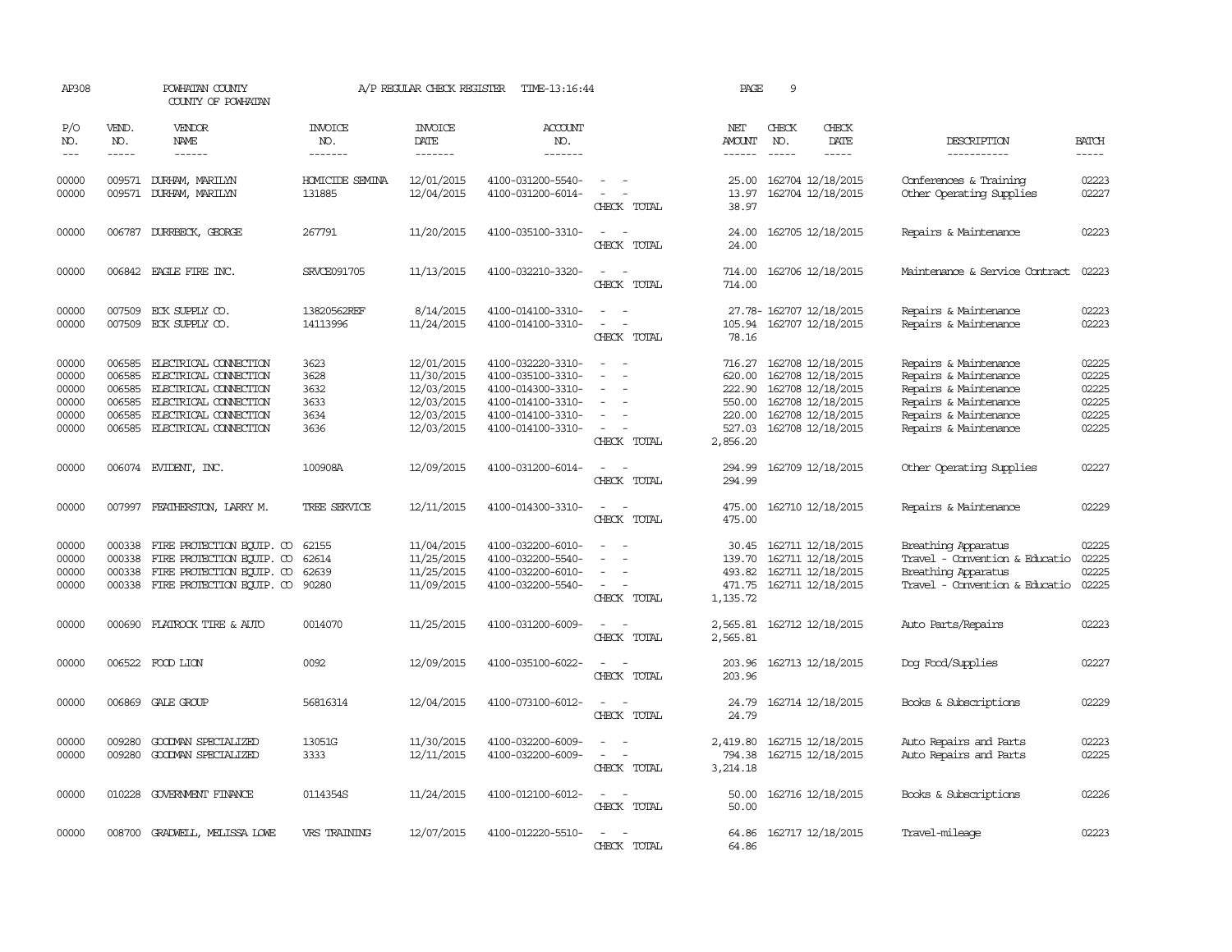AP308 POWHATAN COUNTY A/P REGULAR CHECK REGISTER TIME-13:16:44 PAGE 9

COUNTY OF POWHATAN

| P/O NO. | VEND. NO. | VENDOR NAME | INVOICE NO. | INVOICE DATE | ACCOUNT NO. | | NET AMOUNT | CHECK NO. | CHECK DATE | DESCRIPTION | BATCH |
|---|---|---|---|---|---|---|---|---|---|---|---|
| 00000 | 009571 | DURHAM, MARILYN | HOMICIDE SEMINA | 12/01/2015 | 4100-031200-5540- | - - | 25.00 | 162704 | 12/18/2015 | Conferences & Training | 02223 |
| 00000 | 009571 | DURHAM, MARILYN | 131885 | 12/04/2015 | 4100-031200-6014- | - - | 13.97 | 162704 | 12/18/2015 | Other Operating Supplies | 02227 |
| | | | | | | CHECK TOTAL | 38.97 | | | | |
| 00000 | 006787 | DURRBECK, GEORGE | 267791 | 11/20/2015 | 4100-035100-3310- | - - | 24.00 | 162705 | 12/18/2015 | Repairs & Maintenance | 02223 |
| | | | | | | CHECK TOTAL | 24.00 | | | | |
| 00000 | 006842 | EAGLE FIRE INC. | SRVCE091705 | 11/13/2015 | 4100-032210-3320- | - - | 714.00 | 162706 | 12/18/2015 | Maintenance & Service Contract | 02223 |
| | | | | | | CHECK TOTAL | 714.00 | | | | |
| 00000 | 007509 | ECK SUPPLY CO. | 13820562REF | 8/14/2015 | 4100-014100-3310- | - - | 27.78- | 162707 | 12/18/2015 | Repairs & Maintenance | 02223 |
| 00000 | 007509 | ECK SUPPLY CO. | 14113996 | 11/24/2015 | 4100-014100-3310- | - - | 105.94 | 162707 | 12/18/2015 | Repairs & Maintenance | 02223 |
| | | | | | | CHECK TOTAL | 78.16 | | | | |
| 00000 | 006585 | ELECTRICAL CONNECTION | 3623 | 12/01/2015 | 4100-032220-3310- | - - | 716.27 | 162708 | 12/18/2015 | Repairs & Maintenance | 02225 |
| 00000 | 006585 | ELECTRICAL CONNECTION | 3628 | 11/30/2015 | 4100-035100-3310- | - - | 620.00 | 162708 | 12/18/2015 | Repairs & Maintenance | 02225 |
| 00000 | 006585 | ELECTRICAL CONNECTION | 3632 | 12/03/2015 | 4100-014300-3310- | - - | 222.90 | 162708 | 12/18/2015 | Repairs & Maintenance | 02225 |
| 00000 | 006585 | ELECTRICAL CONNECTION | 3633 | 12/03/2015 | 4100-014100-3310- | - - | 550.00 | 162708 | 12/18/2015 | Repairs & Maintenance | 02225 |
| 00000 | 006585 | ELECTRICAL CONNECTION | 3634 | 12/03/2015 | 4100-014100-3310- | - - | 220.00 | 162708 | 12/18/2015 | Repairs & Maintenance | 02225 |
| 00000 | 006585 | ELECTRICAL CONNECTION | 3636 | 12/03/2015 | 4100-014100-3310- | - - | 527.03 | 162708 | 12/18/2015 | Repairs & Maintenance | 02225 |
| | | | | | | CHECK TOTAL | 2,856.20 | | | | |
| 00000 | 006074 | EVIDENT, INC. | 100908A | 12/09/2015 | 4100-031200-6014- | - - | 294.99 | 162709 | 12/18/2015 | Other Operating Supplies | 02227 |
| | | | | | | CHECK TOTAL | 294.99 | | | | |
| 00000 | 007997 | FEATHERSTON, LARRY M. | TREE SERVICE | 12/11/2015 | 4100-014300-3310- | - - | 475.00 | 162710 | 12/18/2015 | Repairs & Maintenance | 02229 |
| | | | | | | CHECK TOTAL | 475.00 | | | | |
| 00000 | 000338 | FIRE PROTECTION EQUIP. CO | 62155 | 11/04/2015 | 4100-032200-6010- | - - | 30.45 | 162711 | 12/18/2015 | Breathing Apparatus | 02225 |
| 00000 | 000338 | FIRE PROTECTION EQUIP. CO | 62614 | 11/25/2015 | 4100-032200-5540- | - - | 139.70 | 162711 | 12/18/2015 | Travel - Convention & Educatio | 02225 |
| 00000 | 000338 | FIRE PROTECTION EQUIP. CO | 62639 | 11/25/2015 | 4100-032200-6010- | - - | 493.82 | 162711 | 12/18/2015 | Breathing Apparatus | 02225 |
| 00000 | 000338 | FIRE PROTECTION EQUIP. CO | 90280 | 11/09/2015 | 4100-032200-5540- | - - | 471.75 | 162711 | 12/18/2015 | Travel - Convention & Educatio | 02225 |
| | | | | | | CHECK TOTAL | 1,135.72 | | | | |
| 00000 | 000690 | FLATROCK TIRE & AUTO | 0014070 | 11/25/2015 | 4100-031200-6009- | - - | 2,565.81 | 162712 | 12/18/2015 | Auto Parts/Repairs | 02223 |
| | | | | | | CHECK TOTAL | 2,565.81 | | | | |
| 00000 | 006522 | FOOD LION | 0092 | 12/09/2015 | 4100-035100-6022- | - - | 203.96 | 162713 | 12/18/2015 | Dog Food/Supplies | 02227 |
| | | | | | | CHECK TOTAL | 203.96 | | | | |
| 00000 | 006869 | GALE GROUP | 56816314 | 12/04/2015 | 4100-073100-6012- | - - | 24.79 | 162714 | 12/18/2015 | Books & Subscriptions | 02229 |
| | | | | | | CHECK TOTAL | 24.79 | | | | |
| 00000 | 009280 | GOODMAN SPECIALIZED | 13051G | 11/30/2015 | 4100-032200-6009- | - - | 2,419.80 | 162715 | 12/18/2015 | Auto Repairs and Parts | 02223 |
| 00000 | 009280 | GOODMAN SPECIALIZED | 3333 | 12/11/2015 | 4100-032200-6009- | - - | 794.38 | 162715 | 12/18/2015 | Auto Repairs and Parts | 02225 |
| | | | | | | CHECK TOTAL | 3,214.18 | | | | |
| 00000 | 010228 | GOVERNMENT FINANCE | 0114354S | 11/24/2015 | 4100-012100-6012- | - - | 50.00 | 162716 | 12/18/2015 | Books & Subscriptions | 02226 |
| | | | | | | CHECK TOTAL | 50.00 | | | | |
| 00000 | 008700 | GRADWELL, MELISSA LOWE | VRS TRAINING | 12/07/2015 | 4100-012220-5510- | - - | 64.86 | 162717 | 12/18/2015 | Travel-mileage | 02223 |
| | | | | | | CHECK TOTAL | 64.86 | | | | |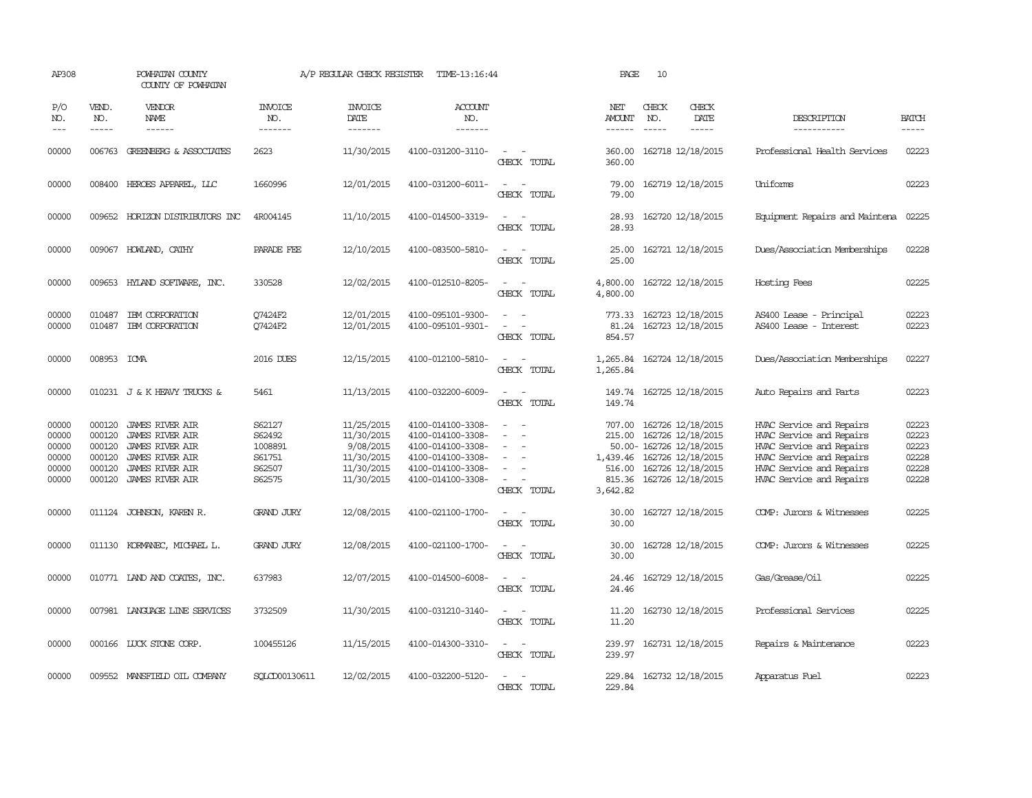AP308 POWHATAN COUNTY COUNTY OF POWHATAN A/P REGULAR CHECK REGISTER TIME-13:16:44 PAGE 10

| P/O NO. | VEND. NO. | VENDOR NAME | INVOICE NO. | INVOICE DATE | ACCOUNT NO. | | NET AMOUNT | CHECK NO. | CHECK DATE | DESCRIPTION | BATCH |
|---|---|---|---|---|---|---|---|---|---|---|---|
| 00000 | 006763 | GREENBERG & ASSOCIATES | 2623 | 11/30/2015 | 4100-031200-3110- | - - | 360.00 | 162718 | 12/18/2015 | Professional Health Services | 02223 |
| | | | | | | CHECK TOTAL | 360.00 | | | | |
| 00000 | 008400 | HEROES APPAREL, LLC | 1660996 | 12/01/2015 | 4100-031200-6011- | - - | 79.00 | 162719 | 12/18/2015 | Uniforms | 02223 |
| | | | | | | CHECK TOTAL | 79.00 | | | | |
| 00000 | 009652 | HORIZON DISTRIBUTORS INC | 4R004145 | 11/10/2015 | 4100-014500-3319- | - - | 28.93 | 162720 | 12/18/2015 | Equipment Repairs and Maintena | 02225 |
| | | | | | | CHECK TOTAL | 28.93 | | | | |
| 00000 | 009067 | HOWLAND, CATHY | PARADE FEE | 12/10/2015 | 4100-083500-5810- | - - | 25.00 | 162721 | 12/18/2015 | Dues/Association Memberships | 02228 |
| | | | | | | CHECK TOTAL | 25.00 | | | | |
| 00000 | 009653 | HYLAND SOFTWARE, INC. | 330528 | 12/02/2015 | 4100-012510-8205- | - - | 4,800.00 | 162722 | 12/18/2015 | Hosting Fees | 02225 |
| | | | | | | CHECK TOTAL | 4,800.00 | | | | |
| 00000 | 010487 | IBM CORPORATION | Q7424F2 | 12/01/2015 | 4100-095101-9300- | - - | 773.33 | 162723 | 12/18/2015 | AS400 Lease - Principal | 02223 |
| 00000 | 010487 | IBM CORPORATION | Q7424F2 | 12/01/2015 | 4100-095101-9301- | - - | 81.24 | 162723 | 12/18/2015 | AS400 Lease - Interest | 02223 |
| | | | | | | CHECK TOTAL | 854.57 | | | | |
| 00000 | 008953 | ICMA | 2016 DUES | 12/15/2015 | 4100-012100-5810- | - - | 1,265.84 | 162724 | 12/18/2015 | Dues/Association Memberships | 02227 |
| | | | | | | CHECK TOTAL | 1,265.84 | | | | |
| 00000 | 010231 | J & K HEAVY TRUCKS & | 5461 | 11/13/2015 | 4100-032200-6009- | - - | 149.74 | 162725 | 12/18/2015 | Auto Repairs and Parts | 02223 |
| | | | | | | CHECK TOTAL | 149.74 | | | | |
| 00000 | 000120 | JAMES RIVER AIR | S62127 | 11/25/2015 | 4100-014100-3308- | - - | 707.00 | 162726 | 12/18/2015 | HVAC Service and Repairs | 02223 |
| 00000 | 000120 | JAMES RIVER AIR | S62492 | 11/30/2015 | 4100-014100-3308- | - - | 215.00 | 162726 | 12/18/2015 | HVAC Service and Repairs | 02223 |
| 00000 | 000120 | JAMES RIVER AIR | 1008891 | 9/08/2015 | 4100-014100-3308- | - - | 50.00- | 162726 | 12/18/2015 | HVAC Service and Repairs | 02223 |
| 00000 | 000120 | JAMES RIVER AIR | S61751 | 11/30/2015 | 4100-014100-3308- | - - | 1,439.46 | 162726 | 12/18/2015 | HVAC Service and Repairs | 02228 |
| 00000 | 000120 | JAMES RIVER AIR | S62507 | 11/30/2015 | 4100-014100-3308- | - - | 516.00 | 162726 | 12/18/2015 | HVAC Service and Repairs | 02228 |
| 00000 | 000120 | JAMES RIVER AIR | S62575 | 11/30/2015 | 4100-014100-3308- | - - | 815.36 | 162726 | 12/18/2015 | HVAC Service and Repairs | 02228 |
| | | | | | | CHECK TOTAL | 3,642.82 | | | | |
| 00000 | 011124 | JOHNSON, KAREN R. | GRAND JURY | 12/08/2015 | 4100-021100-1700- | - - | 30.00 | 162727 | 12/18/2015 | COMP: Jurors & Witnesses | 02225 |
| | | | | | | CHECK TOTAL | 30.00 | | | | |
| 00000 | 011130 | KORMANEC, MICHAEL L. | GRAND JURY | 12/08/2015 | 4100-021100-1700- | - - | 30.00 | 162728 | 12/18/2015 | COMP: Jurors & Witnesses | 02225 |
| | | | | | | CHECK TOTAL | 30.00 | | | | |
| 00000 | 010771 | LAND AND COATES, INC. | 637983 | 12/07/2015 | 4100-014500-6008- | - - | 24.46 | 162729 | 12/18/2015 | Gas/Grease/Oil | 02225 |
| | | | | | | CHECK TOTAL | 24.46 | | | | |
| 00000 | 007981 | LANGUAGE LINE SERVICES | 3732509 | 11/30/2015 | 4100-031210-3140- | - - | 11.20 | 162730 | 12/18/2015 | Professional Services | 02225 |
| | | | | | | CHECK TOTAL | 11.20 | | | | |
| 00000 | 000166 | LUCK STONE CORP. | 100455126 | 11/15/2015 | 4100-014300-3310- | - - | 239.97 | 162731 | 12/18/2015 | Repairs & Maintenance | 02223 |
| | | | | | | CHECK TOTAL | 239.97 | | | | |
| 00000 | 009552 | MANSFIELD OIL COMPANY | SQLCD00130611 | 12/02/2015 | 4100-032200-5120- | - - | 229.84 | 162732 | 12/18/2015 | Apparatus Fuel | 02223 |
| | | | | | | CHECK TOTAL | 229.84 | | | | |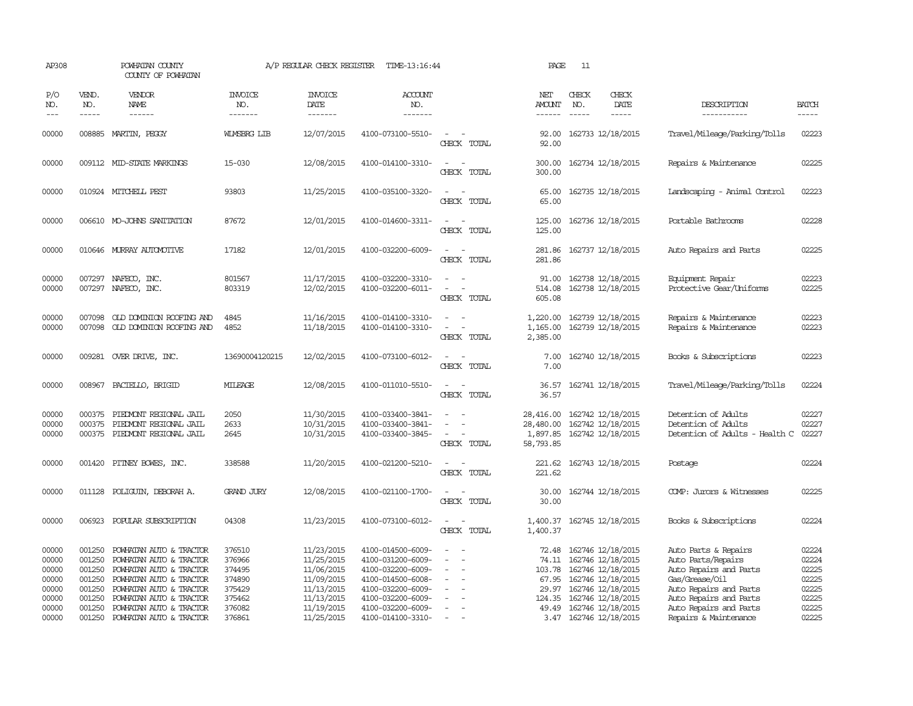AP308 POWHATAN COUNTY A/P REGULAR CHECK REGISTER TIME-13:16:44 PAGE 11

COUNTY OF POWHATAN

| P/O NO. | VEND. NO. | VENDOR NAME | INVOICE NO. | INVOICE DATE | ACCOUNT NO. | | NET AMOUNT | CHECK NO. | CHECK DATE | DESCRIPTION | BATCH |
|---|---|---|---|---|---|---|---|---|---|---|---|
| 00000 | 008885 | MARTIN, PEGGY | WLMSBRG LIB | 12/07/2015 | 4100-073100-5510- | - - | 92.00 | 162733 | 12/18/2015 | Travel/Mileage/Parking/Tolls | 02223 |
| | | | | | | CHECK TOTAL | 92.00 | | | | |
| 00000 | 009112 | MID-STATE MARKINGS | 15-030 | 12/08/2015 | 4100-014100-3310- | - - | 300.00 | 162734 | 12/18/2015 | Repairs & Maintenance | 02225 |
| | | | | | | CHECK TOTAL | 300.00 | | | | |
| 00000 | 010924 | MITCHELL PEST | 93803 | 11/25/2015 | 4100-035100-3320- | - - | 65.00 | 162735 | 12/18/2015 | Landscaping - Animal Control | 02223 |
| | | | | | | CHECK TOTAL | 65.00 | | | | |
| 00000 | 006610 | MO-JOHNS SANITATION | 87672 | 12/01/2015 | 4100-014600-3311- | - - | 125.00 | 162736 | 12/18/2015 | Portable Bathrooms | 02228 |
| | | | | | | CHECK TOTAL | 125.00 | | | | |
| 00000 | 010646 | MURRAY AUTOMOTIVE | 17182 | 12/01/2015 | 4100-032200-6009- | - - | 281.86 | 162737 | 12/18/2015 | Auto Repairs and Parts | 02225 |
| | | | | | | CHECK TOTAL | 281.86 | | | | |
| 00000 | 007297 | NAFECO, INC. | 801567 | 11/17/2015 | 4100-032200-3310- | - - | 91.00 | 162738 | 12/18/2015 | Equipment Repair | 02223 |
| 00000 | 007297 | NAFECO, INC. | 803319 | 12/02/2015 | 4100-032200-6011- | - - | 514.08 | 162738 | 12/18/2015 | Protective Gear/Uniforms | 02225 |
| | | | | | | CHECK TOTAL | 605.08 | | | | |
| 00000 | 007098 | OLD DOMINION ROOFING AND | 4845 | 11/16/2015 | 4100-014100-3310- | - - | 1,220.00 | 162739 | 12/18/2015 | Repairs & Maintenance | 02223 |
| 00000 | 007098 | OLD DOMINION ROOFING AND | 4852 | 11/18/2015 | 4100-014100-3310- | - - | 1,165.00 | 162739 | 12/18/2015 | Repairs & Maintenance | 02223 |
| | | | | | | CHECK TOTAL | 2,385.00 | | | | |
| 00000 | 009281 | OVER DRIVE, INC. | 13690004120215 | 12/02/2015 | 4100-073100-6012- | - - | 7.00 | 162740 | 12/18/2015 | Books & Subscriptions | 02223 |
| | | | | | | CHECK TOTAL | 7.00 | | | | |
| 00000 | 008967 | PACIELLO, BRIGID | MILEAGE | 12/08/2015 | 4100-011010-5510- | - - | 36.57 | 162741 | 12/18/2015 | Travel/Mileage/Parking/Tolls | 02224 |
| | | | | | | CHECK TOTAL | 36.57 | | | | |
| 00000 | 000375 | PIEDMONT REGIONAL JAIL | 2050 | 11/30/2015 | 4100-033400-3841- | - - | 28,416.00 | 162742 | 12/18/2015 | Detention of Adults | 02227 |
| 00000 | 000375 | PIEDMONT REGIONAL JAIL | 2633 | 10/31/2015 | 4100-033400-3841- | - - | 28,480.00 | 162742 | 12/18/2015 | Detention of Adults | 02227 |
| 00000 | 000375 | PIEDMONT REGIONAL JAIL | 2645 | 10/31/2015 | 4100-033400-3845- | - - | 1,897.85 | 162742 | 12/18/2015 | Detention of Adults - Health C | 02227 |
| | | | | | | CHECK TOTAL | 58,793.85 | | | | |
| 00000 | 001420 | PITNEY BOWES, INC. | 338588 | 11/20/2015 | 4100-021200-5210- | - - | 221.62 | 162743 | 12/18/2015 | Postage | 02224 |
| | | | | | | CHECK TOTAL | 221.62 | | | | |
| 00000 | 011128 | POLIGUIN, DEBORAH A. | GRAND JURY | 12/08/2015 | 4100-021100-1700- | - - | 30.00 | 162744 | 12/18/2015 | COMP: Jurors & Witnesses | 02225 |
| | | | | | | CHECK TOTAL | 30.00 | | | | |
| 00000 | 006923 | POPULAR SUBSCRIPTION | 04308 | 11/23/2015 | 4100-073100-6012- | - - | 1,400.37 | 162745 | 12/18/2015 | Books & Subscriptions | 02224 |
| | | | | | | CHECK TOTAL | 1,400.37 | | | | |
| 00000 | 001250 | POWHATAN AUTO & TRACTOR | 376510 | 11/23/2015 | 4100-014500-6009- | - - | 72.48 | 162746 | 12/18/2015 | Auto Parts & Repairs | 02224 |
| 00000 | 001250 | POWHATAN AUTO & TRACTOR | 376966 | 11/25/2015 | 4100-031200-6009- | - - | 74.11 | 162746 | 12/18/2015 | Auto Parts/Repairs | 02224 |
| 00000 | 001250 | POWHATAN AUTO & TRACTOR | 374495 | 11/06/2015 | 4100-032200-6009- | - - | 103.78 | 162746 | 12/18/2015 | Auto Repairs and Parts | 02225 |
| 00000 | 001250 | POWHATAN AUTO & TRACTOR | 374890 | 11/09/2015 | 4100-014500-6008- | - - | 67.95 | 162746 | 12/18/2015 | Gas/Grease/Oil | 02225 |
| 00000 | 001250 | POWHATAN AUTO & TRACTOR | 375429 | 11/13/2015 | 4100-032200-6009- | - - | 29.97 | 162746 | 12/18/2015 | Auto Repairs and Parts | 02225 |
| 00000 | 001250 | POWHATAN AUTO & TRACTOR | 375462 | 11/13/2015 | 4100-032200-6009- | - - | 124.35 | 162746 | 12/18/2015 | Auto Repairs and Parts | 02225 |
| 00000 | 001250 | POWHATAN AUTO & TRACTOR | 376082 | 11/19/2015 | 4100-032200-6009- | - - | 49.49 | 162746 | 12/18/2015 | Auto Repairs and Parts | 02225 |
| 00000 | 001250 | POWHATAN AUTO & TRACTOR | 376861 | 11/25/2015 | 4100-014100-3310- | - - | 3.47 | 162746 | 12/18/2015 | Repairs & Maintenance | 02225 |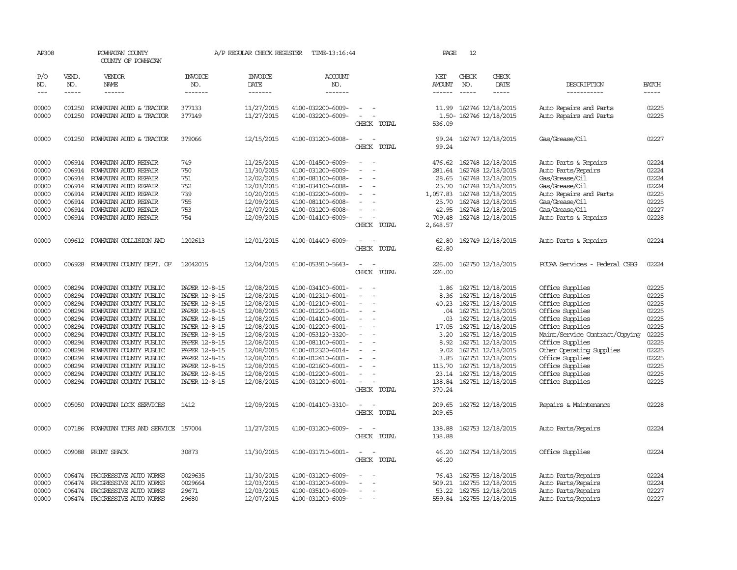AP308 POWHATAN COUNTY A/P REGULAR CHECK REGISTER TIME-13:16:44 PAGE 12

COUNTY OF POWHATAN

| P/O NO. | VEND. NO. | VENDOR NAME | INVOICE NO. | INVOICE DATE | ACCOUNT NO. | | NET AMOUNT | CHECK NO. | CHECK DATE | DESCRIPTION | BATCH |
|---|---|---|---|---|---|---|---|---|---|---|---|
| --- | ----- | ------ | ------- | ------- | ------- | | ------ | ----- | ----- | ----------- | ----- |
| 00000 | 001250 | POWHATAN AUTO & TRACTOR | 377133 | 11/27/2015 | 4100-032200-6009- | - - | 11.99 | 162746 | 12/18/2015 | Auto Repairs and Parts | 02225 |
| 00000 | 001250 | POWHATAN AUTO & TRACTOR | 377149 | 11/27/2015 | 4100-032200-6009- | - - | 1.50- | 162746 | 12/18/2015 | Auto Repairs and Parts | 02225 |
| | | | | | | CHECK TOTAL | 536.09 | | | | |
| 00000 | 001250 | POWHATAN AUTO & TRACTOR | 379066 | 12/15/2015 | 4100-031200-6008- | - - | 99.24 | 162747 | 12/18/2015 | Gas/Grease/Oil | 02227 |
| | | | | | | CHECK TOTAL | 99.24 | | | | |
| 00000 | 006914 | POWHATAN AUTO REPAIR | 749 | 11/25/2015 | 4100-014500-6009- | - - | 476.62 | 162748 | 12/18/2015 | Auto Parts & Repairs | 02224 |
| 00000 | 006914 | POWHATAN AUTO REPAIR | 750 | 11/30/2015 | 4100-031200-6009- | - - | 281.64 | 162748 | 12/18/2015 | Auto Parts/Repairs | 02224 |
| 00000 | 006914 | POWHATAN AUTO REPAIR | 751 | 12/02/2015 | 4100-081100-6008- | - - | 28.65 | 162748 | 12/18/2015 | Gas/Grease/Oil | 02224 |
| 00000 | 006914 | POWHATAN AUTO REPAIR | 752 | 12/03/2015 | 4100-034100-6008- | - - | 25.70 | 162748 | 12/18/2015 | Gas/Grease/Oil | 02224 |
| 00000 | 006914 | POWHATAN AUTO REPAIR | 739 | 10/20/2015 | 4100-032200-6009- | - - | 1,057.83 | 162748 | 12/18/2015 | Auto Repairs and Parts | 02225 |
| 00000 | 006914 | POWHATAN AUTO REPAIR | 755 | 12/09/2015 | 4100-081100-6008- | - - | 25.70 | 162748 | 12/18/2015 | Gas/Grease/Oil | 02225 |
| 00000 | 006914 | POWHATAN AUTO REPAIR | 753 | 12/07/2015 | 4100-031200-6008- | - - | 42.95 | 162748 | 12/18/2015 | Gas/Grease/Oil | 02227 |
| 00000 | 006914 | POWHATAN AUTO REPAIR | 754 | 12/09/2015 | 4100-014100-6009- | - - | 709.48 | 162748 | 12/18/2015 | Auto Parts & Repairs | 02228 |
| | | | | | | CHECK TOTAL | 2,648.57 | | | | |
| 00000 | 009612 | POWHATAN COLLISION AND | 1202613 | 12/01/2015 | 4100-014400-6009- | - - | 62.80 | 162749 | 12/18/2015 | Auto Parts & Repairs | 02224 |
| | | | | | | CHECK TOTAL | 62.80 | | | | |
| 00000 | 006928 | POWHATAN COUNTY DEPT. OF | 12042015 | 12/04/2015 | 4100-053910-5643- | - - | 226.00 | 162750 | 12/18/2015 | PCCAA Services - Federal CSBG | 02224 |
| | | | | | | CHECK TOTAL | 226.00 | | | | |
| 00000 | 008294 | POWHATAN COUNTY PUBLIC | PAPER 12-8-15 | 12/08/2015 | 4100-034100-6001- | - - | 1.86 | 162751 | 12/18/2015 | Office Supplies | 02225 |
| 00000 | 008294 | POWHATAN COUNTY PUBLIC | PAPER 12-8-15 | 12/08/2015 | 4100-012310-6001- | - - | 8.36 | 162751 | 12/18/2015 | Office Supplies | 02225 |
| 00000 | 008294 | POWHATAN COUNTY PUBLIC | PAPER 12-8-15 | 12/08/2015 | 4100-012100-6001- | - - | 40.23 | 162751 | 12/18/2015 | Office Supplies | 02225 |
| 00000 | 008294 | POWHATAN COUNTY PUBLIC | PAPER 12-8-15 | 12/08/2015 | 4100-012210-6001- | - - | .04 | 162751 | 12/18/2015 | Office Supplies | 02225 |
| 00000 | 008294 | POWHATAN COUNTY PUBLIC | PAPER 12-8-15 | 12/08/2015 | 4100-014100-6001- | - - | .03 | 162751 | 12/18/2015 | Office Supplies | 02225 |
| 00000 | 008294 | POWHATAN COUNTY PUBLIC | PAPER 12-8-15 | 12/08/2015 | 4100-012200-6001- | - - | 17.05 | 162751 | 12/18/2015 | Office Supplies | 02225 |
| 00000 | 008294 | POWHATAN COUNTY PUBLIC | PAPER 12-8-15 | 12/08/2015 | 4100-053120-3320- | - - | 3.20 | 162751 | 12/18/2015 | Maint/Service Contract/Copying | 02225 |
| 00000 | 008294 | POWHATAN COUNTY PUBLIC | PAPER 12-8-15 | 12/08/2015 | 4100-081100-6001- | - - | 8.92 | 162751 | 12/18/2015 | Office Supplies | 02225 |
| 00000 | 008294 | POWHATAN COUNTY PUBLIC | PAPER 12-8-15 | 12/08/2015 | 4100-012320-6014- | - - | 9.02 | 162751 | 12/18/2015 | Other Operating Supplies | 02225 |
| 00000 | 008294 | POWHATAN COUNTY PUBLIC | PAPER 12-8-15 | 12/08/2015 | 4100-012410-6001- | - - | 3.85 | 162751 | 12/18/2015 | Office Supplies | 02225 |
| 00000 | 008294 | POWHATAN COUNTY PUBLIC | PAPER 12-8-15 | 12/08/2015 | 4100-021600-6001- | - - | 115.70 | 162751 | 12/18/2015 | Office Supplies | 02225 |
| 00000 | 008294 | POWHATAN COUNTY PUBLIC | PAPER 12-8-15 | 12/08/2015 | 4100-012200-6001- | - - | 23.14 | 162751 | 12/18/2015 | Office Supplies | 02225 |
| 00000 | 008294 | POWHATAN COUNTY PUBLIC | PAPER 12-8-15 | 12/08/2015 | 4100-031200-6001- | - - | 138.84 | 162751 | 12/18/2015 | Office Supplies | 02225 |
| | | | | | | CHECK TOTAL | 370.24 | | | | |
| 00000 | 005050 | POWHATAN LOCK SERVICES | 1412 | 12/09/2015 | 4100-014100-3310- | - - | 209.65 | 162752 | 12/18/2015 | Repairs & Maintenance | 02228 |
| | | | | | | CHECK TOTAL | 209.65 | | | | |
| 00000 | 007186 | POWHATAN TIRE AND SERVICE | 157004 | 11/27/2015 | 4100-031200-6009- | - - | 138.88 | 162753 | 12/18/2015 | Auto Parts/Repairs | 02224 |
| | | | | | | CHECK TOTAL | 138.88 | | | | |
| 00000 | 009088 | PRINT SHACK | 30873 | 11/30/2015 | 4100-031710-6001- | - - | 46.20 | 162754 | 12/18/2015 | Office Supplies | 02224 |
| | | | | | | CHECK TOTAL | 46.20 | | | | |
| 00000 | 006474 | PROGRESSIVE AUTO WORKS | 0029635 | 11/30/2015 | 4100-031200-6009- | - - | 76.43 | 162755 | 12/18/2015 | Auto Parts/Repairs | 02224 |
| 00000 | 006474 | PROGRESSIVE AUTO WORKS | 0029664 | 12/03/2015 | 4100-031200-6009- | - - | 509.21 | 162755 | 12/18/2015 | Auto Parts/Repairs | 02224 |
| 00000 | 006474 | PROGRESSIVE AUTO WORKS | 29671 | 12/03/2015 | 4100-035100-6009- | - - | 53.22 | 162755 | 12/18/2015 | Auto Parts/Repairs | 02227 |
| 00000 | 006474 | PROGRESSIVE AUTO WORKS | 29680 | 12/07/2015 | 4100-031200-6009- | - - | 559.84 | 162755 | 12/18/2015 | Auto Parts/Repairs | 02227 |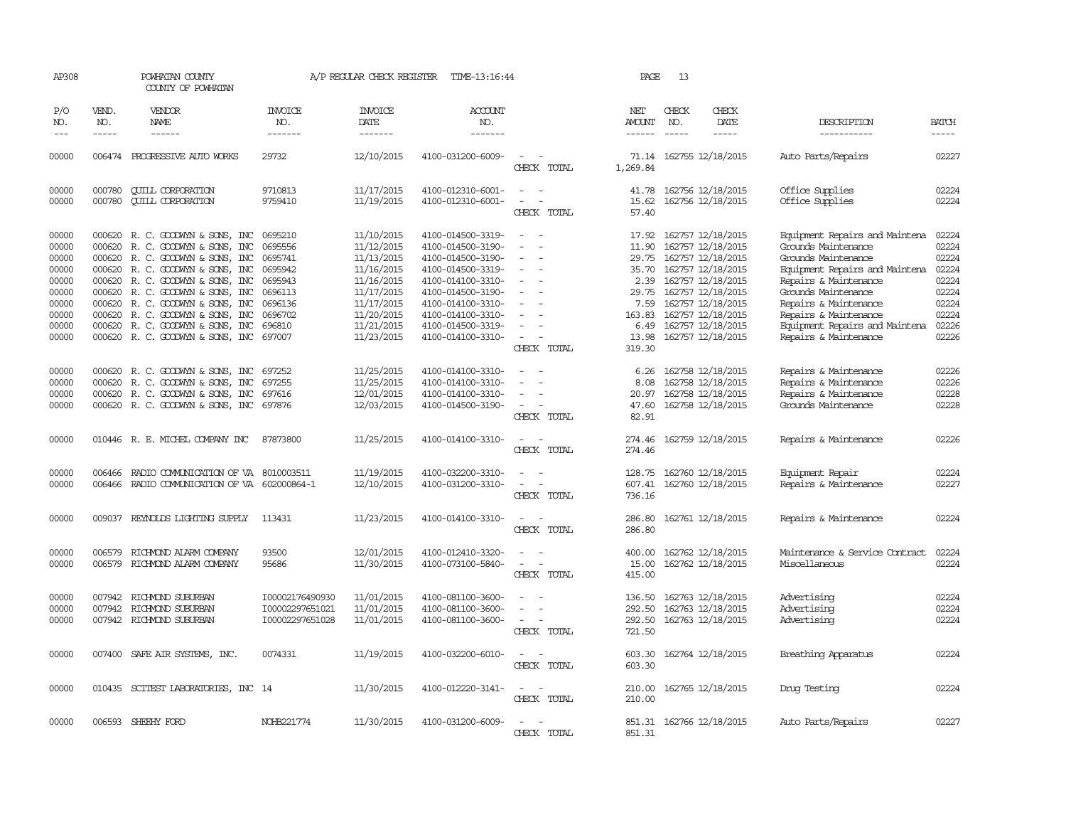AP308 POWHATAN COUNTY A/P REGULAR CHECK REGISTER TIME-13:16:44 PAGE 13

COUNTY OF POWHATAN

| P/O NO. | VEND. NO. | VENDOR NAME | INVOICE NO. | INVOICE DATE | ACCOUNT NO. | | NET AMOUNT | CHECK NO. | CHECK DATE | DESCRIPTION | BATCH |
|---|---|---|---|---|---|---|---|---|---|---|---|
| 00000 | 006474 | PROGRESSIVE AUTO WORKS | 29732 | 12/10/2015 | 4100-031200-6009- | - - | 71.14 | 162755 | 12/18/2015 | Auto Parts/Repairs | 02227 |
| | | | | | | CHECK TOTAL | 1,269.84 | | | | |
| 00000 | 000780 | QUILL CORPORATION | 9710813 | 11/17/2015 | 4100-012310-6001- | - - | 41.78 | 162756 | 12/18/2015 | Office Supplies | 02224 |
| 00000 | 000780 | QUILL CORPORATION | 9759410 | 11/19/2015 | 4100-012310-6001- | - - | 15.62 | 162756 | 12/18/2015 | Office Supplies | 02224 |
| | | | | | | CHECK TOTAL | 57.40 | | | | |
| 00000 | 000620 | R. C. GOODWYN & SONS, INC | 0695210 | 11/10/2015 | 4100-014500-3319- | - - | 17.92 | 162757 | 12/18/2015 | Equipment Repairs and Maintena | 02224 |
| 00000 | 000620 | R. C. GOODWYN & SONS, INC | 0695556 | 11/12/2015 | 4100-014500-3190- | - - | 11.90 | 162757 | 12/18/2015 | Grounds Maintenance | 02224 |
| 00000 | 000620 | R. C. GOODWYN & SONS, INC | 0695741 | 11/13/2015 | 4100-014500-3190- | - - | 29.75 | 162757 | 12/18/2015 | Grounds Maintenance | 02224 |
| 00000 | 000620 | R. C. GOODWYN & SONS, INC | 0695942 | 11/16/2015 | 4100-014500-3319- | - - | 35.70 | 162757 | 12/18/2015 | Equipment Repairs and Maintena | 02224 |
| 00000 | 000620 | R. C. GOODWYN & SONS, INC | 0695943 | 11/16/2015 | 4100-014100-3310- | - - | 2.39 | 162757 | 12/18/2015 | Repairs & Maintenance | 02224 |
| 00000 | 000620 | R. C. GOODWYN & SONS, INC | 0696113 | 11/17/2015 | 4100-014500-3190- | - - | 29.75 | 162757 | 12/18/2015 | Grounds Maintenance | 02224 |
| 00000 | 000620 | R. C. GOODWYN & SONS, INC | 0696136 | 11/17/2015 | 4100-014100-3310- | - - | 7.59 | 162757 | 12/18/2015 | Repairs & Maintenance | 02224 |
| 00000 | 000620 | R. C. GOODWYN & SONS, INC | 0696702 | 11/20/2015 | 4100-014100-3310- | - - | 163.83 | 162757 | 12/18/2015 | Repairs & Maintenance | 02224 |
| 00000 | 000620 | R. C. GOODWYN & SONS, INC | 696810 | 11/21/2015 | 4100-014500-3319- | - - | 6.49 | 162757 | 12/18/2015 | Equipment Repairs and Maintena | 02226 |
| 00000 | 000620 | R. C. GOODWYN & SONS, INC | 697007 | 11/23/2015 | 4100-014100-3310- | - - | 13.98 | 162757 | 12/18/2015 | Repairs & Maintenance | 02226 |
| | | | | | | CHECK TOTAL | 319.30 | | | | |
| 00000 | 000620 | R. C. GOODWYN & SONS, INC | 697252 | 11/25/2015 | 4100-014100-3310- | - - | 6.26 | 162758 | 12/18/2015 | Repairs & Maintenance | 02226 |
| 00000 | 000620 | R. C. GOODWYN & SONS, INC | 697255 | 11/25/2015 | 4100-014100-3310- | - - | 8.08 | 162758 | 12/18/2015 | Repairs & Maintenance | 02226 |
| 00000 | 000620 | R. C. GOODWYN & SONS, INC | 697616 | 12/01/2015 | 4100-014100-3310- | - - | 20.97 | 162758 | 12/18/2015 | Repairs & Maintenance | 02228 |
| 00000 | 000620 | R. C. GOODWYN & SONS, INC | 697876 | 12/03/2015 | 4100-014500-3190- | - - | 47.60 | 162758 | 12/18/2015 | Grounds Maintenance | 02228 |
| | | | | | | CHECK TOTAL | 82.91 | | | | |
| 00000 | 010446 | R. E. MICHEL COMPANY INC | 87873800 | 11/25/2015 | 4100-014100-3310- | - - | 274.46 | 162759 | 12/18/2015 | Repairs & Maintenance | 02226 |
| | | | | | | CHECK TOTAL | 274.46 | | | | |
| 00000 | 006466 | RADIO COMMUNICATION OF VA | 8010003511 | 11/19/2015 | 4100-032200-3310- | - - | 128.75 | 162760 | 12/18/2015 | Equipment Repair | 02224 |
| 00000 | 006466 | RADIO COMMUNICATION OF VA | 602000864-1 | 12/10/2015 | 4100-031200-3310- | - - | 607.41 | 162760 | 12/18/2015 | Repairs & Maintenance | 02227 |
| | | | | | | CHECK TOTAL | 736.16 | | | | |
| 00000 | 009037 | REYNOLDS LIGHTING SUPPLY | 113431 | 11/23/2015 | 4100-014100-3310- | - - | 286.80 | 162761 | 12/18/2015 | Repairs & Maintenance | 02224 |
| | | | | | | CHECK TOTAL | 286.80 | | | | |
| 00000 | 006579 | RICHMOND ALARM COMPANY | 93500 | 12/01/2015 | 4100-012410-3320- | - - | 400.00 | 162762 | 12/18/2015 | Maintenance & Service Contract | 02224 |
| 00000 | 006579 | RICHMOND ALARM COMPANY | 95686 | 11/30/2015 | 4100-073100-5840- | - - | 15.00 | 162762 | 12/18/2015 | Miscellaneous | 02224 |
| | | | | | | CHECK TOTAL | 415.00 | | | | |
| 00000 | 007942 | RICHMOND SUBURBAN | I00002176490930 | 11/01/2015 | 4100-081100-3600- | - - | 136.50 | 162763 | 12/18/2015 | Advertising | 02224 |
| 00000 | 007942 | RICHMOND SUBURBAN | I00002297651021 | 11/01/2015 | 4100-081100-3600- | - - | 292.50 | 162763 | 12/18/2015 | Advertising | 02224 |
| 00000 | 007942 | RICHMOND SUBURBAN | I00002297651028 | 11/01/2015 | 4100-081100-3600- | - - | 292.50 | 162763 | 12/18/2015 | Advertising | 02224 |
| | | | | | | CHECK TOTAL | 721.50 | | | | |
| 00000 | 007400 | SAFE AIR SYSTEMS, INC. | 0074331 | 11/19/2015 | 4100-032200-6010- | - - | 603.30 | 162764 | 12/18/2015 | Breathing Apparatus | 02224 |
| | | | | | | CHECK TOTAL | 603.30 | | | | |
| 00000 | 010435 | SCITEST LABORATORIES, INC | 14 | 11/30/2015 | 4100-012220-3141- | - - | 210.00 | 162765 | 12/18/2015 | Drug Testing | 02224 |
| | | | | | | CHECK TOTAL | 210.00 | | | | |
| 00000 | 006593 | SHEEHY FORD | NOHB221774 | 11/30/2015 | 4100-031200-6009- | - - | 851.31 | 162766 | 12/18/2015 | Auto Parts/Repairs | 02227 |
| | | | | | | CHECK TOTAL | 851.31 | | | | |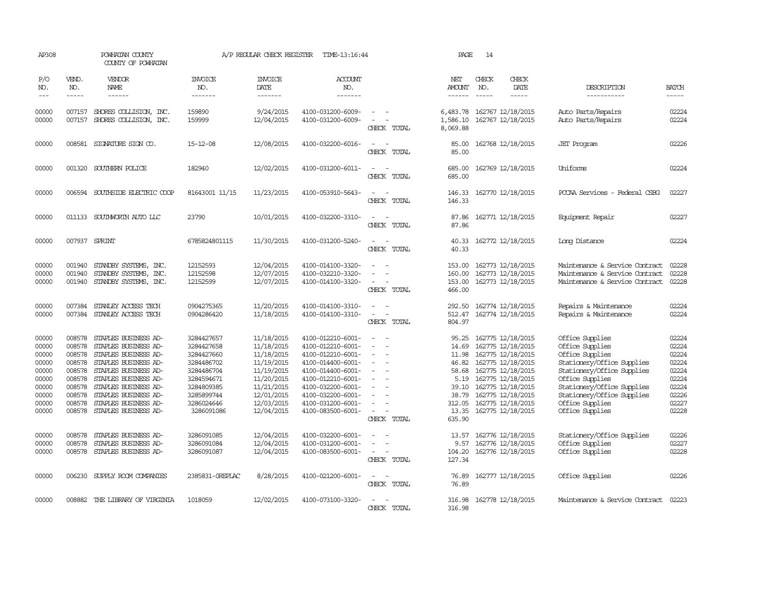AP308 POWHATAN COUNTY A/P REGULAR CHECK REGISTER TIME-13:16:44 PAGE 14
COUNTY OF POWHATAN

| P/O NO. | VEND. NO. | VENDOR NAME | INVOICE NO. | INVOICE DATE | ACCOUNT NO. | | NET AMOUNT | CHECK NO. | CHECK DATE | DESCRIPTION | BATCH |
|---|---|---|---|---|---|---|---|---|---|---|---|
| 00000 | 007157 | SHORES COLLISION, INC. | 159890 | 9/24/2015 | 4100-031200-6009- | - - | 6,483.78 | 162767 | 12/18/2015 | Auto Parts/Repairs | 02224 |
| 00000 | 007157 | SHORES COLLISION, INC. | 159999 | 12/04/2015 | 4100-031200-6009- | - - | 1,586.10 | 162767 | 12/18/2015 | Auto Parts/Repairs | 02224 |
| | | | | | | CHECK TOTAL | 8,069.88 | | | | |
| 00000 | 008581 | SIGNATURE SIGN CO. | 15-12-08 | 12/08/2015 | 4100-032200-6016- | - - | 85.00 | 162768 | 12/18/2015 | JET Program | 02226 |
| | | | | | | CHECK TOTAL | 85.00 | | | | |
| 00000 | 001320 | SOUTHERN POLICE | 182940 | 12/02/2015 | 4100-031200-6011- | - - | 685.00 | 162769 | 12/18/2015 | Uniforms | 02224 |
| | | | | | | CHECK TOTAL | 685.00 | | | | |
| 00000 | 006594 | SOUTHSIDE ELECTRIC COOP | 81643001 11/15 | 11/23/2015 | 4100-053910-5643- | - - | 146.33 | 162770 | 12/18/2015 | PCCAA Services - Federal CSBG | 02227 |
| | | | | | | CHECK TOTAL | 146.33 | | | | |
| 00000 | 011133 | SOUTHWORTH AUTO LLC | 23790 | 10/01/2015 | 4100-032200-3310- | - - | 87.86 | 162771 | 12/18/2015 | Equipment Repair | 02227 |
| | | | | | | CHECK TOTAL | 87.86 | | | | |
| 00000 | 007937 | SPRINT | 6785824801115 | 11/30/2015 | 4100-031200-5240- | - - | 40.33 | 162772 | 12/18/2015 | Long Distance | 02224 |
| | | | | | | CHECK TOTAL | 40.33 | | | | |
| 00000 | 001940 | STANDBY SYSTEMS, INC. | 12152593 | 12/04/2015 | 4100-014100-3320- | - - | 153.00 | 162773 | 12/18/2015 | Maintenance & Service Contract | 02228 |
| 00000 | 001940 | STANDBY SYSTEMS, INC. | 12152598 | 12/07/2015 | 4100-032210-3320- | - - | 160.00 | 162773 | 12/18/2015 | Maintenance & Service Contract | 02228 |
| 00000 | 001940 | STANDBY SYSTEMS, INC. | 12152599 | 12/07/2015 | 4100-014100-3320- | - - | 153.00 | 162773 | 12/18/2015 | Maintenance & Service Contract | 02228 |
| | | | | | | CHECK TOTAL | 466.00 | | | | |
| 00000 | 007384 | STANLEY ACCESS TECH | 0904275365 | 11/20/2015 | 4100-014100-3310- | - - | 292.50 | 162774 | 12/18/2015 | Repairs & Maintenance | 02224 |
| 00000 | 007384 | STANLEY ACCESS TECH | 0904286420 | 11/18/2015 | 4100-014100-3310- | - - | 512.47 | 162774 | 12/18/2015 | Repairs & Maintenance | 02224 |
| | | | | | | CHECK TOTAL | 804.97 | | | | |
| 00000 | 008578 | STAPLES BUSINESS AD- | 3284427657 | 11/18/2015 | 4100-012210-6001- | - - | 95.25 | 162775 | 12/18/2015 | Office Supplies | 02224 |
| 00000 | 008578 | STAPLES BUSINESS AD- | 3284427658 | 11/18/2015 | 4100-012210-6001- | - - | 14.69 | 162775 | 12/18/2015 | Office Supplies | 02224 |
| 00000 | 008578 | STAPLES BUSINESS AD- | 3284427660 | 11/18/2015 | 4100-012210-6001- | - - | 11.98 | 162775 | 12/18/2015 | Office Supplies | 02224 |
| 00000 | 008578 | STAPLES BUSINESS AD- | 3284486702 | 11/19/2015 | 4100-014400-6001- | - - | 46.82 | 162775 | 12/18/2015 | Stationery/Office Supplies | 02224 |
| 00000 | 008578 | STAPLES BUSINESS AD- | 3284486704 | 11/19/2015 | 4100-014400-6001- | - - | 58.68 | 162775 | 12/18/2015 | Stationery/Office Supplies | 02224 |
| 00000 | 008578 | STAPLES BUSINESS AD- | 3284594671 | 11/20/2015 | 4100-012210-6001- | - - | 5.19 | 162775 | 12/18/2015 | Office Supplies | 02224 |
| 00000 | 008578 | STAPLES BUSINESS AD- | 3284809385 | 11/21/2015 | 4100-032200-6001- | - - | 39.10 | 162775 | 12/18/2015 | Stationery/Office Supplies | 02224 |
| 00000 | 008578 | STAPLES BUSINESS AD- | 3285899744 | 12/01/2015 | 4100-032200-6001- | - - | 38.79 | 162775 | 12/18/2015 | Stationery/Office Supplies | 02226 |
| 00000 | 008578 | STAPLES BUSINESS AD- | 3286024646 | 12/03/2015 | 4100-031200-6001- | - - | 312.05 | 162775 | 12/18/2015 | Office Supplies | 02227 |
| 00000 | 008578 | STAPLES BUSINESS AD- | 3286091086 | 12/04/2015 | 4100-083500-6001- | - - | 13.35 | 162775 | 12/18/2015 | Office Supplies | 02228 |
| | | | | | | CHECK TOTAL | 635.90 | | | | |
| 00000 | 008578 | STAPLES BUSINESS AD- | 3286091085 | 12/04/2015 | 4100-032200-6001- | - - | 13.57 | 162776 | 12/18/2015 | Stationery/Office Supplies | 02226 |
| 00000 | 008578 | STAPLES BUSINESS AD- | 3286091084 | 12/04/2015 | 4100-031200-6001- | - - | 9.57 | 162776 | 12/18/2015 | Office Supplies | 02227 |
| 00000 | 008578 | STAPLES BUSINESS AD- | 3286091087 | 12/04/2015 | 4100-083500-6001- | - - | 104.20 | 162776 | 12/18/2015 | Office Supplies | 02228 |
| | | | | | | CHECK TOTAL | 127.34 | | | | |
| 00000 | 006230 | SUPPLY ROOM COMPANIES | 2385831-0REPLAC | 8/28/2015 | 4100-021200-6001- | - - | 76.89 | 162777 | 12/18/2015 | Office Supplies | 02226 |
| | | | | | | CHECK TOTAL | 76.89 | | | | |
| 00000 | 008882 | THE LIBRARY OF VIRGINIA | 1018059 | 12/02/2015 | 4100-073100-3320- | - - | 316.98 | 162778 | 12/18/2015 | Maintenance & Service Contract | 02223 |
| | | | | | | CHECK TOTAL | 316.98 | | | | |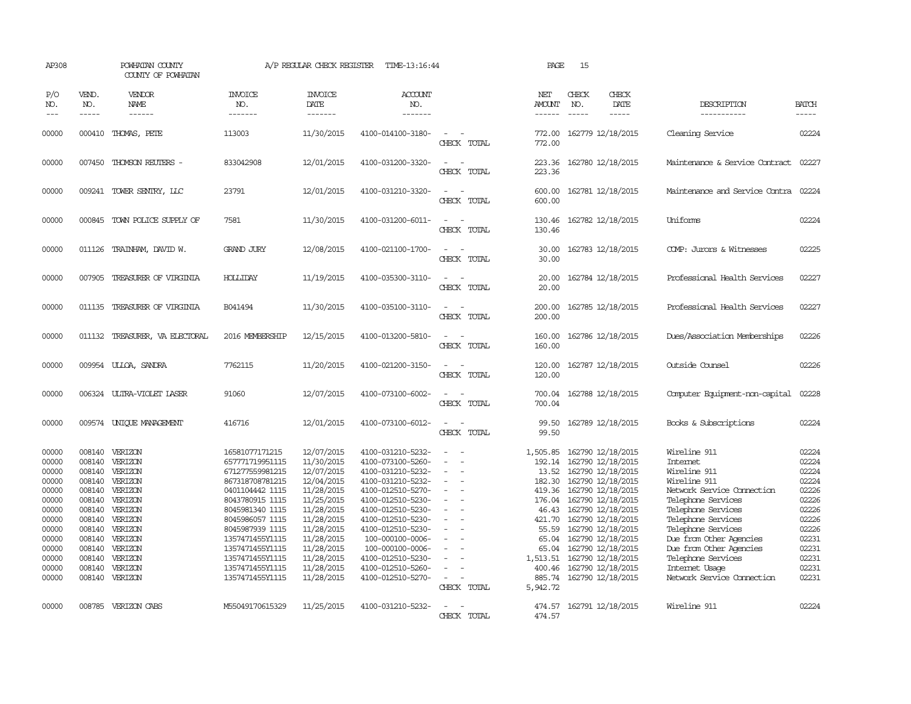AP308 POWHATAN COUNTY A/P REGULAR CHECK REGISTER TIME-13:16:44 PAGE 15

COUNTY OF POWHATAN

| P/O NO. | VEND. NO. | VENDOR NAME | INVOICE NO. | INVOICE DATE | ACCOUNT NO. | | NET AMOUNT | CHECK NO. | CHECK DATE | DESCRIPTION | BATCH |
|---|---|---|---|---|---|---|---|---|---|---|---|
| 00000 | 000410 | THOMAS, PETE | 113003 | 11/30/2015 | 4100-014100-3180- | - - | 772.00 | 162779 | 12/18/2015 | Cleaning Service | 02224 |
| | | | | | | CHECK TOTAL | 772.00 | | | | |
| 00000 | 007450 | THOMSON REUTERS - | 833042908 | 12/01/2015 | 4100-031200-3320- | - - | 223.36 | 162780 | 12/18/2015 | Maintenance & Service Contract | 02227 |
| | | | | | | CHECK TOTAL | 223.36 | | | | |
| 00000 | 009241 | TOWER SENTRY, LLC | 23791 | 12/01/2015 | 4100-031210-3320- | - - | 600.00 | 162781 | 12/18/2015 | Maintenance and Service Contra | 02224 |
| | | | | | | CHECK TOTAL | 600.00 | | | | |
| 00000 | 000845 | TOWN POLICE SUPPLY OF | 7581 | 11/30/2015 | 4100-031200-6011- | - - | 130.46 | 162782 | 12/18/2015 | Uniforms | 02224 |
| | | | | | | CHECK TOTAL | 130.46 | | | | |
| 00000 | 011126 | TRAINHAM, DAVID W. | GRAND JURY | 12/08/2015 | 4100-021100-1700- | - - | 30.00 | 162783 | 12/18/2015 | COMP: Jurors & Witnesses | 02225 |
| | | | | | | CHECK TOTAL | 30.00 | | | | |
| 00000 | 007905 | TREASURER OF VIRGINIA | HOLLIDAY | 11/19/2015 | 4100-035300-3110- | - - | 20.00 | 162784 | 12/18/2015 | Professional Health Services | 02227 |
| | | | | | | CHECK TOTAL | 20.00 | | | | |
| 00000 | 011135 | TREASURER OF VIRGINIA | B041494 | 11/30/2015 | 4100-035100-3110- | - - | 200.00 | 162785 | 12/18/2015 | Professional Health Services | 02227 |
| | | | | | | CHECK TOTAL | 200.00 | | | | |
| 00000 | 011132 | TREASURER, VA ELECTORAL | 2016 MEMBERSHIP | 12/15/2015 | 4100-013200-5810- | - - | 160.00 | 162786 | 12/18/2015 | Dues/Association Memberships | 02226 |
| | | | | | | CHECK TOTAL | 160.00 | | | | |
| 00000 | 009954 | ULLOA, SANDRA | 7762115 | 11/20/2015 | 4100-021200-3150- | - - | 120.00 | 162787 | 12/18/2015 | Outside Counsel | 02226 |
| | | | | | | CHECK TOTAL | 120.00 | | | | |
| 00000 | 006324 | ULTRA-VIOLET LASER | 91060 | 12/07/2015 | 4100-073100-6002- | - - | 700.04 | 162788 | 12/18/2015 | Computer Equipment-non-capital | 02228 |
| | | | | | | CHECK TOTAL | 700.04 | | | | |
| 00000 | 009574 | UNIQUE MANAGEMENT | 416716 | 12/01/2015 | 4100-073100-6012- | - - | 99.50 | 162789 | 12/18/2015 | Books & Subscriptions | 02224 |
| | | | | | | CHECK TOTAL | 99.50 | | | | |
| 00000 | 008140 | VERIZON | 16581077171215 | 12/07/2015 | 4100-031210-5232- | - - | 1,505.85 | 162790 | 12/18/2015 | Wireline 911 | 02224 |
| 00000 | 008140 | VERIZON | 657771719951115 | 11/30/2015 | 4100-073100-5260- | - - | 192.14 | 162790 | 12/18/2015 | Internet | 02224 |
| 00000 | 008140 | VERIZON | 671277559981215 | 12/07/2015 | 4100-031210-5232- | - - | 13.52 | 162790 | 12/18/2015 | Wireline 911 | 02224 |
| 00000 | 008140 | VERIZON | 867318708781215 | 12/04/2015 | 4100-031210-5232- | - - | 182.30 | 162790 | 12/18/2015 | Wireline 911 | 02224 |
| 00000 | 008140 | VERIZON | 0401104442 1115 | 11/28/2015 | 4100-012510-5270- | - - | 419.36 | 162790 | 12/18/2015 | Network Service Connection | 02226 |
| 00000 | 008140 | VERIZON | 8043780915 1115 | 11/25/2015 | 4100-012510-5230- | - - | 176.04 | 162790 | 12/18/2015 | Telephone Services | 02226 |
| 00000 | 008140 | VERIZON | 8045981340 1115 | 11/28/2015 | 4100-012510-5230- | - - | 46.43 | 162790 | 12/18/2015 | Telephone Services | 02226 |
| 00000 | 008140 | VERIZON | 8045986057 1115 | 11/28/2015 | 4100-012510-5230- | - - | 421.70 | 162790 | 12/18/2015 | Telephone Services | 02226 |
| 00000 | 008140 | VERIZON | 8045987939 1115 | 11/28/2015 | 4100-012510-5230- | - - | 55.59 | 162790 | 12/18/2015 | Telephone Services | 02226 |
| 00000 | 008140 | VERIZON | 1357471455Y1115 | 11/28/2015 | 100-000100-0006- | - - | 65.04 | 162790 | 12/18/2015 | Due from Other Agencies | 02231 |
| 00000 | 008140 | VERIZON | 1357471455Y1115 | 11/28/2015 | 100-000100-0006- | - - | 65.04 | 162790 | 12/18/2015 | Due from Other Agencies | 02231 |
| 00000 | 008140 | VERIZON | 1357471455Y1115 | 11/28/2015 | 4100-012510-5230- | - - | 1,513.51 | 162790 | 12/18/2015 | Telephone Services | 02231 |
| 00000 | 008140 | VERIZON | 1357471455Y1115 | 11/28/2015 | 4100-012510-5260- | - - | 400.46 | 162790 | 12/18/2015 | Internet Usage | 02231 |
| 00000 | 008140 | VERIZON | 1357471455Y1115 | 11/28/2015 | 4100-012510-5270- | - - | 885.74 | 162790 | 12/18/2015 | Network Service Connection | 02231 |
| | | | | | | CHECK TOTAL | 5,942.72 | | | | |
| 00000 | 008785 | VERIZON CABS | M55049170615329 | 11/25/2015 | 4100-031210-5232- | - - | 474.57 | 162791 | 12/18/2015 | Wireline 911 | 02224 |
| | | | | | | CHECK TOTAL | 474.57 | | | | |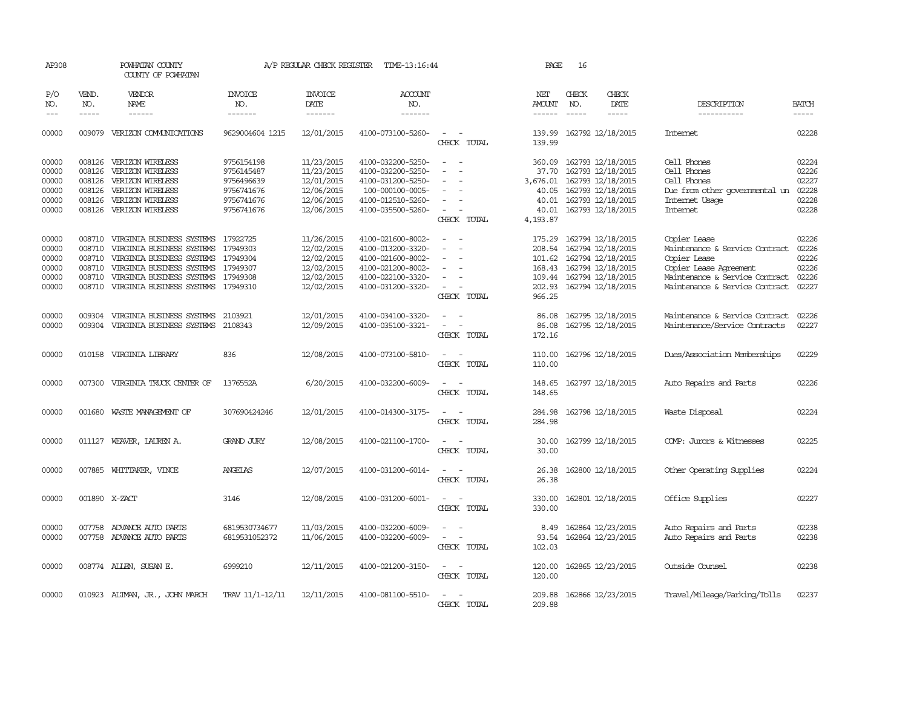AP308 POWHATAN COUNTY A/P REGULAR CHECK REGISTER TIME-13:16:44

COUNTY OF POWHATAN

| P/O NO. | VEND. NO. | VENDOR NAME | INVOICE NO. | INVOICE DATE | ACCOUNT NO. | | NET AMOUNT | CHECK NO. | CHECK DATE | DESCRIPTION | BATCH |
|---|---|---|---|---|---|---|---|---|---|---|---|
| 00000 | 009079 | VERIZON COMMUNICATIONS | 9629004604 1215 | 12/01/2015 | 4100-073100-5260- | - - | 139.99 | 162792 | 12/18/2015 | Internet | 02228 |
| | | | | | | CHECK TOTAL | 139.99 | | | | |
| 00000 | 008126 | VERIZON WIRELESS | 9756154198 | 11/23/2015 | 4100-032200-5250- | - - | 360.09 | 162793 | 12/18/2015 | Cell Phones | 02224 |
| 00000 | 008126 | VERIZON WIRELESS | 9756145487 | 11/23/2015 | 4100-032200-5250- | - - | 37.70 | 162793 | 12/18/2015 | Cell Phones | 02226 |
| 00000 | 008126 | VERIZON WIRELESS | 9756496639 | 12/01/2015 | 4100-031200-5250- | - - | 3,676.01 | 162793 | 12/18/2015 | Cell Phones | 02227 |
| 00000 | 008126 | VERIZON WIRELESS | 9756741676 | 12/06/2015 | 100-000100-0005- | - - | 40.05 | 162793 | 12/18/2015 | Due from other governmental un | 02228 |
| 00000 | 008126 | VERIZON WIRELESS | 9756741676 | 12/06/2015 | 4100-012510-5260- | - - | 40.01 | 162793 | 12/18/2015 | Internet Usage | 02228 |
| 00000 | 008126 | VERIZON WIRELESS | 9756741676 | 12/06/2015 | 4100-035500-5260- | - - | 40.01 | 162793 | 12/18/2015 | Internet | 02228 |
| | | | | | | CHECK TOTAL | 4,193.87 | | | | |
| 00000 | 008710 | VIRGINIA BUSINESS SYSTEMS | 17922725 | 11/26/2015 | 4100-021600-8002- | - - | 175.29 | 162794 | 12/18/2015 | Copier Lease | 02226 |
| 00000 | 008710 | VIRGINIA BUSINESS SYSTEMS | 17949303 | 12/02/2015 | 4100-013200-3320- | - - | 208.54 | 162794 | 12/18/2015 | Maintenance & Service Contract | 02226 |
| 00000 | 008710 | VIRGINIA BUSINESS SYSTEMS | 17949304 | 12/02/2015 | 4100-021600-8002- | - - | 101.62 | 162794 | 12/18/2015 | Copier Lease | 02226 |
| 00000 | 008710 | VIRGINIA BUSINESS SYSTEMS | 17949307 | 12/02/2015 | 4100-021200-8002- | - - | 168.43 | 162794 | 12/18/2015 | Copier Lease Agreement | 02226 |
| 00000 | 008710 | VIRGINIA BUSINESS SYSTEMS | 17949308 | 12/02/2015 | 4100-022100-3320- | - - | 109.44 | 162794 | 12/18/2015 | Maintenance & Service Contract | 02226 |
| 00000 | 008710 | VIRGINIA BUSINESS SYSTEMS | 17949310 | 12/02/2015 | 4100-031200-3320- | - - | 202.93 | 162794 | 12/18/2015 | Maintenance & Service Contract | 02227 |
| | | | | | | CHECK TOTAL | 966.25 | | | | |
| 00000 | 009304 | VIRGINIA BUSINESS SYSTEMS | 2103921 | 12/01/2015 | 4100-034100-3320- | - - | 86.08 | 162795 | 12/18/2015 | Maintenance & Service Contract | 02226 |
| 00000 | 009304 | VIRGINIA BUSINESS SYSTEMS | 2108343 | 12/09/2015 | 4100-035100-3321- | - - | 86.08 | 162795 | 12/18/2015 | Maintenance/Service Contracts | 02227 |
| | | | | | | CHECK TOTAL | 172.16 | | | | |
| 00000 | 010158 | VIRGINIA LIBRARY | 836 | 12/08/2015 | 4100-073100-5810- | - - | 110.00 | 162796 | 12/18/2015 | Dues/Association Memberships | 02229 |
| | | | | | | CHECK TOTAL | 110.00 | | | | |
| 00000 | 007300 | VIRGINIA TRUCK CENTER OF | 1376552A | 6/20/2015 | 4100-032200-6009- | - - | 148.65 | 162797 | 12/18/2015 | Auto Repairs and Parts | 02226 |
| | | | | | | CHECK TOTAL | 148.65 | | | | |
| 00000 | 001680 | WASTE MANAGEMENT OF | 307690424246 | 12/01/2015 | 4100-014300-3175- | - - | 284.98 | 162798 | 12/18/2015 | Waste Disposal | 02224 |
| | | | | | | CHECK TOTAL | 284.98 | | | | |
| 00000 | 011127 | WEAVER, LAUREN A. | GRAND JURY | 12/08/2015 | 4100-021100-1700- | - - | 30.00 | 162799 | 12/18/2015 | COMP: Jurors & Witnesses | 02225 |
| | | | | | | CHECK TOTAL | 30.00 | | | | |
| 00000 | 007885 | WHITTAKER, VINCE | ANGELAS | 12/07/2015 | 4100-031200-6014- | - - | 26.38 | 162800 | 12/18/2015 | Other Operating Supplies | 02224 |
| | | | | | | CHECK TOTAL | 26.38 | | | | |
| 00000 | 001890 | X-ZACT | 3146 | 12/08/2015 | 4100-031200-6001- | - - | 330.00 | 162801 | 12/18/2015 | Office Supplies | 02227 |
| | | | | | | CHECK TOTAL | 330.00 | | | | |
| 00000 | 007758 | ADVANCE AUTO PARTS | 6819530734677 | 11/03/2015 | 4100-032200-6009- | - - | 8.49 | 162864 | 12/23/2015 | Auto Repairs and Parts | 02238 |
| 00000 | 007758 | ADVANCE AUTO PARTS | 6819531052372 | 11/06/2015 | 4100-032200-6009- | - - | 93.54 | 162864 | 12/23/2015 | Auto Repairs and Parts | 02238 |
| | | | | | | CHECK TOTAL | 102.03 | | | | |
| 00000 | 008774 | ALLEN, SUSAN E. | 6999210 | 12/11/2015 | 4100-021200-3150- | - - | 120.00 | 162865 | 12/23/2015 | Outside Counsel | 02238 |
| | | | | | | CHECK TOTAL | 120.00 | | | | |
| 00000 | 010923 | ALTMAN, JR., JOHN MARCH | TRAV 11/1-12/11 | 12/11/2015 | 4100-081100-5510- | - - | 209.88 | 162866 | 12/23/2015 | Travel/Mileage/Parking/Tolls | 02237 |
| | | | | | | CHECK TOTAL | 209.88 | | | | |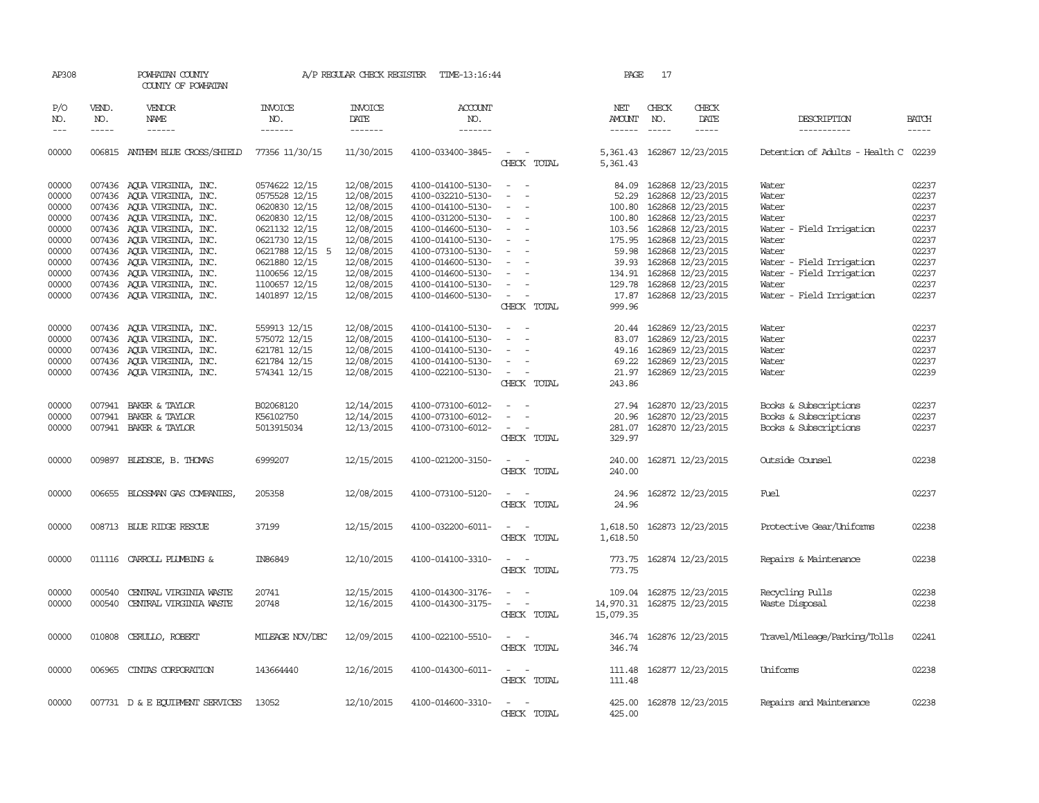AP308 POWHATAN COUNTY A/P REGULAR CHECK REGISTER TIME-13:16:44 PAGE 17

COUNTY OF POWHATAN

| P/O NO. | VEND. NO. | VENDOR NAME | INVOICE NO. | INVOICE DATE | ACCOUNT NO. | | NET AMOUNT | CHECK NO. | CHECK DATE | DESCRIPTION | BATCH |
|---|---|---|---|---|---|---|---|---|---|---|---|
| 00000 | 006815 | ANTHEM BLUE CROSS/SHIELD | 77356 11/30/15 | 11/30/2015 | 4100-033400-3845- | - - | 5,361.43 | 162867 | 12/23/2015 | Detention of Adults - Health C | 02239 |
| | | | | | | CHECK TOTAL | 5,361.43 | | | | |
| 00000 | 007436 | AQUA VIRGINIA, INC. | 0574622 12/15 | 12/08/2015 | 4100-014100-5130- | - - | 84.09 | 162868 | 12/23/2015 | Water | 02237 |
| 00000 | 007436 | AQUA VIRGINIA, INC. | 0575528 12/15 | 12/08/2015 | 4100-032210-5130- | - - | 52.29 | 162868 | 12/23/2015 | Water | 02237 |
| 00000 | 007436 | AQUA VIRGINIA, INC. | 0620830 12/15 | 12/08/2015 | 4100-014100-5130- | - - | 100.80 | 162868 | 12/23/2015 | Water | 02237 |
| 00000 | 007436 | AQUA VIRGINIA, INC. | 0620830 12/15 | 12/08/2015 | 4100-031200-5130- | - - | 100.80 | 162868 | 12/23/2015 | Water | 02237 |
| 00000 | 007436 | AQUA VIRGINIA, INC. | 0621132 12/15 | 12/08/2015 | 4100-014600-5130- | - - | 103.56 | 162868 | 12/23/2015 | Water - Field Irrigation | 02237 |
| 00000 | 007436 | AQUA VIRGINIA, INC. | 0621730 12/15 | 12/08/2015 | 4100-014100-5130- | - - | 175.95 | 162868 | 12/23/2015 | Water | 02237 |
| 00000 | 007436 | AQUA VIRGINIA, INC. | 0621788 12/15 5 | 12/08/2015 | 4100-073100-5130- | - - | 59.98 | 162868 | 12/23/2015 | Water | 02237 |
| 00000 | 007436 | AQUA VIRGINIA, INC. | 0621880 12/15 | 12/08/2015 | 4100-014600-5130- | - - | 39.93 | 162868 | 12/23/2015 | Water - Field Irrigation | 02237 |
| 00000 | 007436 | AQUA VIRGINIA, INC. | 1100656 12/15 | 12/08/2015 | 4100-014600-5130- | - - | 134.91 | 162868 | 12/23/2015 | Water - Field Irrigation | 02237 |
| 00000 | 007436 | AQUA VIRGINIA, INC. | 1100657 12/15 | 12/08/2015 | 4100-014100-5130- | - - | 129.78 | 162868 | 12/23/2015 | Water | 02237 |
| 00000 | 007436 | AQUA VIRGINIA, INC. | 1401897 12/15 | 12/08/2015 | 4100-014600-5130- | - - | 17.87 | 162868 | 12/23/2015 | Water - Field Irrigation | 02237 |
| | | | | | | CHECK TOTAL | 999.96 | | | | |
| 00000 | 007436 | AQUA VIRGINIA, INC. | 559913 12/15 | 12/08/2015 | 4100-014100-5130- | - - | 20.44 | 162869 | 12/23/2015 | Water | 02237 |
| 00000 | 007436 | AQUA VIRGINIA, INC. | 575072 12/15 | 12/08/2015 | 4100-014100-5130- | - - | 83.07 | 162869 | 12/23/2015 | Water | 02237 |
| 00000 | 007436 | AQUA VIRGINIA, INC. | 621781 12/15 | 12/08/2015 | 4100-014100-5130- | - - | 49.16 | 162869 | 12/23/2015 | Water | 02237 |
| 00000 | 007436 | AQUA VIRGINIA, INC. | 621784 12/15 | 12/08/2015 | 4100-014100-5130- | - - | 69.22 | 162869 | 12/23/2015 | Water | 02237 |
| 00000 | 007436 | AQUA VIRGINIA, INC. | 574341 12/15 | 12/08/2015 | 4100-022100-5130- | - - | 21.97 | 162869 | 12/23/2015 | Water | 02239 |
| | | | | | | CHECK TOTAL | 243.86 | | | | |
| 00000 | 007941 | BAKER & TAYLOR | B02068120 | 12/14/2015 | 4100-073100-6012- | - - | 27.94 | 162870 | 12/23/2015 | Books & Subscriptions | 02237 |
| 00000 | 007941 | BAKER & TAYLOR | K56102750 | 12/14/2015 | 4100-073100-6012- | - - | 20.96 | 162870 | 12/23/2015 | Books & Subscriptions | 02237 |
| 00000 | 007941 | BAKER & TAYLOR | 5013915034 | 12/13/2015 | 4100-073100-6012- | - - | 281.07 | 162870 | 12/23/2015 | Books & Subscriptions | 02237 |
| | | | | | | CHECK TOTAL | 329.97 | | | | |
| 00000 | 009897 | BLEDSOE, B. THOMAS | 6999207 | 12/15/2015 | 4100-021200-3150- | - - | 240.00 | 162871 | 12/23/2015 | Outside Counsel | 02238 |
| | | | | | | CHECK TOTAL | 240.00 | | | | |
| 00000 | 006655 | BLOSSMAN GAS COMPANIES, | 205358 | 12/08/2015 | 4100-073100-5120- | - - | 24.96 | 162872 | 12/23/2015 | Fuel | 02237 |
| | | | | | | CHECK TOTAL | 24.96 | | | | |
| 00000 | 008713 | BLUE RIDGE RESCUE | 37199 | 12/15/2015 | 4100-032200-6011- | - - | 1,618.50 | 162873 | 12/23/2015 | Protective Gear/Uniforms | 02238 |
| | | | | | | CHECK TOTAL | 1,618.50 | | | | |
| 00000 | 011116 | CARROLL PLUMBING & | IN86849 | 12/10/2015 | 4100-014100-3310- | - - | 773.75 | 162874 | 12/23/2015 | Repairs & Maintenance | 02238 |
| | | | | | | CHECK TOTAL | 773.75 | | | | |
| 00000 | 000540 | CENTRAL VIRGINIA WASTE | 20741 | 12/15/2015 | 4100-014300-3176- | - - | 109.04 | 162875 | 12/23/2015 | Recycling Pulls | 02238 |
| 00000 | 000540 | CENTRAL VIRGINIA WASTE | 20748 | 12/16/2015 | 4100-014300-3175- | - - | 14,970.31 | 162875 | 12/23/2015 | Waste Disposal | 02238 |
| | | | | | | CHECK TOTAL | 15,079.35 | | | | |
| 00000 | 010808 | CERULLO, ROBERT | MILEAGE NOV/DEC | 12/09/2015 | 4100-022100-5510- | - - | 346.74 | 162876 | 12/23/2015 | Travel/Mileage/Parking/Tolls | 02241 |
| | | | | | | CHECK TOTAL | 346.74 | | | | |
| 00000 | 006965 | CINTAS CORPORATION | 143664440 | 12/16/2015 | 4100-014300-6011- | - - | 111.48 | 162877 | 12/23/2015 | Uniforms | 02238 |
| | | | | | | CHECK TOTAL | 111.48 | | | | |
| 00000 | 007731 | D & E EQUIPMENT SERVICES | 13052 | 12/10/2015 | 4100-014600-3310- | - - | 425.00 | 162878 | 12/23/2015 | Repairs and Maintenance | 02238 |
| | | | | | | CHECK TOTAL | 425.00 | | | | |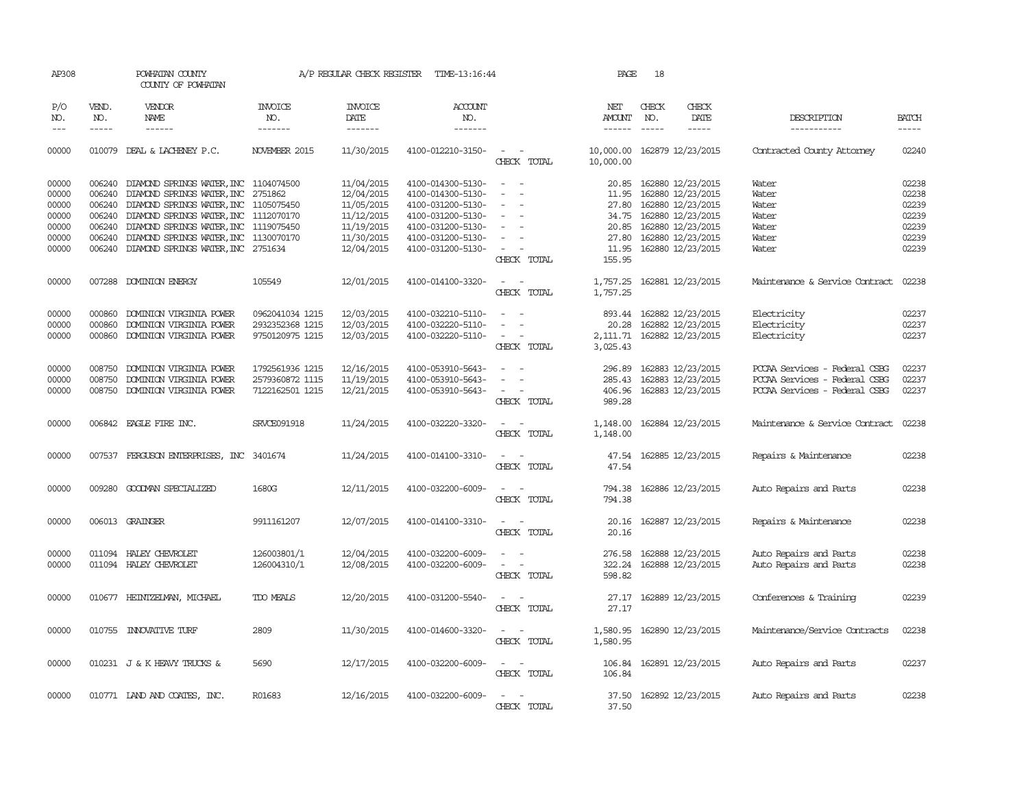AP308 POWHATAN COUNTY A/P REGULAR CHECK REGISTER TIME-13:16:44

COUNTY OF POWHATAN

| P/O NO. | VEND. NO. | VENDOR NAME | INVOICE NO. | INVOICE DATE | ACCOUNT NO. | | NET AMOUNT | CHECK NO. | CHECK DATE | DESCRIPTION | BATCH |
|---|---|---|---|---|---|---|---|---|---|---|---|
| 00000 | 010079 | DEAL & LACHENEY P.C. | NOVEMBER 2015 | 11/30/2015 | 4100-012210-3150- | - - | 10,000.00 | 162879 | 12/23/2015 | Contracted County Attorney | 02240 |
| | | | | | | CHECK TOTAL | 10,000.00 | | | | |
| 00000 | 006240 | DIAMOND SPRINGS WATER,INC | 1104074500 | 11/04/2015 | 4100-014300-5130- | - - | 20.85 | 162880 | 12/23/2015 | Water | 02238 |
| 00000 | 006240 | DIAMOND SPRINGS WATER,INC | 2751862 | 12/04/2015 | 4100-014300-5130- | - - | 11.95 | 162880 | 12/23/2015 | Water | 02238 |
| 00000 | 006240 | DIAMOND SPRINGS WATER,INC | 1105075450 | 11/05/2015 | 4100-031200-5130- | - - | 27.80 | 162880 | 12/23/2015 | Water | 02239 |
| 00000 | 006240 | DIAMOND SPRINGS WATER,INC | 1112070170 | 11/12/2015 | 4100-031200-5130- | - - | 34.75 | 162880 | 12/23/2015 | Water | 02239 |
| 00000 | 006240 | DIAMOND SPRINGS WATER,INC | 1119075450 | 11/19/2015 | 4100-031200-5130- | - - | 20.85 | 162880 | 12/23/2015 | Water | 02239 |
| 00000 | 006240 | DIAMOND SPRINGS WATER,INC | 1130070170 | 11/30/2015 | 4100-031200-5130- | - - | 27.80 | 162880 | 12/23/2015 | Water | 02239 |
| 00000 | 006240 | DIAMOND SPRINGS WATER,INC | 2751634 | 12/04/2015 | 4100-031200-5130- | - - | 11.95 | 162880 | 12/23/2015 | Water | 02239 |
| | | | | | | CHECK TOTAL | 155.95 | | | | |
| 00000 | 007288 | DOMINION ENERGY | 105549 | 12/01/2015 | 4100-014100-3320- | - - | 1,757.25 | 162881 | 12/23/2015 | Maintenance & Service Contract | 02238 |
| | | | | | | CHECK TOTAL | 1,757.25 | | | | |
| 00000 | 000860 | DOMINION VIRGINIA POWER | 0962041034 1215 | 12/03/2015 | 4100-032210-5110- | - - | 893.44 | 162882 | 12/23/2015 | Electricity | 02237 |
| 00000 | 000860 | DOMINION VIRGINIA POWER | 2932352368 1215 | 12/03/2015 | 4100-032220-5110- | - - | 20.28 | 162882 | 12/23/2015 | Electricity | 02237 |
| 00000 | 000860 | DOMINION VIRGINIA POWER | 9750120975 1215 | 12/03/2015 | 4100-032220-5110- | - - | 2,111.71 | 162882 | 12/23/2015 | Electricity | 02237 |
| | | | | | | CHECK TOTAL | 3,025.43 | | | | |
| 00000 | 008750 | DOMINION VIRGINIA POWER | 1792561936 1215 | 12/16/2015 | 4100-053910-5643- | - - | 296.89 | 162883 | 12/23/2015 | PCCAA Services - Federal CSBG | 02237 |
| 00000 | 008750 | DOMINION VIRGINIA POWER | 2579360872 1115 | 11/19/2015 | 4100-053910-5643- | - - | 285.43 | 162883 | 12/23/2015 | PCCAA Services - Federal CSBG | 02237 |
| 00000 | 008750 | DOMINION VIRGINIA POWER | 7122162501 1215 | 12/21/2015 | 4100-053910-5643- | - - | 406.96 | 162883 | 12/23/2015 | PCCAA Services - Federal CSBG | 02237 |
| | | | | | | CHECK TOTAL | 989.28 | | | | |
| 00000 | 006842 | EAGLE FIRE INC. | SRVCE091918 | 11/24/2015 | 4100-032220-3320- | - - | 1,148.00 | 162884 | 12/23/2015 | Maintenance & Service Contract | 02238 |
| | | | | | | CHECK TOTAL | 1,148.00 | | | | |
| 00000 | 007537 | FERGUSON ENTERPRISES, INC | 3401674 | 11/24/2015 | 4100-014100-3310- | - - | 47.54 | 162885 | 12/23/2015 | Repairs & Maintenance | 02238 |
| | | | | | | CHECK TOTAL | 47.54 | | | | |
| 00000 | 009280 | GOODMAN SPECIALIZED | 1680G | 12/11/2015 | 4100-032200-6009- | - - | 794.38 | 162886 | 12/23/2015 | Auto Repairs and Parts | 02238 |
| | | | | | | CHECK TOTAL | 794.38 | | | | |
| 00000 | 006013 | GRAINGER | 9911161207 | 12/07/2015 | 4100-014100-3310- | - - | 20.16 | 162887 | 12/23/2015 | Repairs & Maintenance | 02238 |
| | | | | | | CHECK TOTAL | 20.16 | | | | |
| 00000 | 011094 | HALEY CHEVROLET | 126003801/1 | 12/04/2015 | 4100-032200-6009- | - - | 276.58 | 162888 | 12/23/2015 | Auto Repairs and Parts | 02238 |
| 00000 | 011094 | HALEY CHEVROLET | 126004310/1 | 12/08/2015 | 4100-032200-6009- | - - | 322.24 | 162888 | 12/23/2015 | Auto Repairs and Parts | 02238 |
| | | | | | | CHECK TOTAL | 598.82 | | | | |
| 00000 | 010677 | HEINTZELMAN, MICHAEL | TDO MEALS | 12/20/2015 | 4100-031200-5540- | - - | 27.17 | 162889 | 12/23/2015 | Conferences & Training | 02239 |
| | | | | | | CHECK TOTAL | 27.17 | | | | |
| 00000 | 010755 | INNOVATIVE TURF | 2809 | 11/30/2015 | 4100-014600-3320- | - - | 1,580.95 | 162890 | 12/23/2015 | Maintenance/Service Contracts | 02238 |
| | | | | | | CHECK TOTAL | 1,580.95 | | | | |
| 00000 | 010231 | J & K HEAVY TRUCKS & | 5690 | 12/17/2015 | 4100-032200-6009- | - - | 106.84 | 162891 | 12/23/2015 | Auto Repairs and Parts | 02237 |
| | | | | | | CHECK TOTAL | 106.84 | | | | |
| 00000 | 010771 | LAND AND COATES, INC. | R01683 | 12/16/2015 | 4100-032200-6009- | - - | 37.50 | 162892 | 12/23/2015 | Auto Repairs and Parts | 02238 |
| | | | | | | CHECK TOTAL | 37.50 | | | | |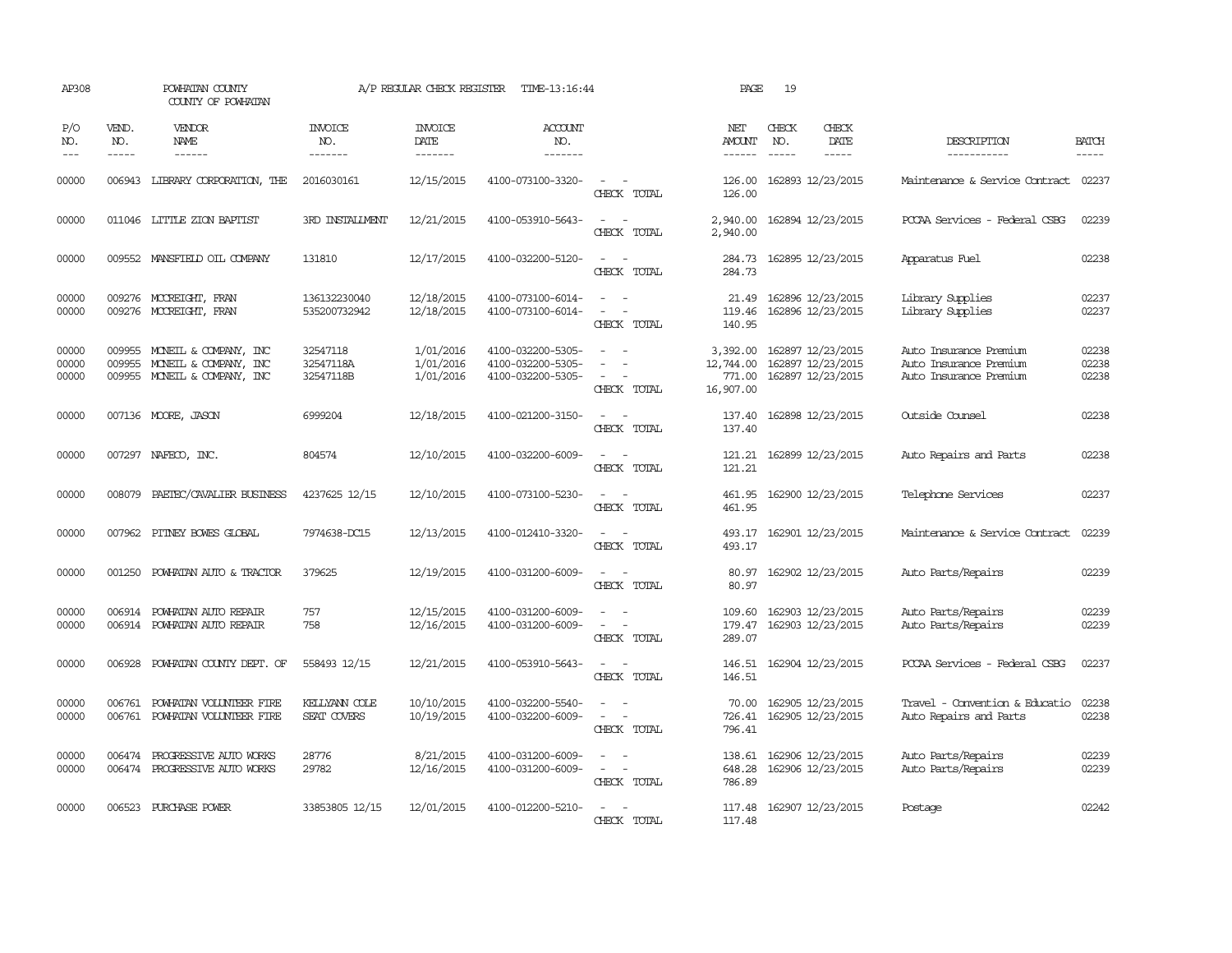AP308 POWHATAN COUNTY A/P REGULAR CHECK REGISTER TIME-13:16:44 PAGE 19

COUNTY OF POWHATAN

| P/O NO. | VEND. NO. | VENDOR NAME | INVOICE NO. | INVOICE DATE | ACCOUNT NO. | | NET AMOUNT | CHECK NO. | CHECK DATE | DESCRIPTION | BATCH |
|---|---|---|---|---|---|---|---|---|---|---|---|
| 00000 | 006943 | LIBRARY CORPORATION, THE | 2016030161 | 12/15/2015 | 4100-073100-3320- | - - | 126.00 | 162893 | 12/23/2015 | Maintenance & Service Contract | 02237 |
| | | | | | | CHECK TOTAL | 126.00 | | | | |
| 00000 | 011046 | LITTLE ZION BAPTIST | 3RD INSTALLMENT | 12/21/2015 | 4100-053910-5643- | - - | 2,940.00 | 162894 | 12/23/2015 | PCCAA Services - Federal CSBG | 02239 |
| | | | | | | CHECK TOTAL | 2,940.00 | | | | |
| 00000 | 009552 | MANSFIELD OIL COMPANY | 131810 | 12/17/2015 | 4100-032200-5120- | - - | 284.73 | 162895 | 12/23/2015 | Apparatus Fuel | 02238 |
| | | | | | | CHECK TOTAL | 284.73 | | | | |
| 00000 | 009276 | MCCREIGHT, FRAN | 136132230040 | 12/18/2015 | 4100-073100-6014- | - - | 21.49 | 162896 | 12/23/2015 | Library Supplies | 02237 |
| 00000 | 009276 | MCCREIGHT, FRAN | 535200732942 | 12/18/2015 | 4100-073100-6014- | - - | 119.46 | 162896 | 12/23/2015 | Library Supplies | 02237 |
| | | | | | | CHECK TOTAL | 140.95 | | | | |
| 00000 | 009955 | MCNEIL & COMPANY, INC | 32547118 | 1/01/2016 | 4100-032200-5305- | - - | 3,392.00 | 162897 | 12/23/2015 | Auto Insurance Premium | 02238 |
| 00000 | 009955 | MCNEIL & COMPANY, INC | 32547118A | 1/01/2016 | 4100-032200-5305- | - - | 12,744.00 | 162897 | 12/23/2015 | Auto Insurance Premium | 02238 |
| 00000 | 009955 | MCNEIL & COMPANY, INC | 32547118B | 1/01/2016 | 4100-032200-5305- | - - | 771.00 | 162897 | 12/23/2015 | Auto Insurance Premium | 02238 |
| | | | | | | CHECK TOTAL | 16,907.00 | | | | |
| 00000 | 007136 | MOORE, JASON | 6999204 | 12/18/2015 | 4100-021200-3150- | - - | 137.40 | 162898 | 12/23/2015 | Outside Counsel | 02238 |
| | | | | | | CHECK TOTAL | 137.40 | | | | |
| 00000 | 007297 | NAFECO, INC. | 804574 | 12/10/2015 | 4100-032200-6009- | - - | 121.21 | 162899 | 12/23/2015 | Auto Repairs and Parts | 02238 |
| | | | | | | CHECK TOTAL | 121.21 | | | | |
| 00000 | 008079 | PAETEC/CAVALIER BUSINESS | 4237625 12/15 | 12/10/2015 | 4100-073100-5230- | - - | 461.95 | 162900 | 12/23/2015 | Telephone Services | 02237 |
| | | | | | | CHECK TOTAL | 461.95 | | | | |
| 00000 | 007962 | PITNEY BOWES GLOBAL | 7974638-DC15 | 12/13/2015 | 4100-012410-3320- | - - | 493.17 | 162901 | 12/23/2015 | Maintenance & Service Contract | 02239 |
| | | | | | | CHECK TOTAL | 493.17 | | | | |
| 00000 | 001250 | POWHATAN AUTO & TRACTOR | 379625 | 12/19/2015 | 4100-031200-6009- | - - | 80.97 | 162902 | 12/23/2015 | Auto Parts/Repairs | 02239 |
| | | | | | | CHECK TOTAL | 80.97 | | | | |
| 00000 | 006914 | POWHATAN AUTO REPAIR | 757 | 12/15/2015 | 4100-031200-6009- | - - | 109.60 | 162903 | 12/23/2015 | Auto Parts/Repairs | 02239 |
| 00000 | 006914 | POWHATAN AUTO REPAIR | 758 | 12/16/2015 | 4100-031200-6009- | - - | 179.47 | 162903 | 12/23/2015 | Auto Parts/Repairs | 02239 |
| | | | | | | CHECK TOTAL | 289.07 | | | | |
| 00000 | 006928 | POWHATAN COUNTY DEPT. OF | 558493 12/15 | 12/21/2015 | 4100-053910-5643- | - - | 146.51 | 162904 | 12/23/2015 | PCCAA Services - Federal CSBG | 02237 |
| | | | | | | CHECK TOTAL | 146.51 | | | | |
| 00000 | 006761 | POWHATAN VOLUNTEER FIRE | KELLYANN COLE | 10/10/2015 | 4100-032200-5540- | - - | 70.00 | 162905 | 12/23/2015 | Travel - Convention & Educatio | 02238 |
| 00000 | 006761 | POWHATAN VOLUNTEER FIRE | SEAT COVERS | 10/19/2015 | 4100-032200-6009- | - - | 726.41 | 162905 | 12/23/2015 | Auto Repairs and Parts | 02238 |
| | | | | | | CHECK TOTAL | 796.41 | | | | |
| 00000 | 006474 | PROGRESSIVE AUTO WORKS | 28776 | 8/21/2015 | 4100-031200-6009- | - - | 138.61 | 162906 | 12/23/2015 | Auto Parts/Repairs | 02239 |
| 00000 | 006474 | PROGRESSIVE AUTO WORKS | 29782 | 12/16/2015 | 4100-031200-6009- | - - | 648.28 | 162906 | 12/23/2015 | Auto Parts/Repairs | 02239 |
| | | | | | | CHECK TOTAL | 786.89 | | | | |
| 00000 | 006523 | PURCHASE POWER | 33853805 12/15 | 12/01/2015 | 4100-012200-5210- | - - | 117.48 | 162907 | 12/23/2015 | Postage | 02242 |
| | | | | | | CHECK TOTAL | 117.48 | | | | |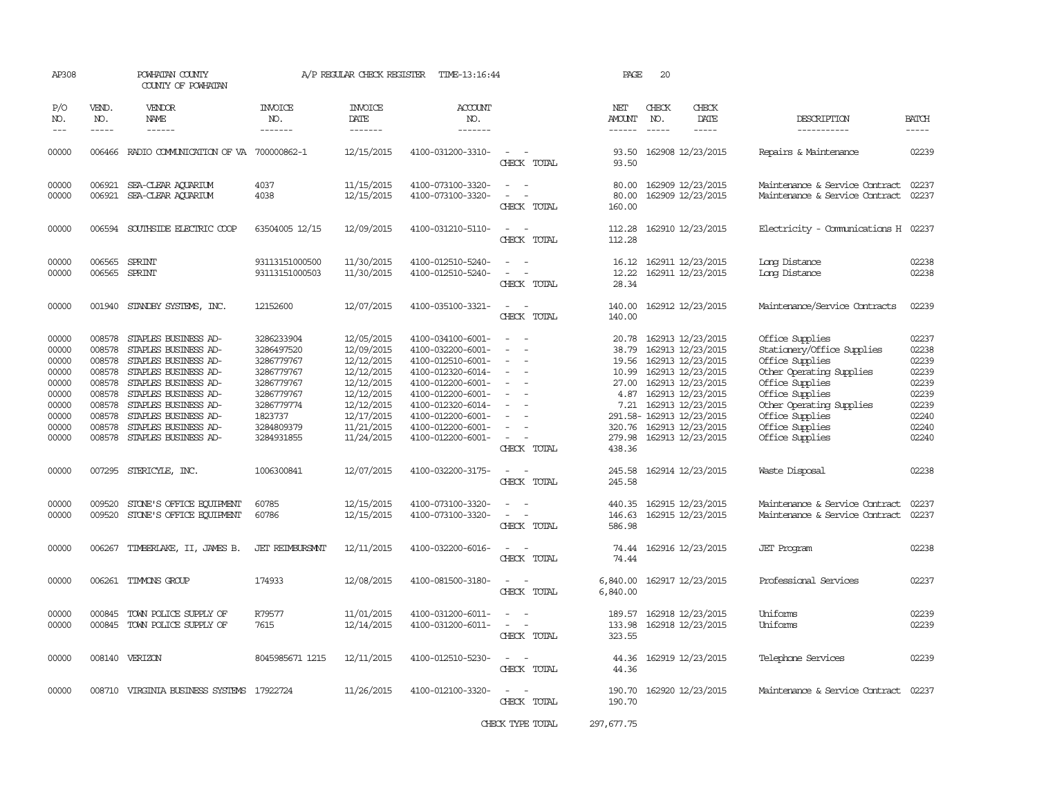AP308 POWHATAN COUNTY A/P REGULAR CHECK REGISTER TIME-13:16:44 PAGE 20

COUNTY OF POWHATAN

| P/O NO. | VEND. NO. | VENDOR NAME | INVOICE NO. | INVOICE DATE | ACCOUNT NO. | | NET AMOUNT | CHECK NO. | CHECK DATE | DESCRIPTION | BATCH |
|---|---|---|---|---|---|---|---|---|---|---|---|
| 00000 | 006466 | RADIO COMMUNICATION OF VA | 700000862-1 | 12/15/2015 | 4100-031200-3310- | - - | 93.50 | 162908 | 12/23/2015 | Repairs & Maintenance | 02239 |
| | | | | | | CHECK TOTAL | 93.50 | | | | |
| 00000 | 006921 | SEA-CLEAR AQUARIUM | 4037 | 11/15/2015 | 4100-073100-3320- | - - | 80.00 | 162909 | 12/23/2015 | Maintenance & Service Contract | 02237 |
| 00000 | 006921 | SEA-CLEAR AQUARIUM | 4038 | 12/15/2015 | 4100-073100-3320- | - - | 80.00 | 162909 | 12/23/2015 | Maintenance & Service Contract | 02237 |
| | | | | | | CHECK TOTAL | 160.00 | | | | |
| 00000 | 006594 | SOUTHSIDE ELECTRIC COOP | 63504005 12/15 | 12/09/2015 | 4100-031210-5110- | - - | 112.28 | 162910 | 12/23/2015 | Electricity - Communications H | 02237 |
| | | | | | | CHECK TOTAL | 112.28 | | | | |
| 00000 | 006565 | SPRINT | 93113151000500 | 11/30/2015 | 4100-012510-5240- | - - | 16.12 | 162911 | 12/23/2015 | Long Distance | 02238 |
| 00000 | 006565 | SPRINT | 93113151000503 | 11/30/2015 | 4100-012510-5240- | - - | 12.22 | 162911 | 12/23/2015 | Long Distance | 02238 |
| | | | | | | CHECK TOTAL | 28.34 | | | | |
| 00000 | 001940 | STANDBY SYSTEMS, INC. | 12152600 | 12/07/2015 | 4100-035100-3321- | - - | 140.00 | 162912 | 12/23/2015 | Maintenance/Service Contracts | 02239 |
| | | | | | | CHECK TOTAL | 140.00 | | | | |
| 00000 | 008578 | STAPLES BUSINESS AD- | 3286233904 | 12/05/2015 | 4100-034100-6001- | - - | 20.78 | 162913 | 12/23/2015 | Office Supplies | 02237 |
| 00000 | 008578 | STAPLES BUSINESS AD- | 3286497520 | 12/09/2015 | 4100-032200-6001- | - - | 38.79 | 162913 | 12/23/2015 | Stationery/Office Supplies | 02238 |
| 00000 | 008578 | STAPLES BUSINESS AD- | 3286779767 | 12/12/2015 | 4100-012510-6001- | - - | 19.56 | 162913 | 12/23/2015 | Office Supplies | 02239 |
| 00000 | 008578 | STAPLES BUSINESS AD- | 3286779767 | 12/12/2015 | 4100-012320-6014- | - - | 10.99 | 162913 | 12/23/2015 | Other Operating Supplies | 02239 |
| 00000 | 008578 | STAPLES BUSINESS AD- | 3286779767 | 12/12/2015 | 4100-012200-6001- | - - | 27.00 | 162913 | 12/23/2015 | Office Supplies | 02239 |
| 00000 | 008578 | STAPLES BUSINESS AD- | 3286779767 | 12/12/2015 | 4100-012200-6001- | - - | 4.87 | 162913 | 12/23/2015 | Office Supplies | 02239 |
| 00000 | 008578 | STAPLES BUSINESS AD- | 3286779774 | 12/12/2015 | 4100-012320-6014- | - - | 7.21 | 162913 | 12/23/2015 | Other Operating Supplies | 02239 |
| 00000 | 008578 | STAPLES BUSINESS AD- | 1823737 | 12/17/2015 | 4100-012200-6001- | - - | 291.58- | 162913 | 12/23/2015 | Office Supplies | 02240 |
| 00000 | 008578 | STAPLES BUSINESS AD- | 3284809379 | 11/21/2015 | 4100-012200-6001- | - - | 320.76 | 162913 | 12/23/2015 | Office Supplies | 02240 |
| 00000 | 008578 | STAPLES BUSINESS AD- | 3284931855 | 11/24/2015 | 4100-012200-6001- | - - | 279.98 | 162913 | 12/23/2015 | Office Supplies | 02240 |
| | | | | | | CHECK TOTAL | 438.36 | | | | |
| 00000 | 007295 | STERICYLE, INC. | 1006300841 | 12/07/2015 | 4100-032200-3175- | - - | 245.58 | 162914 | 12/23/2015 | Waste Disposal | 02238 |
| | | | | | | CHECK TOTAL | 245.58 | | | | |
| 00000 | 009520 | STONE'S OFFICE EQUIPMENT | 60785 | 12/15/2015 | 4100-073100-3320- | - - | 440.35 | 162915 | 12/23/2015 | Maintenance & Service Contract | 02237 |
| 00000 | 009520 | STONE'S OFFICE EQUIPMENT | 60786 | 12/15/2015 | 4100-073100-3320- | - - | 146.63 | 162915 | 12/23/2015 | Maintenance & Service Contract | 02237 |
| | | | | | | CHECK TOTAL | 586.98 | | | | |
| 00000 | 006267 | TIMBERLAKE, II, JAMES B. | JET REIMBURSMNT | 12/11/2015 | 4100-032200-6016- | - - | 74.44 | 162916 | 12/23/2015 | JET Program | 02238 |
| | | | | | | CHECK TOTAL | 74.44 | | | | |
| 00000 | 006261 | TIMMONS GROUP | 174933 | 12/08/2015 | 4100-081500-3180- | - - | 6,840.00 | 162917 | 12/23/2015 | Professional Services | 02237 |
| | | | | | | CHECK TOTAL | 6,840.00 | | | | |
| 00000 | 000845 | TOWN POLICE SUPPLY OF | R79577 | 11/01/2015 | 4100-031200-6011- | - - | 189.57 | 162918 | 12/23/2015 | Uniforms | 02239 |
| 00000 | 000845 | TOWN POLICE SUPPLY OF | 7615 | 12/14/2015 | 4100-031200-6011- | - - | 133.98 | 162918 | 12/23/2015 | Uniforms | 02239 |
| | | | | | | CHECK TOTAL | 323.55 | | | | |
| 00000 | 008140 | VERIZON | 8045985671 1215 | 12/11/2015 | 4100-012510-5230- | - - | 44.36 | 162919 | 12/23/2015 | Telephone Services | 02239 |
| | | | | | | CHECK TOTAL | 44.36 | | | | |
| 00000 | 008710 | VIRGINIA BUSINESS SYSTEMS | 17922724 | 11/26/2015 | 4100-012100-3320- | - - | 190.70 | 162920 | 12/23/2015 | Maintenance & Service Contract | 02237 |
| | | | | | | CHECK TOTAL | 190.70 | | | | |
| | | | | | | CHECK TYPE TOTAL | 297,677.75 | | | | |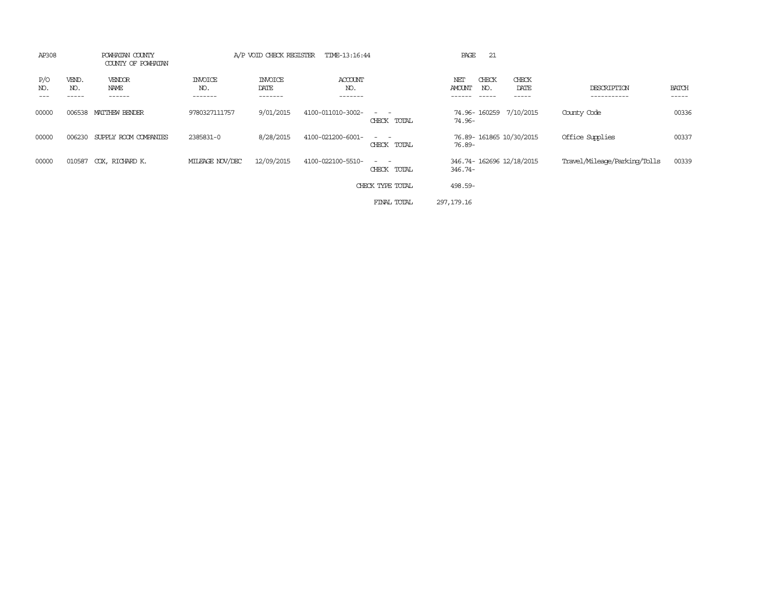AP308 POWHATAN COUNTY A/P VOID CHECK REGISTER TIME-13:16:44

COUNTY OF POWHATAN

| P/O NO. | VEND. NO. | VENDOR NAME | INVOICE NO. | INVOICE DATE | ACCOUNT NO. | | NET AMOUNT | CHECK NO. | CHECK DATE | DESCRIPTION | BATCH |
|---|---|---|---|---|---|---|---|---|---|---|---|
| 00000 | 006538 | MATTHEW BENDER | 9780327111757 | 9/01/2015 | 4100-011010-3002- | - - | 74.96- | 160259 | 7/10/2015 | County Code | 00336 |
| | | | | | | CHECK TOTAL | 74.96- | | | | |
| 00000 | 006230 | SUPPLY ROOM COMPANIES | 2385831-0 | 8/28/2015 | 4100-021200-6001- | - - | 76.89- | 161865 | 10/30/2015 | Office Supplies | 00337 |
| | | | | | | CHECK TOTAL | 76.89- | | | | |
| 00000 | 010587 | COX, RICHARD K. | MILEAGE NOV/DEC | 12/09/2015 | 4100-022100-5510- | - - | 346.74- | 162696 | 12/18/2015 | Travel/Mileage/Parking/Tolls | 00339 |
| | | | | | | CHECK TOTAL | 346.74- | | | | |
| | | | | | | CHECK TYPE TOTAL | 498.59- | | | | |
| | | | | | | FINAL TOTAL | 297,179.16 | | | | |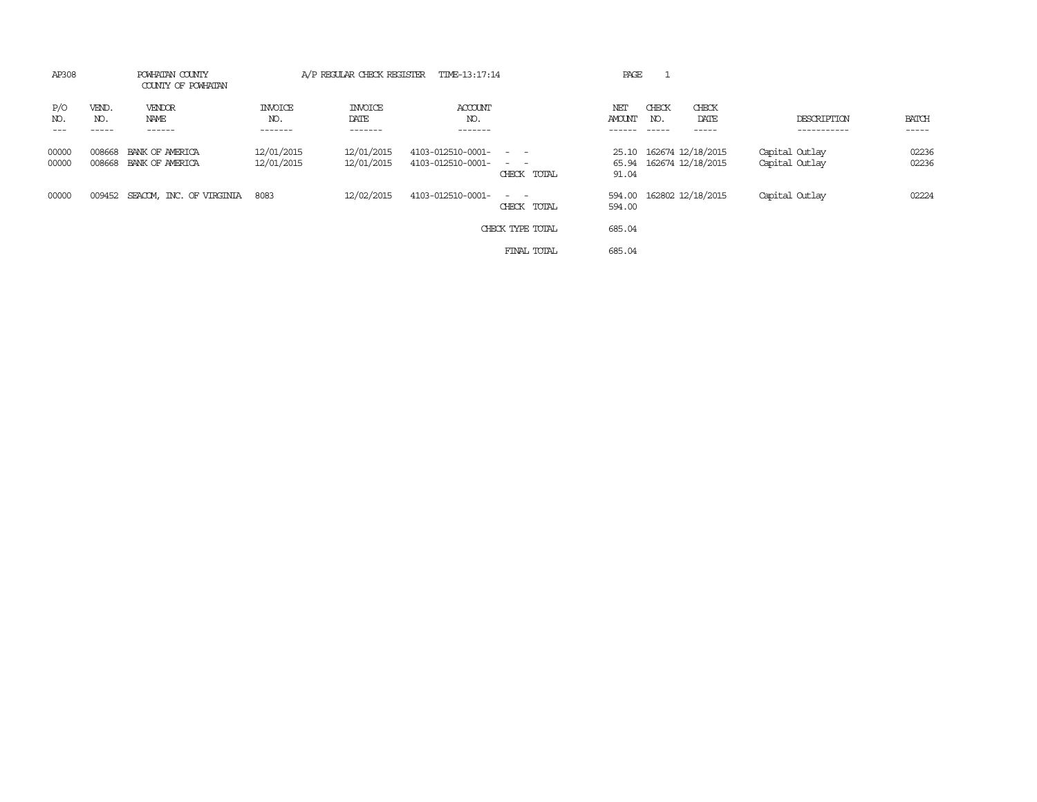AP308 POWHATAN COUNTY A/P REGULAR CHECK REGISTER TIME-13:17:14 PAGE 1

COUNTY OF POWHATAN

| P/O NO. | VEND. NO. | VENDOR NAME | INVOICE NO. | INVOICE DATE | ACCOUNT NO. | | NET AMOUNT | CHECK NO. | CHECK DATE | DESCRIPTION | BATCH |
|---|---|---|---|---|---|---|---|---|---|---|---|
| 00000 | 008668 | BANK OF AMERICA | 12/01/2015 | 12/01/2015 | 4103-012510-0001- | - - | 25.10 | 162674 | 12/18/2015 | Capital Outlay | 02236 |
| 00000 | 008668 | BANK OF AMERICA | 12/01/2015 | 12/01/2015 | 4103-012510-0001- | - - | 65.94 | 162674 | 12/18/2015 | Capital Outlay | 02236 |
| | | | | | | CHECK TOTAL | 91.04 | | | | |
| 00000 | 009452 | SEACOM, INC. OF VIRGINIA | 8083 | 12/02/2015 | 4103-012510-0001- | - - | 594.00 | 162802 | 12/18/2015 | Capital Outlay | 02224 |
| | | | | | | CHECK TOTAL | 594.00 | | | | |
| | | | | | | CHECK TYPE TOTAL | 685.04 | | | | |
| | | | | | | FINAL TOTAL | 685.04 | | | | |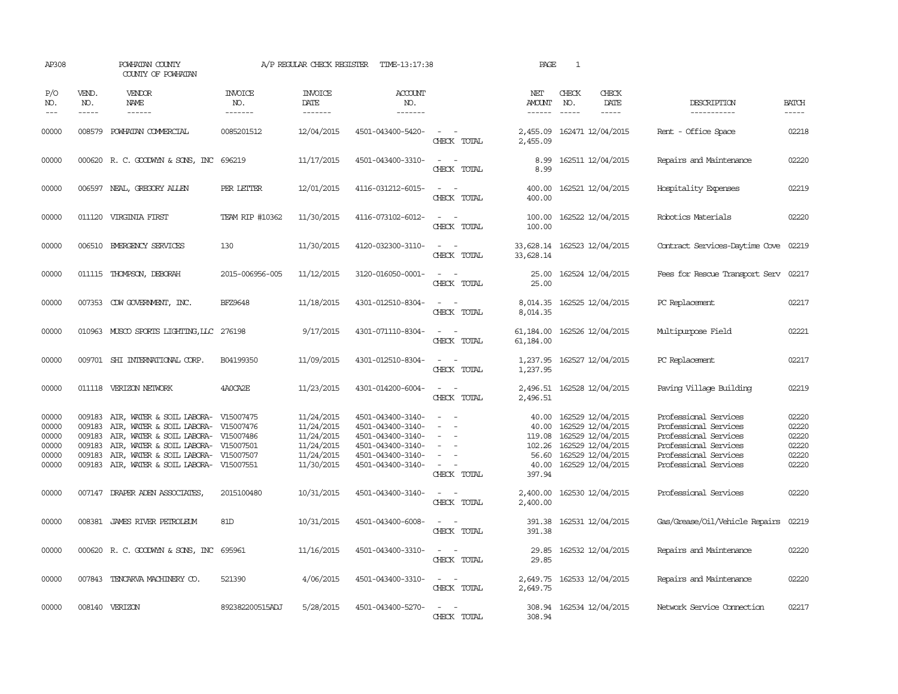AP308 POWHATAN COUNTY A/P REGULAR CHECK REGISTER TIME-13:17:38 PAGE 1

COUNTY OF POWHATAN

| P/O NO. | VEND. NO. | VENDOR NAME | INVOICE NO. | INVOICE DATE | ACCOUNT NO. | | NET AMOUNT | CHECK NO. | CHECK DATE | DESCRIPTION | BATCH |
|---|---|---|---|---|---|---|---|---|---|---|---|
| 00000 | 008579 | POWHATAN COMMERCIAL | 0085201512 | 12/04/2015 | 4501-043400-5420- | - - | 2,455.09 | 162471 | 12/04/2015 | Rent - Office Space | 02218 |
| | | | | | | CHECK TOTAL | 2,455.09 | | | | |
| 00000 | 000620 | R. C. GOODWYN & SONS, INC | 696219 | 11/17/2015 | 4501-043400-3310- | - - | 8.99 | 162511 | 12/04/2015 | Repairs and Maintenance | 02220 |
| | | | | | | CHECK TOTAL | 8.99 | | | | |
| 00000 | 006597 | NEAL, GREGORY ALLEN | PER LETTER | 12/01/2015 | 4116-031212-6015- | - - | 400.00 | 162521 | 12/04/2015 | Hospitality Expenses | 02219 |
| | | | | | | CHECK TOTAL | 400.00 | | | | |
| 00000 | 011120 | VIRGINIA FIRST | TEAM RIP #10362 | 11/30/2015 | 4116-073102-6012- | - - | 100.00 | 162522 | 12/04/2015 | Robotics Materials | 02220 |
| | | | | | | CHECK TOTAL | 100.00 | | | | |
| 00000 | 006510 | EMERGENCY SERVICES | 130 | 11/30/2015 | 4120-032300-3110- | - - | 33,628.14 | 162523 | 12/04/2015 | Contract Services-Daytime Cove | 02219 |
| | | | | | | CHECK TOTAL | 33,628.14 | | | | |
| 00000 | 011115 | THOMPSON, DEBORAH | 2015-006956-005 | 11/12/2015 | 3120-016050-0001- | - - | 25.00 | 162524 | 12/04/2015 | Fees for Rescue Transport Serv | 02217 |
| | | | | | | CHECK TOTAL | 25.00 | | | | |
| 00000 | 007353 | CDW GOVERNMENT, INC. | BFZ9648 | 11/18/2015 | 4301-012510-8304- | - - | 8,014.35 | 162525 | 12/04/2015 | PC Replacement | 02217 |
| | | | | | | CHECK TOTAL | 8,014.35 | | | | |
| 00000 | 010963 | MUSCO SPORTS LIGHTING,LLC | 276198 | 9/17/2015 | 4301-071110-8304- | - - | 61,184.00 | 162526 | 12/04/2015 | Multipurpose Field | 02221 |
| | | | | | | CHECK TOTAL | 61,184.00 | | | | |
| 00000 | 009701 | SHI INTERNATIONAL CORP. | B04199350 | 11/09/2015 | 4301-012510-8304- | - - | 1,237.95 | 162527 | 12/04/2015 | PC Replacement | 02217 |
| | | | | | | CHECK TOTAL | 1,237.95 | | | | |
| 00000 | 011118 | VERIZON NETWORK | 4A0CA2E | 11/23/2015 | 4301-014200-6004- | - - | 2,496.51 | 162528 | 12/04/2015 | Paving Village Building | 02219 |
| | | | | | | CHECK TOTAL | 2,496.51 | | | | |
| 00000 | 009183 | AIR, WATER & SOIL LABORA- | V15007475 | 11/24/2015 | 4501-043400-3140- | - - | 40.00 | 162529 | 12/04/2015 | Professional Services | 02220 |
| 00000 | 009183 | AIR, WATER & SOIL LABORA- | V15007476 | 11/24/2015 | 4501-043400-3140- | - - | 40.00 | 162529 | 12/04/2015 | Professional Services | 02220 |
| 00000 | 009183 | AIR, WATER & SOIL LABORA- | V15007486 | 11/24/2015 | 4501-043400-3140- | - - | 119.08 | 162529 | 12/04/2015 | Professional Services | 02220 |
| 00000 | 009183 | AIR, WATER & SOIL LABORA- | V15007501 | 11/24/2015 | 4501-043400-3140- | - - | 102.26 | 162529 | 12/04/2015 | Professional Services | 02220 |
| 00000 | 009183 | AIR, WATER & SOIL LABORA- | V15007507 | 11/24/2015 | 4501-043400-3140- | - - | 56.60 | 162529 | 12/04/2015 | Professional Services | 02220 |
| 00000 | 009183 | AIR, WATER & SOIL LABORA- | V15007551 | 11/30/2015 | 4501-043400-3140- | - - | 40.00 | 162529 | 12/04/2015 | Professional Services | 02220 |
| | | | | | | CHECK TOTAL | 397.94 | | | | |
| 00000 | 007147 | DRAPER ADEN ASSOCIATES, | 2015100480 | 10/31/2015 | 4501-043400-3140- | - - | 2,400.00 | 162530 | 12/04/2015 | Professional Services | 02220 |
| | | | | | | CHECK TOTAL | 2,400.00 | | | | |
| 00000 | 008381 | JAMES RIVER PETROLEUM | 81D | 10/31/2015 | 4501-043400-6008- | - - | 391.38 | 162531 | 12/04/2015 | Gas/Grease/Oil/Vehicle Repairs | 02219 |
| | | | | | | CHECK TOTAL | 391.38 | | | | |
| 00000 | 000620 | R. C. GOODWYN & SONS, INC | 695961 | 11/16/2015 | 4501-043400-3310- | - - | 29.85 | 162532 | 12/04/2015 | Repairs and Maintenance | 02220 |
| | | | | | | CHECK TOTAL | 29.85 | | | | |
| 00000 | 007843 | TENCARVA MACHINERY CO. | 521390 | 4/06/2015 | 4501-043400-3310- | - - | 2,649.75 | 162533 | 12/04/2015 | Repairs and Maintenance | 02220 |
| | | | | | | CHECK TOTAL | 2,649.75 | | | | |
| 00000 | 008140 | VERIZON | 892382200515ADJ | 5/28/2015 | 4501-043400-5270- | - - | 308.94 | 162534 | 12/04/2015 | Network Service Connection | 02217 |
| | | | | | | CHECK TOTAL | 308.94 | | | | |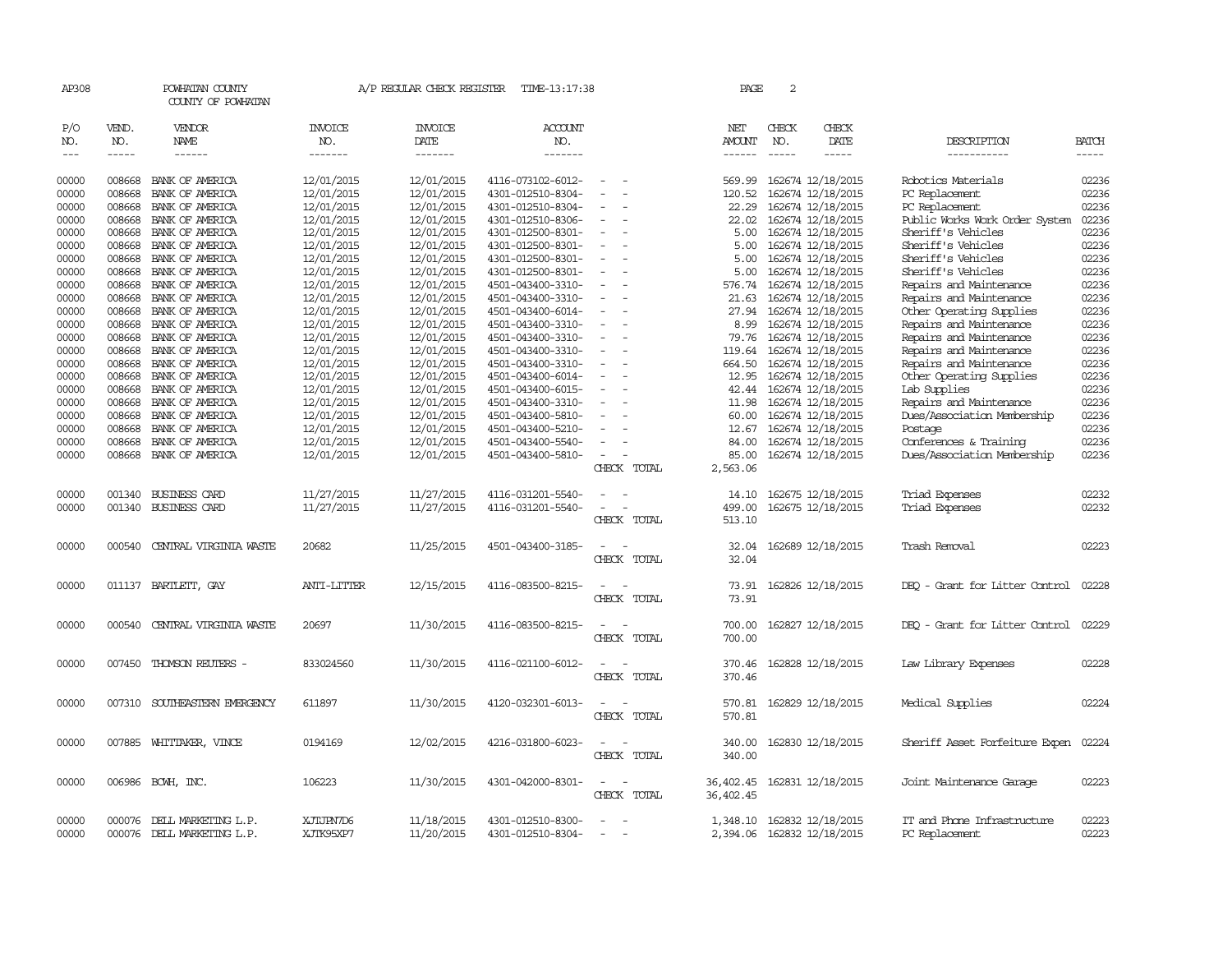AP308 POWHATAN COUNTY A/P REGULAR CHECK REGISTER TIME-13:17:38

COUNTY OF POWHATAN

| P/O NO. | VEND. NO. | VENDOR NAME | INVOICE NO. | INVOICE DATE | ACCOUNT NO. | | NET AMOUNT | CHECK NO. | CHECK DATE | DESCRIPTION | BATCH |
|---|---|---|---|---|---|---|---|---|---|---|---|
| 00000 | 008668 | BANK OF AMERICA | 12/01/2015 | 12/01/2015 | 4116-073102-6012- | - - | 569.99 | 162674 | 12/18/2015 | Robotics Materials | 02236 |
| 00000 | 008668 | BANK OF AMERICA | 12/01/2015 | 12/01/2015 | 4301-012510-8304- | - - | 120.52 | 162674 | 12/18/2015 | PC Replacement | 02236 |
| 00000 | 008668 | BANK OF AMERICA | 12/01/2015 | 12/01/2015 | 4301-012510-8304- | - - | 22.29 | 162674 | 12/18/2015 | PC Replacement | 02236 |
| 00000 | 008668 | BANK OF AMERICA | 12/01/2015 | 12/01/2015 | 4301-012510-8306- | - - | 22.02 | 162674 | 12/18/2015 | Public Works Work Order System | 02236 |
| 00000 | 008668 | BANK OF AMERICA | 12/01/2015 | 12/01/2015 | 4301-012500-8301- | - - | 5.00 | 162674 | 12/18/2015 | Sheriff's Vehicles | 02236 |
| 00000 | 008668 | BANK OF AMERICA | 12/01/2015 | 12/01/2015 | 4301-012500-8301- | - - | 5.00 | 162674 | 12/18/2015 | Sheriff's Vehicles | 02236 |
| 00000 | 008668 | BANK OF AMERICA | 12/01/2015 | 12/01/2015 | 4301-012500-8301- | - - | 5.00 | 162674 | 12/18/2015 | Sheriff's Vehicles | 02236 |
| 00000 | 008668 | BANK OF AMERICA | 12/01/2015 | 12/01/2015 | 4301-012500-8301- | - - | 5.00 | 162674 | 12/18/2015 | Sheriff's Vehicles | 02236 |
| 00000 | 008668 | BANK OF AMERICA | 12/01/2015 | 12/01/2015 | 4501-043400-3310- | - - | 576.74 | 162674 | 12/18/2015 | Repairs and Maintenance | 02236 |
| 00000 | 008668 | BANK OF AMERICA | 12/01/2015 | 12/01/2015 | 4501-043400-3310- | - - | 21.63 | 162674 | 12/18/2015 | Repairs and Maintenance | 02236 |
| 00000 | 008668 | BANK OF AMERICA | 12/01/2015 | 12/01/2015 | 4501-043400-6014- | - - | 27.94 | 162674 | 12/18/2015 | Other Operating Supplies | 02236 |
| 00000 | 008668 | BANK OF AMERICA | 12/01/2015 | 12/01/2015 | 4501-043400-3310- | - - | 8.99 | 162674 | 12/18/2015 | Repairs and Maintenance | 02236 |
| 00000 | 008668 | BANK OF AMERICA | 12/01/2015 | 12/01/2015 | 4501-043400-3310- | - - | 79.76 | 162674 | 12/18/2015 | Repairs and Maintenance | 02236 |
| 00000 | 008668 | BANK OF AMERICA | 12/01/2015 | 12/01/2015 | 4501-043400-3310- | - - | 119.64 | 162674 | 12/18/2015 | Repairs and Maintenance | 02236 |
| 00000 | 008668 | BANK OF AMERICA | 12/01/2015 | 12/01/2015 | 4501-043400-3310- | - - | 664.50 | 162674 | 12/18/2015 | Repairs and Maintenance | 02236 |
| 00000 | 008668 | BANK OF AMERICA | 12/01/2015 | 12/01/2015 | 4501-043400-6014- | - - | 12.95 | 162674 | 12/18/2015 | Other Operating Supplies | 02236 |
| 00000 | 008668 | BANK OF AMERICA | 12/01/2015 | 12/01/2015 | 4501-043400-6015- | - - | 42.44 | 162674 | 12/18/2015 | Lab Supplies | 02236 |
| 00000 | 008668 | BANK OF AMERICA | 12/01/2015 | 12/01/2015 | 4501-043400-3310- | - - | 11.98 | 162674 | 12/18/2015 | Repairs and Maintenance | 02236 |
| 00000 | 008668 | BANK OF AMERICA | 12/01/2015 | 12/01/2015 | 4501-043400-5810- | - - | 60.00 | 162674 | 12/18/2015 | Dues/Association Membership | 02236 |
| 00000 | 008668 | BANK OF AMERICA | 12/01/2015 | 12/01/2015 | 4501-043400-5210- | - - | 12.67 | 162674 | 12/18/2015 | Postage | 02236 |
| 00000 | 008668 | BANK OF AMERICA | 12/01/2015 | 12/01/2015 | 4501-043400-5540- | - - | 84.00 | 162674 | 12/18/2015 | Conferences & Training | 02236 |
| 00000 | 008668 | BANK OF AMERICA | 12/01/2015 | 12/01/2015 | 4501-043400-5810- | - - | 85.00 | 162674 | 12/18/2015 | Dues/Association Membership | 02236 |
| | | | | | | CHECK TOTAL | 2,563.06 | | | | |
| 00000 | 001340 | BUSINESS CARD | 11/27/2015 | 11/27/2015 | 4116-031201-5540- | - - | 14.10 | 162675 | 12/18/2015 | Triad Expenses | 02232 |
| 00000 | 001340 | BUSINESS CARD | 11/27/2015 | 11/27/2015 | 4116-031201-5540- | - - | 499.00 | 162675 | 12/18/2015 | Triad Expenses | 02232 |
| | | | | | | CHECK TOTAL | 513.10 | | | | |
| 00000 | 000540 | CENTRAL VIRGINIA WASTE | 20682 | 11/25/2015 | 4501-043400-3185- | - - | 32.04 | 162689 | 12/18/2015 | Trash Removal | 02223 |
| | | | | | | CHECK TOTAL | 32.04 | | | | |
| 00000 | 011137 | BARTLETT, GAY | ANTI-LITTER | 12/15/2015 | 4116-083500-8215- | - - | 73.91 | 162826 | 12/18/2015 | DEQ - Grant for Litter Control | 02228 |
| | | | | | | CHECK TOTAL | 73.91 | | | | |
| 00000 | 000540 | CENTRAL VIRGINIA WASTE | 20697 | 11/30/2015 | 4116-083500-8215- | - - | 700.00 | 162827 | 12/18/2015 | DEQ - Grant for Litter Control | 02229 |
| | | | | | | CHECK TOTAL | 700.00 | | | | |
| 00000 | 007450 | THOMSON REUTERS - | 833024560 | 11/30/2015 | 4116-021100-6012- | - - | 370.46 | 162828 | 12/18/2015 | Law Library Expenses | 02228 |
| | | | | | | CHECK TOTAL | 370.46 | | | | |
| 00000 | 007310 | SOUTHEASTERN EMERGENCY | 611897 | 11/30/2015 | 4120-032301-6013- | - - | 570.81 | 162829 | 12/18/2015 | Medical Supplies | 02224 |
| | | | | | | CHECK TOTAL | 570.81 | | | | |
| 00000 | 007885 | WHITTAKER, VINCE | 0194169 | 12/02/2015 | 4216-031800-6023- | - - | 340.00 | 162830 | 12/18/2015 | Sheriff Asset Forfeiture Expen | 02224 |
| | | | | | | CHECK TOTAL | 340.00 | | | | |
| 00000 | 006986 | BCWH, INC. | 106223 | 11/30/2015 | 4301-042000-8301- | - - | 36,402.45 | 162831 | 12/18/2015 | Joint Maintenance Garage | 02223 |
| | | | | | | CHECK TOTAL | 36,402.45 | | | | |
| 00000 | 000076 | DELL MARKETING L.P. | XJTJPN7D6 | 11/18/2015 | 4301-012510-8300- | - - | 1,348.10 | 162832 | 12/18/2015 | IT and Phone Infrastructure | 02223 |
| 00000 | 000076 | DELL MARKETING L.P. | XJTK95XP7 | 11/20/2015 | 4301-012510-8304- | - - | 2,394.06 | 162832 | 12/18/2015 | PC Replacement | 02223 |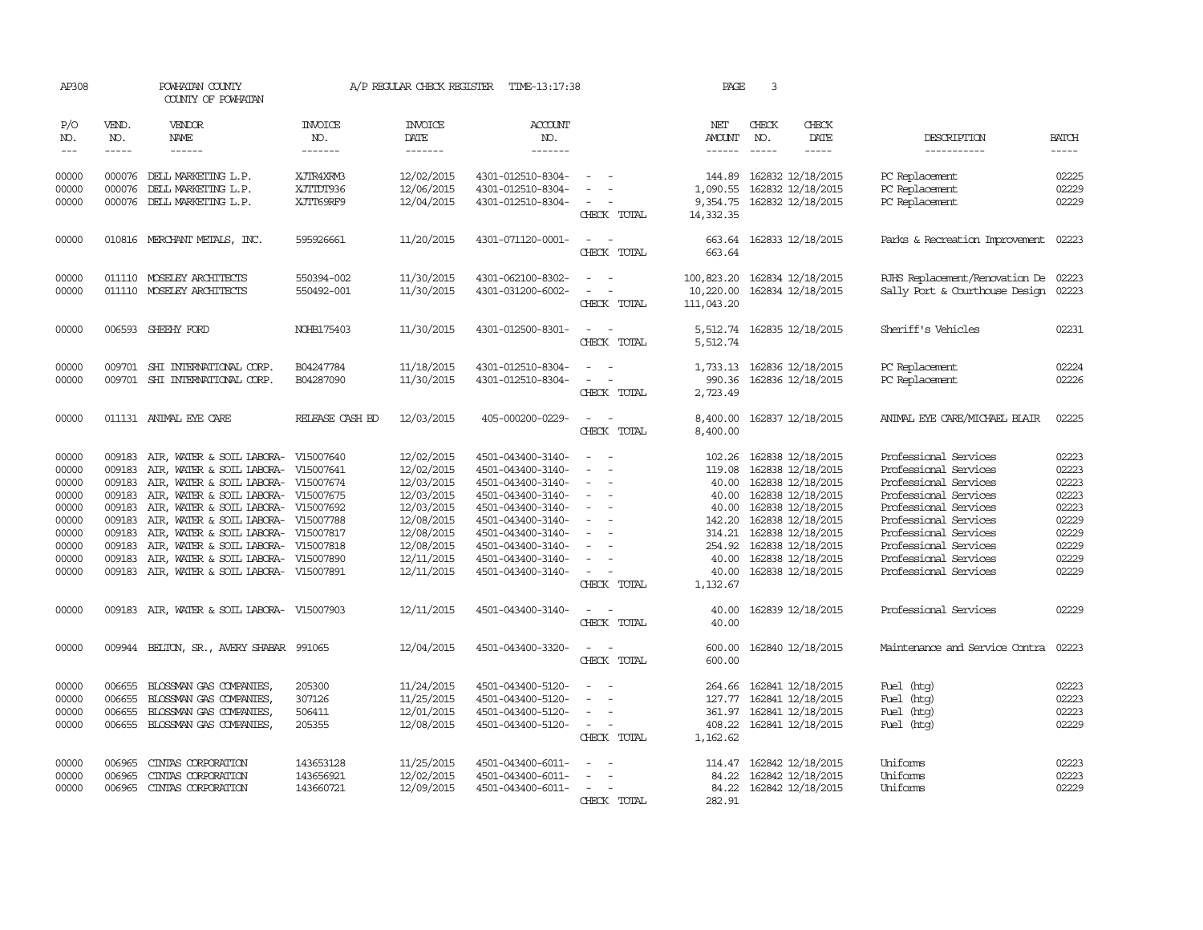AP308 POWHATAN COUNTY A/P REGULAR CHECK REGISTER TIME-13:17:38 PAGE 3

COUNTY OF POWHATAN

| P/O NO. | VEND. NO. | VENDOR NAME | INVOICE NO. | INVOICE DATE | ACCOUNT NO. | | NET AMOUNT | CHECK NO. | CHECK DATE | DESCRIPTION | BATCH |
|---|---|---|---|---|---|---|---|---|---|---|---|
| 00000 | 000076 | DELL MARKETING L.P. | XJTR4XRM3 | 12/02/2015 | 4301-012510-8304- | - - | 144.89 | 162832 | 12/18/2015 | PC Replacement | 02225 |
| 00000 | 000076 | DELL MARKETING L.P. | XJTTDT936 | 12/06/2015 | 4301-012510-8304- | - - | 1,090.55 | 162832 | 12/18/2015 | PC Replacement | 02229 |
| 00000 | 000076 | DELL MARKETING L.P. | XJTT69RF9 | 12/04/2015 | 4301-012510-8304- | - - | 9,354.75 | 162832 | 12/18/2015 | PC Replacement | 02229 |
| | | | | | | CHECK TOTAL | 14,332.35 | | | | |
| 00000 | 010816 | MERCHANT METALS, INC. | 595926661 | 11/20/2015 | 4301-071120-0001- | - - | 663.64 | 162833 | 12/18/2015 | Parks & Recreation Improvement | 02223 |
| | | | | | | CHECK TOTAL | 663.64 | | | | |
| 00000 | 011110 | MOSELEY ARCHITECTS | 550394-002 | 11/30/2015 | 4301-062100-8302- | - - | 100,823.20 | 162834 | 12/18/2015 | PJHS Replacement/Renovation De | 02223 |
| 00000 | 011110 | MOSELEY ARCHITECTS | 550492-001 | 11/30/2015 | 4301-031200-6002- | - - | 10,220.00 | 162834 | 12/18/2015 | Sally Port & Courthouse Design | 02223 |
| | | | | | | CHECK TOTAL | 111,043.20 | | | | |
| 00000 | 006593 | SHEEHY FORD | NOHB175403 | 11/30/2015 | 4301-012500-8301- | - - | 5,512.74 | 162835 | 12/18/2015 | Sheriff's Vehicles | 02231 |
| | | | | | | CHECK TOTAL | 5,512.74 | | | | |
| 00000 | 009701 | SHI INTERNATIONAL CORP. | B04247784 | 11/18/2015 | 4301-012510-8304- | - - | 1,733.13 | 162836 | 12/18/2015 | PC Replacement | 02224 |
| 00000 | 009701 | SHI INTERNATIONAL CORP. | B04287090 | 11/30/2015 | 4301-012510-8304- | - - | 990.36 | 162836 | 12/18/2015 | PC Replacement | 02226 |
| | | | | | | CHECK TOTAL | 2,723.49 | | | | |
| 00000 | 011131 | ANIMAL EYE CARE | RELEASE CASH BD | 12/03/2015 | 405-000200-0229- | - - | 8,400.00 | 162837 | 12/18/2015 | ANIMAL EYE CARE/MICHAEL BLAIR | 02225 |
| | | | | | | CHECK TOTAL | 8,400.00 | | | | |
| 00000 | 009183 | AIR, WATER & SOIL LABORA- | V15007640 | 12/02/2015 | 4501-043400-3140- | - - | 102.26 | 162838 | 12/18/2015 | Professional Services | 02223 |
| 00000 | 009183 | AIR, WATER & SOIL LABORA- | V15007641 | 12/02/2015 | 4501-043400-3140- | - - | 119.08 | 162838 | 12/18/2015 | Professional Services | 02223 |
| 00000 | 009183 | AIR, WATER & SOIL LABORA- | V15007674 | 12/03/2015 | 4501-043400-3140- | - - | 40.00 | 162838 | 12/18/2015 | Professional Services | 02223 |
| 00000 | 009183 | AIR, WATER & SOIL LABORA- | V15007675 | 12/03/2015 | 4501-043400-3140- | - - | 40.00 | 162838 | 12/18/2015 | Professional Services | 02223 |
| 00000 | 009183 | AIR, WATER & SOIL LABORA- | V15007692 | 12/03/2015 | 4501-043400-3140- | - - | 40.00 | 162838 | 12/18/2015 | Professional Services | 02223 |
| 00000 | 009183 | AIR, WATER & SOIL LABORA- | V15007788 | 12/08/2015 | 4501-043400-3140- | - - | 142.20 | 162838 | 12/18/2015 | Professional Services | 02229 |
| 00000 | 009183 | AIR, WATER & SOIL LABORA- | V15007817 | 12/08/2015 | 4501-043400-3140- | - - | 314.21 | 162838 | 12/18/2015 | Professional Services | 02229 |
| 00000 | 009183 | AIR, WATER & SOIL LABORA- | V15007818 | 12/08/2015 | 4501-043400-3140- | - - | 254.92 | 162838 | 12/18/2015 | Professional Services | 02229 |
| 00000 | 009183 | AIR, WATER & SOIL LABORA- | V15007890 | 12/11/2015 | 4501-043400-3140- | - - | 40.00 | 162838 | 12/18/2015 | Professional Services | 02229 |
| 00000 | 009183 | AIR, WATER & SOIL LABORA- | V15007891 | 12/11/2015 | 4501-043400-3140- | - - | 40.00 | 162838 | 12/18/2015 | Professional Services | 02229 |
| | | | | | | CHECK TOTAL | 1,132.67 | | | | |
| 00000 | 009183 | AIR, WATER & SOIL LABORA- | V15007903 | 12/11/2015 | 4501-043400-3140- | - - | 40.00 | 162839 | 12/18/2015 | Professional Services | 02229 |
| | | | | | | CHECK TOTAL | 40.00 | | | | |
| 00000 | 009944 | BELTON, SR., AVERY SHABAR | 991065 | 12/04/2015 | 4501-043400-3320- | - - | 600.00 | 162840 | 12/18/2015 | Maintenance and Service Contra | 02223 |
| | | | | | | CHECK TOTAL | 600.00 | | | | |
| 00000 | 006655 | BLOSSMAN GAS COMPANIES, | 205300 | 11/24/2015 | 4501-043400-5120- | - - | 264.66 | 162841 | 12/18/2015 | Fuel (htg) | 02223 |
| 00000 | 006655 | BLOSSMAN GAS COMPANIES, | 307126 | 11/25/2015 | 4501-043400-5120- | - - | 127.77 | 162841 | 12/18/2015 | Fuel (htg) | 02223 |
| 00000 | 006655 | BLOSSMAN GAS COMPANIES, | 506411 | 12/01/2015 | 4501-043400-5120- | - - | 361.97 | 162841 | 12/18/2015 | Fuel (htg) | 02223 |
| 00000 | 006655 | BLOSSMAN GAS COMPANIES, | 205355 | 12/08/2015 | 4501-043400-5120- | - - | 408.22 | 162841 | 12/18/2015 | Fuel (htg) | 02229 |
| | | | | | | CHECK TOTAL | 1,162.62 | | | | |
| 00000 | 006965 | CINTAS CORPORATION | 143653128 | 11/25/2015 | 4501-043400-6011- | - - | 114.47 | 162842 | 12/18/2015 | Uniforms | 02223 |
| 00000 | 006965 | CINTAS CORPORATION | 143656921 | 12/02/2015 | 4501-043400-6011- | - - | 84.22 | 162842 | 12/18/2015 | Uniforms | 02223 |
| 00000 | 006965 | CINTAS CORPORATION | 143660721 | 12/09/2015 | 4501-043400-6011- | - - | 84.22 | 162842 | 12/18/2015 | Uniforms | 02229 |
| | | | | | | CHECK TOTAL | 282.91 | | | | |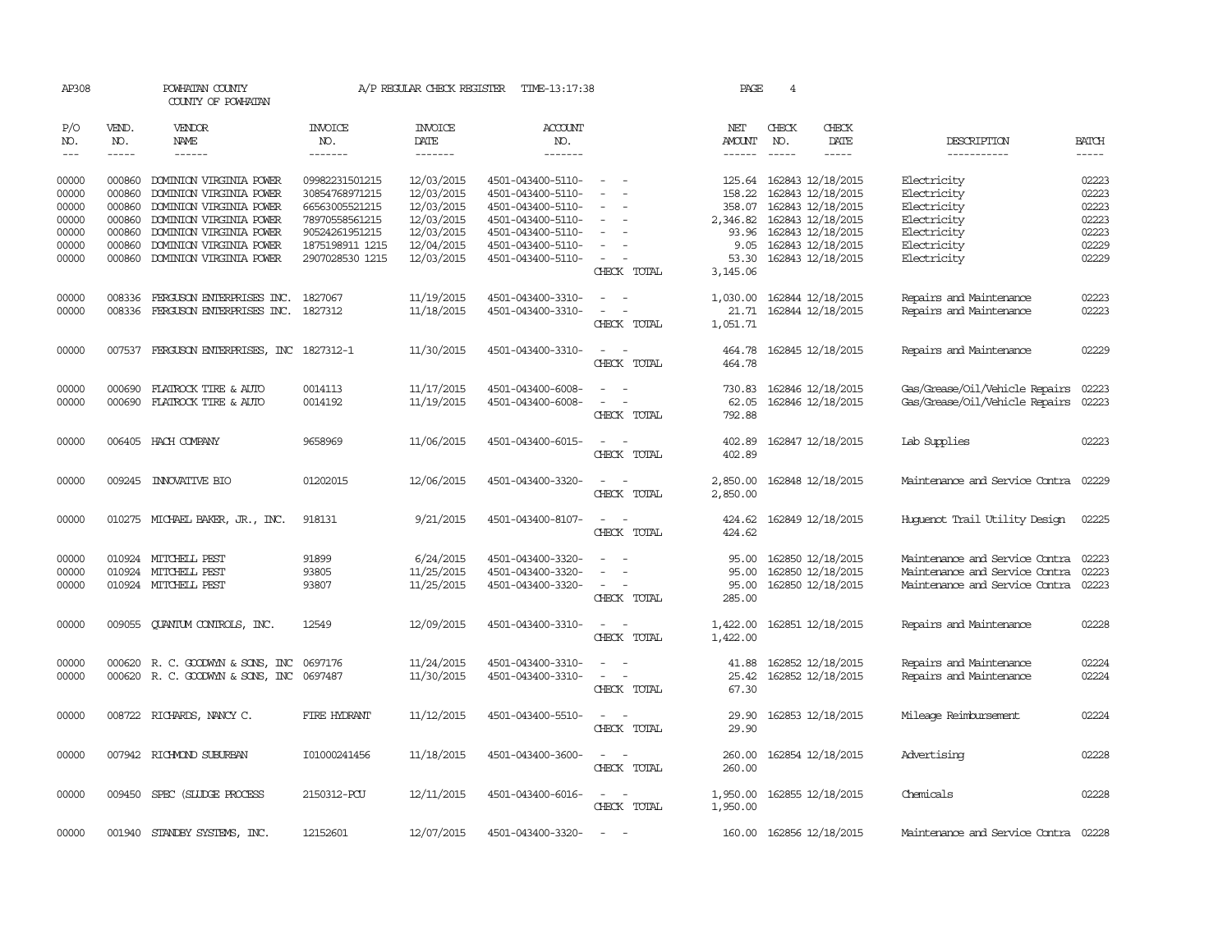AP308 POWHATAN COUNTY A/P REGULAR CHECK REGISTER TIME-13:17:38 PAGE 4

COUNTY OF POWHATAN

| P/O NO. | VEND. NO. | VENDOR NAME | INVOICE NO. | INVOICE DATE | ACCOUNT NO. | | NET AMOUNT | CHECK NO. | CHECK DATE | DESCRIPTION | BATCH |
|---|---|---|---|---|---|---|---|---|---|---|---|
| 00000 | 000860 | DOMINION VIRGINIA POWER | 09982231501215 | 12/03/2015 | 4501-043400-5110- | - - | 125.64 | 162843 | 12/18/2015 | Electricity | 02223 |
| 00000 | 000860 | DOMINION VIRGINIA POWER | 30854768971215 | 12/03/2015 | 4501-043400-5110- | - - | 158.22 | 162843 | 12/18/2015 | Electricity | 02223 |
| 00000 | 000860 | DOMINION VIRGINIA POWER | 66563005521215 | 12/03/2015 | 4501-043400-5110- | - - | 358.07 | 162843 | 12/18/2015 | Electricity | 02223 |
| 00000 | 000860 | DOMINION VIRGINIA POWER | 78970558561215 | 12/03/2015 | 4501-043400-5110- | - - | 2,346.82 | 162843 | 12/18/2015 | Electricity | 02223 |
| 00000 | 000860 | DOMINION VIRGINIA POWER | 90524261951215 | 12/03/2015 | 4501-043400-5110- | - - | 93.96 | 162843 | 12/18/2015 | Electricity | 02223 |
| 00000 | 000860 | DOMINION VIRGINIA POWER | 1875198911 1215 | 12/04/2015 | 4501-043400-5110- | - - | 9.05 | 162843 | 12/18/2015 | Electricity | 02229 |
| 00000 | 000860 | DOMINION VIRGINIA POWER | 2907028530 1215 | 12/03/2015 | 4501-043400-5110- | - - | 53.30 | 162843 | 12/18/2015 | Electricity | 02229 |
| | | | | | | CHECK TOTAL | 3,145.06 | | | | |
| 00000 | 008336 | FERGUSON ENTERPRISES INC. | 1827067 | 11/19/2015 | 4501-043400-3310- | - - | 1,030.00 | 162844 | 12/18/2015 | Repairs and Maintenance | 02223 |
| 00000 | 008336 | FERGUSON ENTERPRISES INC. | 1827312 | 11/18/2015 | 4501-043400-3310- | - - | 21.71 | 162844 | 12/18/2015 | Repairs and Maintenance | 02223 |
| | | | | | | CHECK TOTAL | 1,051.71 | | | | |
| 00000 | 007537 | FERGUSON ENTERPRISES, INC | 1827312-1 | 11/30/2015 | 4501-043400-3310- | - - | 464.78 | 162845 | 12/18/2015 | Repairs and Maintenance | 02229 |
| | | | | | | CHECK TOTAL | 464.78 | | | | |
| 00000 | 000690 | FLATROCK TIRE & AUTO | 0014113 | 11/17/2015 | 4501-043400-6008- | - - | 730.83 | 162846 | 12/18/2015 | Gas/Grease/Oil/Vehicle Repairs | 02223 |
| 00000 | 000690 | FLATROCK TIRE & AUTO | 0014192 | 11/19/2015 | 4501-043400-6008- | - - | 62.05 | 162846 | 12/18/2015 | Gas/Grease/Oil/Vehicle Repairs | 02223 |
| | | | | | | CHECK TOTAL | 792.88 | | | | |
| 00000 | 006405 | HACH COMPANY | 9658969 | 11/06/2015 | 4501-043400-6015- | - - | 402.89 | 162847 | 12/18/2015 | Lab Supplies | 02223 |
| | | | | | | CHECK TOTAL | 402.89 | | | | |
| 00000 | 009245 | INNOVATIVE BIO | 01202015 | 12/06/2015 | 4501-043400-3320- | - - | 2,850.00 | 162848 | 12/18/2015 | Maintenance and Service Contra | 02229 |
| | | | | | | CHECK TOTAL | 2,850.00 | | | | |
| 00000 | 010275 | MICHAEL BAKER, JR., INC. | 918131 | 9/21/2015 | 4501-043400-8107- | - - | 424.62 | 162849 | 12/18/2015 | Huguenot Trail Utility Design | 02225 |
| | | | | | | CHECK TOTAL | 424.62 | | | | |
| 00000 | 010924 | MITCHELL PEST | 91899 | 6/24/2015 | 4501-043400-3320- | - - | 95.00 | 162850 | 12/18/2015 | Maintenance and Service Contra | 02223 |
| 00000 | 010924 | MITCHELL PEST | 93805 | 11/25/2015 | 4501-043400-3320- | - - | 95.00 | 162850 | 12/18/2015 | Maintenance and Service Contra | 02223 |
| 00000 | 010924 | MITCHELL PEST | 93807 | 11/25/2015 | 4501-043400-3320- | - - | 95.00 | 162850 | 12/18/2015 | Maintenance and Service Contra | 02223 |
| | | | | | | CHECK TOTAL | 285.00 | | | | |
| 00000 | 009055 | QUANTUM CONTROLS, INC. | 12549 | 12/09/2015 | 4501-043400-3310- | - - | 1,422.00 | 162851 | 12/18/2015 | Repairs and Maintenance | 02228 |
| | | | | | | CHECK TOTAL | 1,422.00 | | | | |
| 00000 | 000620 | R. C. GOODWYN & SONS, INC | 0697176 | 11/24/2015 | 4501-043400-3310- | - - | 41.88 | 162852 | 12/18/2015 | Repairs and Maintenance | 02224 |
| 00000 | 000620 | R. C. GOODWYN & SONS, INC | 0697487 | 11/30/2015 | 4501-043400-3310- | - - | 25.42 | 162852 | 12/18/2015 | Repairs and Maintenance | 02224 |
| | | | | | | CHECK TOTAL | 67.30 | | | | |
| 00000 | 008722 | RICHARDS, NANCY C. | FIRE HYDRANT | 11/12/2015 | 4501-043400-5510- | - - | 29.90 | 162853 | 12/18/2015 | Mileage Reimbursement | 02224 |
| | | | | | | CHECK TOTAL | 29.90 | | | | |
| 00000 | 007942 | RICHMOND SUBURBAN | I01000241456 | 11/18/2015 | 4501-043400-3600- | - - | 260.00 | 162854 | 12/18/2015 | Advertising | 02228 |
| | | | | | | CHECK TOTAL | 260.00 | | | | |
| 00000 | 009450 | SPEC (SLUDGE PROCESS | 2150312-PCU | 12/11/2015 | 4501-043400-6016- | - - | 1,950.00 | 162855 | 12/18/2015 | Chemicals | 02228 |
| | | | | | | CHECK TOTAL | 1,950.00 | | | | |
| 00000 | 001940 | STANDBY SYSTEMS, INC. | 12152601 | 12/07/2015 | 4501-043400-3320- | - - | 160.00 | 162856 | 12/18/2015 | Maintenance and Service Contra | 02228 |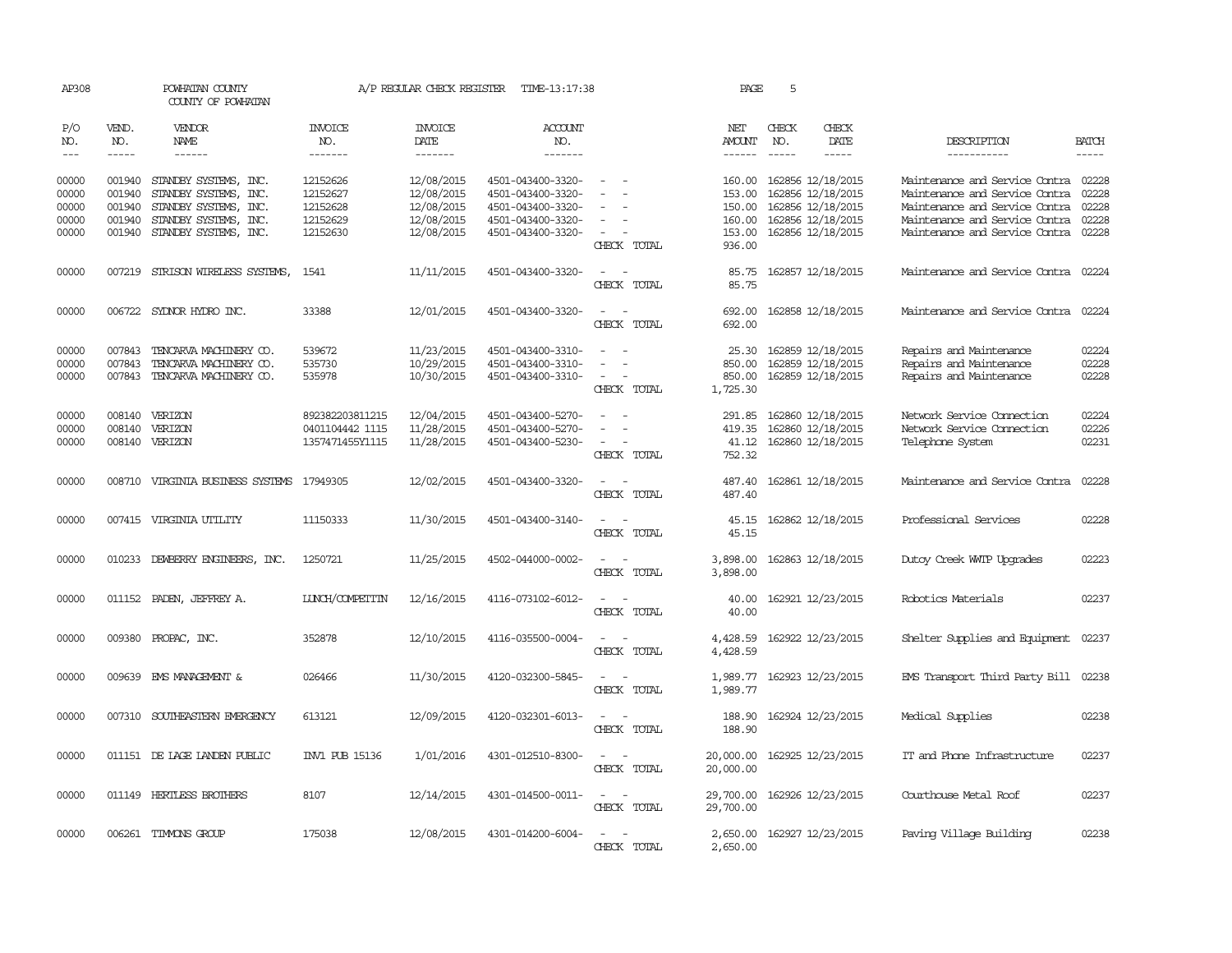AP308 POWHATAN COUNTY A/P REGULAR CHECK REGISTER TIME-13:17:38 PAGE 5

COUNTY OF POWHATAN

| P/O NO. | VEND. NO. | VENDOR NAME | INVOICE NO. | INVOICE DATE | ACCOUNT NO. | | NET AMOUNT | CHECK NO. | CHECK DATE | DESCRIPTION | BATCH |
|---|---|---|---|---|---|---|---|---|---|---|---|
| --- | ----- | ------ | ------- | ------- | ------- | | ------ | ----- | ----- | ----------- | ----- |
| 00000 | 001940 | STANDBY SYSTEMS, INC. | 12152626 | 12/08/2015 | 4501-043400-3320- | - - | 160.00 | 162856 | 12/18/2015 | Maintenance and Service Contra | 02228 |
| 00000 | 001940 | STANDBY SYSTEMS, INC. | 12152627 | 12/08/2015 | 4501-043400-3320- | - - | 153.00 | 162856 | 12/18/2015 | Maintenance and Service Contra | 02228 |
| 00000 | 001940 | STANDBY SYSTEMS, INC. | 12152628 | 12/08/2015 | 4501-043400-3320- | - - | 150.00 | 162856 | 12/18/2015 | Maintenance and Service Contra | 02228 |
| 00000 | 001940 | STANDBY SYSTEMS, INC. | 12152629 | 12/08/2015 | 4501-043400-3320- | - - | 160.00 | 162856 | 12/18/2015 | Maintenance and Service Contra | 02228 |
| 00000 | 001940 | STANDBY SYSTEMS, INC. | 12152630 | 12/08/2015 | 4501-043400-3320- | - - | 153.00 | 162856 | 12/18/2015 | Maintenance and Service Contra | 02228 |
| | | | | | | CHECK TOTAL | 936.00 | | | | |
| 00000 | 007219 | STRISON WIRELESS SYSTEMS, | 1541 | 11/11/2015 | 4501-043400-3320- | - - | 85.75 | 162857 | 12/18/2015 | Maintenance and Service Contra | 02224 |
| | | | | | | CHECK TOTAL | 85.75 | | | | |
| 00000 | 006722 | SYDNOR HYDRO INC. | 33388 | 12/01/2015 | 4501-043400-3320- | - - | 692.00 | 162858 | 12/18/2015 | Maintenance and Service Contra | 02224 |
| | | | | | | CHECK TOTAL | 692.00 | | | | |
| 00000 | 007843 | TENCARVA MACHINERY CO. | 539672 | 11/23/2015 | 4501-043400-3310- | - - | 25.30 | 162859 | 12/18/2015 | Repairs and Maintenance | 02224 |
| 00000 | 007843 | TENCARVA MACHINERY CO. | 535730 | 10/29/2015 | 4501-043400-3310- | - - | 850.00 | 162859 | 12/18/2015 | Repairs and Maintenance | 02228 |
| 00000 | 007843 | TENCARVA MACHINERY CO. | 535978 | 10/30/2015 | 4501-043400-3310- | - - | 850.00 | 162859 | 12/18/2015 | Repairs and Maintenance | 02228 |
| | | | | | | CHECK TOTAL | 1,725.30 | | | | |
| 00000 | 008140 | VERIZON | 892382203811215 | 12/04/2015 | 4501-043400-5270- | - - | 291.85 | 162860 | 12/18/2015 | Network Service Connection | 02224 |
| 00000 | 008140 | VERIZON | 0401104442 1115 | 11/28/2015 | 4501-043400-5270- | - - | 419.35 | 162860 | 12/18/2015 | Network Service Connection | 02226 |
| 00000 | 008140 | VERIZON | 1357471455Y1115 | 11/28/2015 | 4501-043400-5230- | - - | 41.12 | 162860 | 12/18/2015 | Telephone System | 02231 |
| | | | | | | CHECK TOTAL | 752.32 | | | | |
| 00000 | 008710 | VIRGINIA BUSINESS SYSTEMS | 17949305 | 12/02/2015 | 4501-043400-3320- | - - | 487.40 | 162861 | 12/18/2015 | Maintenance and Service Contra | 02228 |
| | | | | | | CHECK TOTAL | 487.40 | | | | |
| 00000 | 007415 | VIRGINIA UTILITY | 11150333 | 11/30/2015 | 4501-043400-3140- | - - | 45.15 | 162862 | 12/18/2015 | Professional Services | 02228 |
| | | | | | | CHECK TOTAL | 45.15 | | | | |
| 00000 | 010233 | DEWBERRY ENGINEERS, INC. | 1250721 | 11/25/2015 | 4502-044000-0002- | - - | 3,898.00 | 162863 | 12/18/2015 | Dutoy Creek WWTP Upgrades | 02223 |
| | | | | | | CHECK TOTAL | 3,898.00 | | | | |
| 00000 | 011152 | PADEN, JEFFREY A. | LUNCH/COMPETITN | 12/16/2015 | 4116-073102-6012- | - - | 40.00 | 162921 | 12/23/2015 | Robotics Materials | 02237 |
| | | | | | | CHECK TOTAL | 40.00 | | | | |
| 00000 | 009380 | PROPAC, INC. | 352878 | 12/10/2015 | 4116-035500-0004- | - - | 4,428.59 | 162922 | 12/23/2015 | Shelter Supplies and Equipment | 02237 |
| | | | | | | CHECK TOTAL | 4,428.59 | | | | |
| 00000 | 009639 | EMS MANAGEMENT & | 026466 | 11/30/2015 | 4120-032300-5845- | - - | 1,989.77 | 162923 | 12/23/2015 | EMS Transport Third Party Bill | 02238 |
| | | | | | | CHECK TOTAL | 1,989.77 | | | | |
| 00000 | 007310 | SOUTHEASTERN EMERGENCY | 613121 | 12/09/2015 | 4120-032301-6013- | - - | 188.90 | 162924 | 12/23/2015 | Medical Supplies | 02238 |
| | | | | | | CHECK TOTAL | 188.90 | | | | |
| 00000 | 011151 | DE LAGE LANDEN PUBLIC | INV1 PUB 15136 | 1/01/2016 | 4301-012510-8300- | - - | 20,000.00 | 162925 | 12/23/2015 | IT and Phone Infrastructure | 02237 |
| | | | | | | CHECK TOTAL | 20,000.00 | | | | |
| 00000 | 011149 | HERTLESS BROTHERS | 8107 | 12/14/2015 | 4301-014500-0011- | - - | 29,700.00 | 162926 | 12/23/2015 | Courthouse Metal Roof | 02237 |
| | | | | | | CHECK TOTAL | 29,700.00 | | | | |
| 00000 | 006261 | TIMMONS GROUP | 175038 | 12/08/2015 | 4301-014200-6004- | - - | 2,650.00 | 162927 | 12/23/2015 | Paving Village Building | 02238 |
| | | | | | | CHECK TOTAL | 2,650.00 | | | | |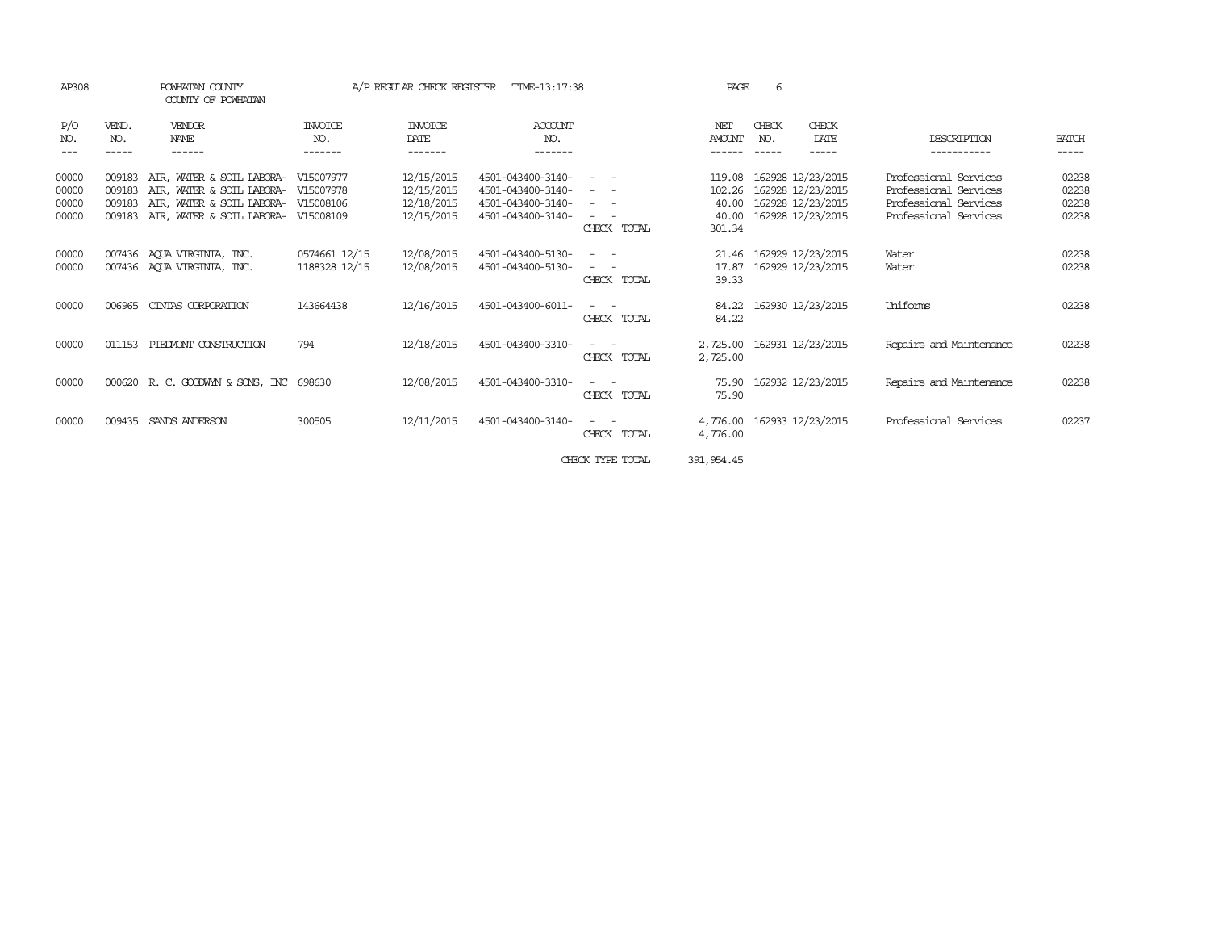AP308 POWHATAN COUNTY A/P REGULAR CHECK REGISTER TIME-13:17:38

COUNTY OF POWHATAN

| P/O NO. | VEND. NO. | VENDOR NAME | INVOICE NO. | INVOICE DATE | ACCOUNT NO. | | NET AMOUNT | CHECK NO. | CHECK DATE | DESCRIPTION | BATCH |
|---|---|---|---|---|---|---|---|---|---|---|---|
| 00000 | 009183 | AIR, WATER & SOIL LABORA- | V15007977 | 12/15/2015 | 4501-043400-3140- | - - | 119.08 | 162928 | 12/23/2015 | Professional Services | 02238 |
| 00000 | 009183 | AIR, WATER & SOIL LABORA- | V15007978 | 12/15/2015 | 4501-043400-3140- | - - | 102.26 | 162928 | 12/23/2015 | Professional Services | 02238 |
| 00000 | 009183 | AIR, WATER & SOIL LABORA- | V15008106 | 12/18/2015 | 4501-043400-3140- | - - | 40.00 | 162928 | 12/23/2015 | Professional Services | 02238 |
| 00000 | 009183 | AIR, WATER & SOIL LABORA- | V15008109 | 12/15/2015 | 4501-043400-3140- | - - | 40.00 | 162928 | 12/23/2015 | Professional Services | 02238 |
| | | | | | | CHECK TOTAL | 301.34 | | | | |
| 00000 | 007436 | AQUA VIRGINIA, INC. | 0574661 12/15 | 12/08/2015 | 4501-043400-5130- | - - | 21.46 | 162929 | 12/23/2015 | Water | 02238 |
| 00000 | 007436 | AQUA VIRGINIA, INC. | 1188328 12/15 | 12/08/2015 | 4501-043400-5130- | - - | 17.87 | 162929 | 12/23/2015 | Water | 02238 |
| | | | | | | CHECK TOTAL | 39.33 | | | | |
| 00000 | 006965 | CINTAS CORPORATION | 143664438 | 12/16/2015 | 4501-043400-6011- | - - | 84.22 | 162930 | 12/23/2015 | Uniforms | 02238 |
| | | | | | | CHECK TOTAL | 84.22 | | | | |
| 00000 | 011153 | PIEDMONT CONSTRUCTION | 794 | 12/18/2015 | 4501-043400-3310- | - - | 2,725.00 | 162931 | 12/23/2015 | Repairs and Maintenance | 02238 |
| | | | | | | CHECK TOTAL | 2,725.00 | | | | |
| 00000 | 000620 | R. C. GOODWYN & SONS, INC | 698630 | 12/08/2015 | 4501-043400-3310- | - - | 75.90 | 162932 | 12/23/2015 | Repairs and Maintenance | 02238 |
| | | | | | | CHECK TOTAL | 75.90 | | | | |
| 00000 | 009435 | SANDS ANDERSON | 300505 | 12/11/2015 | 4501-043400-3140- | - - | 4,776.00 | 162933 | 12/23/2015 | Professional Services | 02237 |
| | | | | | | CHECK TOTAL | 4,776.00 | | | | |
| | | | | | | CHECK TYPE TOTAL | 391,954.45 | | | | |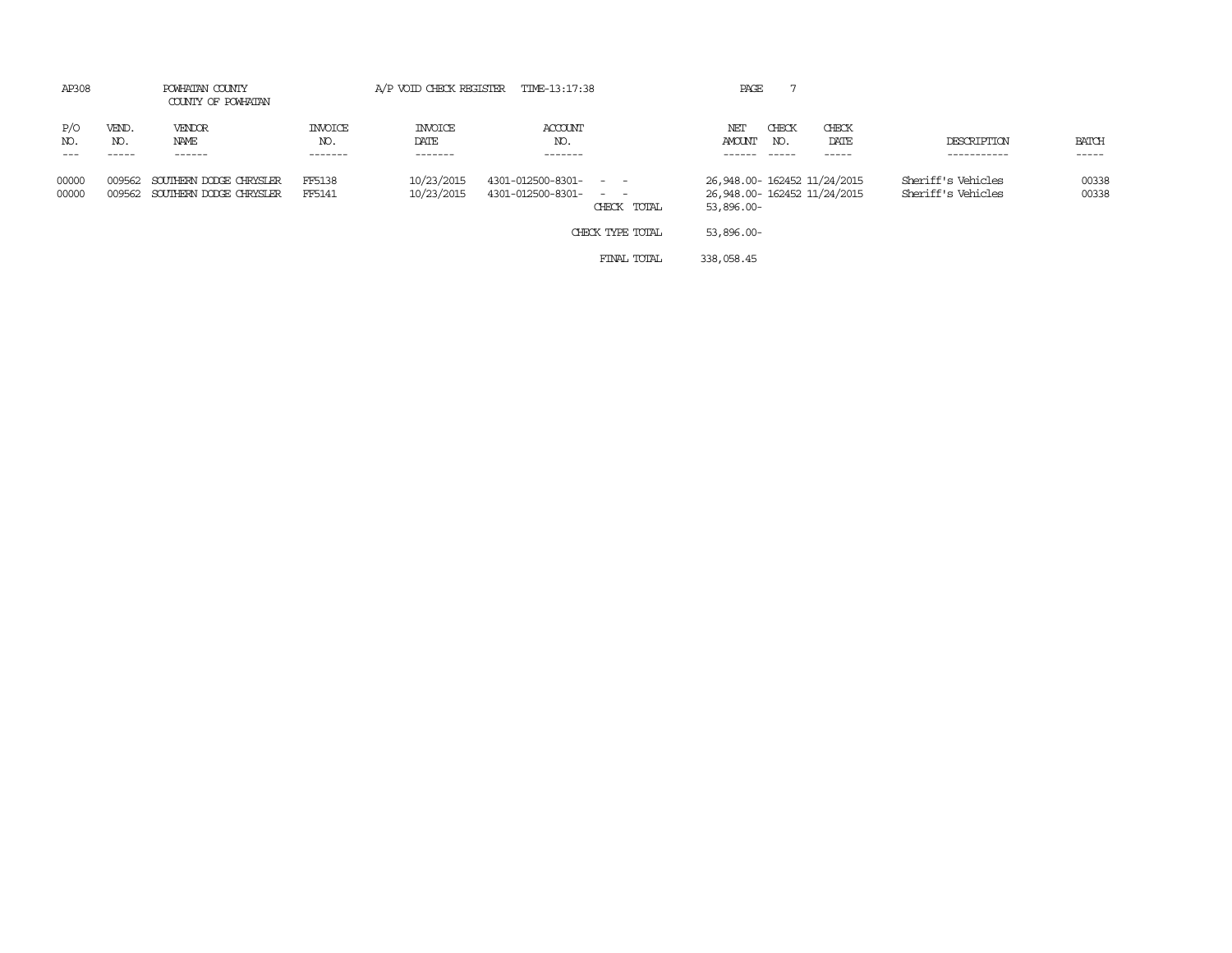AP308 POWHATAN COUNTY A/P VOID CHECK REGISTER TIME-13:17:38

COUNTY OF POWHATAN

| P/O NO. | VEND. NO. | VENDOR NAME | INVOICE NO. | INVOICE DATE | ACCOUNT NO. | | NET AMOUNT | CHECK NO. | CHECK DATE | DESCRIPTION | BATCH |
|---|---|---|---|---|---|---|---|---|---|---|---|
| 00000 | 009562 | SOUTHERN DODGE CHRYSLER | FF5138 | 10/23/2015 | 4301-012500-8301- - - | | 26,948.00- | 162452 | 11/24/2015 | Sheriff's Vehicles | 00338 |
| 00000 | 009562 | SOUTHERN DODGE CHRYSLER | FF5141 | 10/23/2015 | 4301-012500-8301- - - | | 26,948.00- | 162452 | 11/24/2015 | Sheriff's Vehicles | 00338 |
| | | | | | | CHECK TOTAL | 53,896.00- | | | | |
| | | | | | | CHECK TYPE TOTAL | 53,896.00- | | | | |
| | | | | | | FINAL TOTAL | 338,058.45 | | | | |